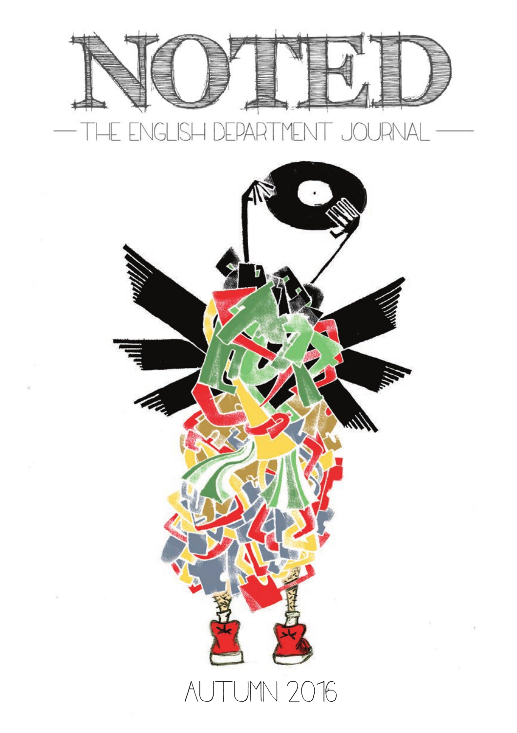# NOTED

THE ENGLISH DEPARTMENT JOURNAL

AUTUMN 2016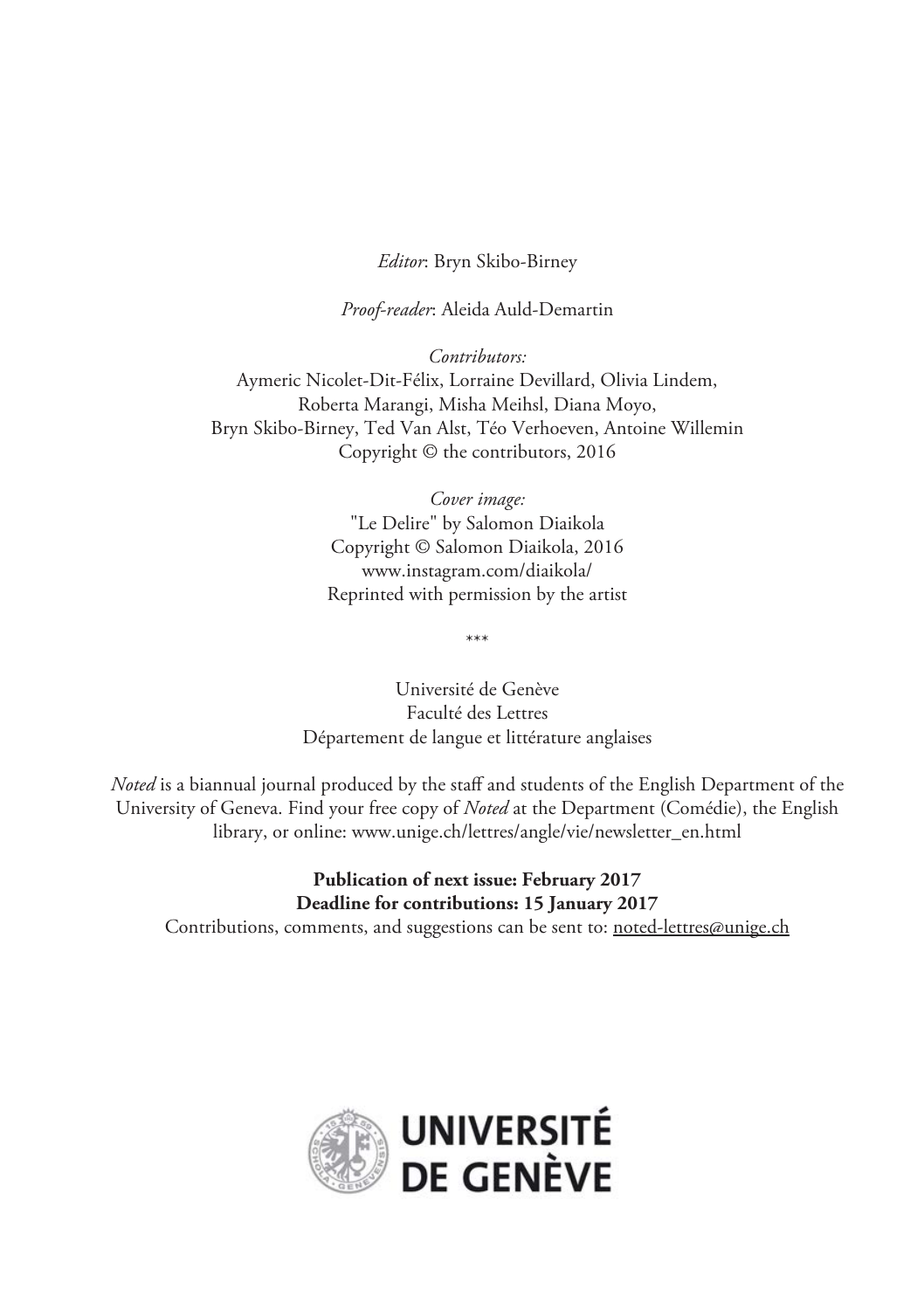*Editor*: Bryn Skibo-Birney

*Proof-reader*: Aleida Auld-Demartin

*Contributors:*
Aymeric Nicolet-Dit-Félix, Lorraine Devillard, Olivia Lindem,
Roberta Marangi, Misha Meihsl, Diana Moyo,
Bryn Skibo-Birney, Ted Van Alst, Téo Verhoeven, Antoine Willemin
Copyright © the contributors, 2016

*Cover image:*
"Le Delire" by Salomon Diaikola
Copyright © Salomon Diaikola, 2016
www.instagram.com/diaikola/
Reprinted with permission by the artist

\*\*\*

Université de Genève
Faculté des Lettres
Département de langue et littérature anglaises

*Noted* is a biannual journal produced by the staff and students of the English Department of the University of Geneva. Find your free copy of *Noted* at the Department (Comédie), the English library, or online: www.unige.ch/lettres/angle/vie/newsletter_en.html

**Publication of next issue: February 2017**
**Deadline for contributions: 15 January 2017**
Contributions, comments, and suggestions can be sent to: noted-lettres@unige.ch

UNIVERSITÉ DE GENÈVE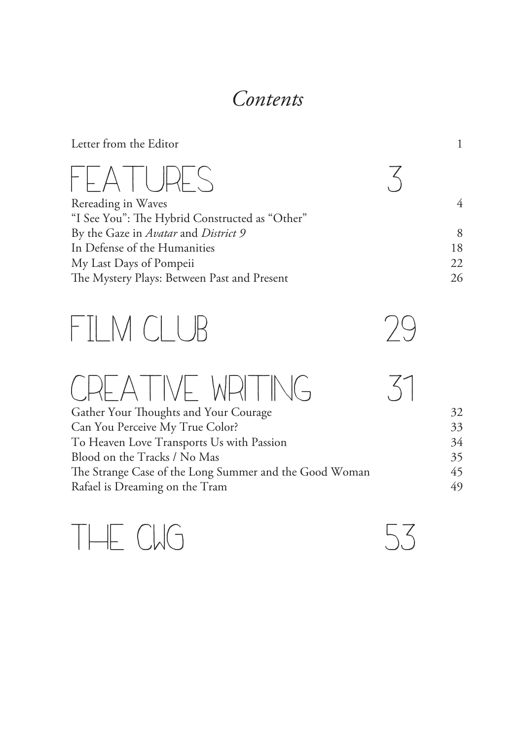# *Contents*

| | |
|---|---|
| Letter from the Editor | 1 |

## FEATURES 3

| | |
|---|---|
| Rereading in Waves | 4 |
| "I See You": The Hybrid Constructed as "Other" By the Gaze in *Avatar* and *District 9* | 8 |
| In Defense of the Humanities | 18 |
| My Last Days of Pompeii | 22 |
| The Mystery Plays: Between Past and Present | 26 |

## FILM CLUB 29

## CREATIVE WRITING 31

| | |
|---|---|
| Gather Your Thoughts and Your Courage | 32 |
| Can You Perceive My True Color? | 33 |
| To Heaven Love Transports Us with Passion | 34 |
| Blood on the Tracks / No Mas | 35 |
| The Strange Case of the Long Summer and the Good Woman | 45 |
| Rafael is Dreaming on the Tram | 49 |

## THE CWG 53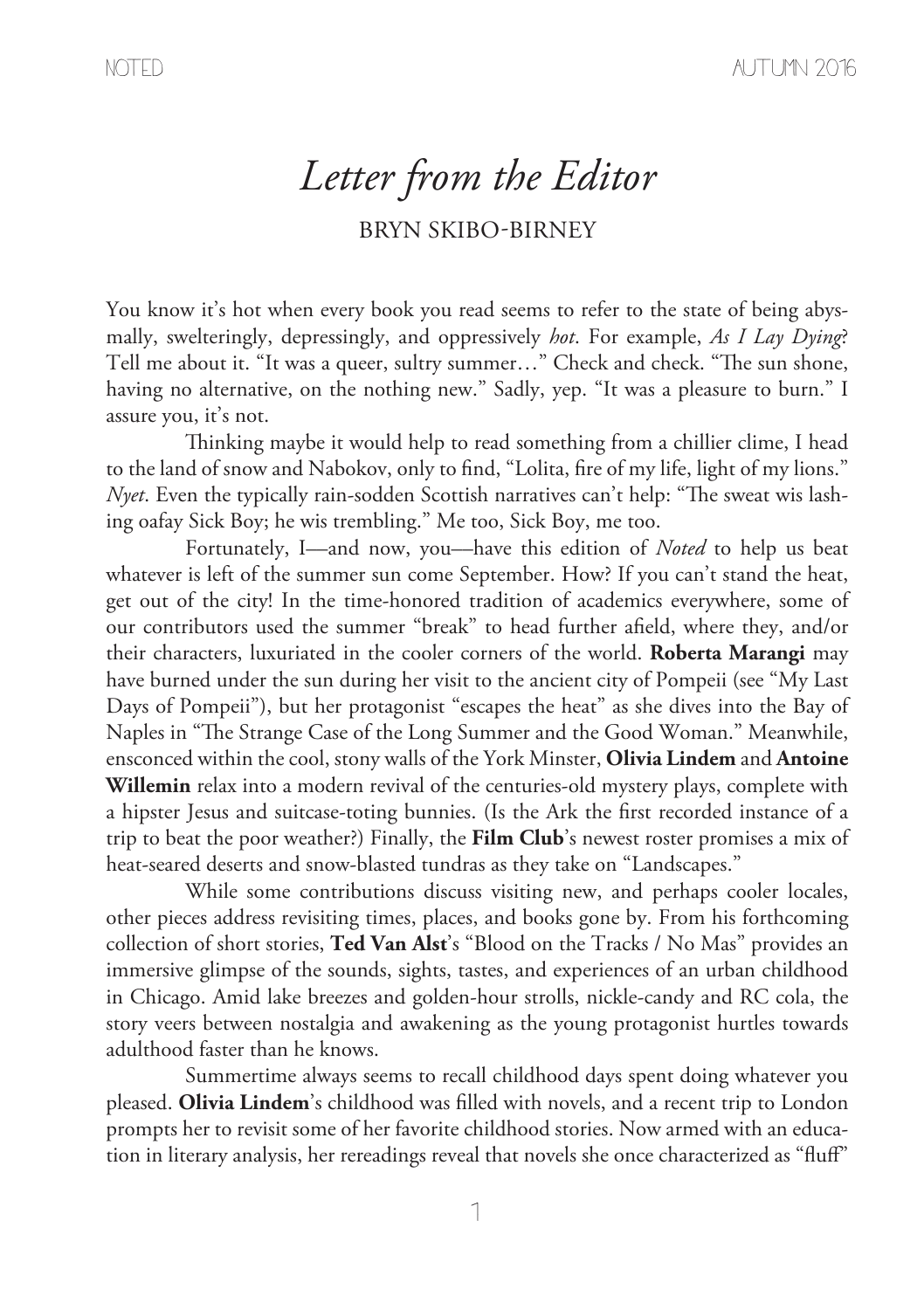# *Letter from the Editor*

BRYN SKIBO-BIRNEY

You know it's hot when every book you read seems to refer to the state of being abysmally, swelteringly, depressingly, and oppressively *hot*. For example, *As I Lay Dying*? Tell me about it. "It was a queer, sultry summer…" Check and check. "The sun shone, having no alternative, on the nothing new." Sadly, yep. "It was a pleasure to burn." I assure you, it's not.

Thinking maybe it would help to read something from a chillier clime, I head to the land of snow and Nabokov, only to find, "Lolita, fire of my life, light of my lions." *Nyet*. Even the typically rain-sodden Scottish narratives can't help: "The sweat wis lashing oafay Sick Boy; he wis trembling." Me too, Sick Boy, me too.

Fortunately, I—and now, you—have this edition of *Noted* to help us beat whatever is left of the summer sun come September. How? If you can't stand the heat, get out of the city! In the time-honored tradition of academics everywhere, some of our contributors used the summer "break" to head further afield, where they, and/or their characters, luxuriated in the cooler corners of the world. **Roberta Marangi** may have burned under the sun during her visit to the ancient city of Pompeii (see "My Last Days of Pompeii"), but her protagonist "escapes the heat" as she dives into the Bay of Naples in "The Strange Case of the Long Summer and the Good Woman." Meanwhile, ensconced within the cool, stony walls of the York Minster, **Olivia Lindem** and **Antoine Willemin** relax into a modern revival of the centuries-old mystery plays, complete with a hipster Jesus and suitcase-toting bunnies. (Is the Ark the first recorded instance of a trip to beat the poor weather?) Finally, the **Film Club**'s newest roster promises a mix of heat-seared deserts and snow-blasted tundras as they take on "Landscapes."

While some contributions discuss visiting new, and perhaps cooler locales, other pieces address revisiting times, places, and books gone by. From his forthcoming collection of short stories, **Ted Van Alst**'s "Blood on the Tracks / No Mas" provides an immersive glimpse of the sounds, sights, tastes, and experiences of an urban childhood in Chicago. Amid lake breezes and golden-hour strolls, nickle-candy and RC cola, the story veers between nostalgia and awakening as the young protagonist hurtles towards adulthood faster than he knows.

Summertime always seems to recall childhood days spent doing whatever you pleased. **Olivia Lindem**'s childhood was filled with novels, and a recent trip to London prompts her to revisit some of her favorite childhood stories. Now armed with an education in literary analysis, her rereadings reveal that novels she once characterized as "fluff"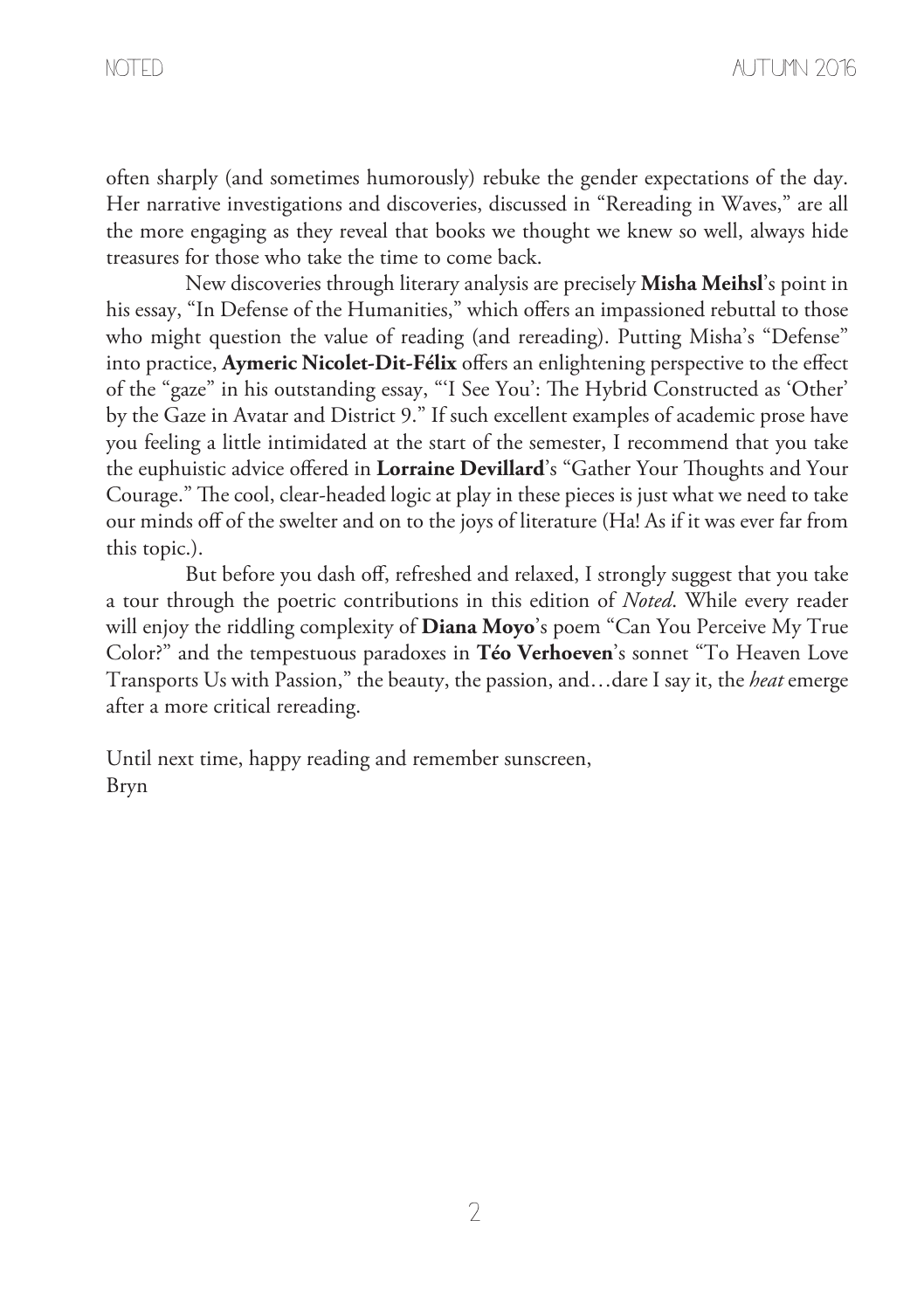often sharply (and sometimes humorously) rebuke the gender expectations of the day. Her narrative investigations and discoveries, discussed in "Rereading in Waves," are all the more engaging as they reveal that books we thought we knew so well, always hide treasures for those who take the time to come back.

New discoveries through literary analysis are precisely **Misha Meihsl**'s point in his essay, "In Defense of the Humanities," which offers an impassioned rebuttal to those who might question the value of reading (and rereading). Putting Misha's "Defense" into practice, **Aymeric Nicolet-Dit-Félix** offers an enlightening perspective to the effect of the "gaze" in his outstanding essay, "'I See You': The Hybrid Constructed as 'Other' by the Gaze in Avatar and District 9." If such excellent examples of academic prose have you feeling a little intimidated at the start of the semester, I recommend that you take the euphuistic advice offered in **Lorraine Devillard**'s "Gather Your Thoughts and Your Courage." The cool, clear-headed logic at play in these pieces is just what we need to take our minds off of the swelter and on to the joys of literature (Ha! As if it was ever far from this topic.).

But before you dash off, refreshed and relaxed, I strongly suggest that you take a tour through the poetric contributions in this edition of *Noted*. While every reader will enjoy the riddling complexity of **Diana Moyo**'s poem "Can You Perceive My True Color?" and the tempestuous paradoxes in **Téo Verhoeven**'s sonnet "To Heaven Love Transports Us with Passion," the beauty, the passion, and…dare I say it, the *heat* emerge after a more critical rereading.

Until next time, happy reading and remember sunscreen,
Bryn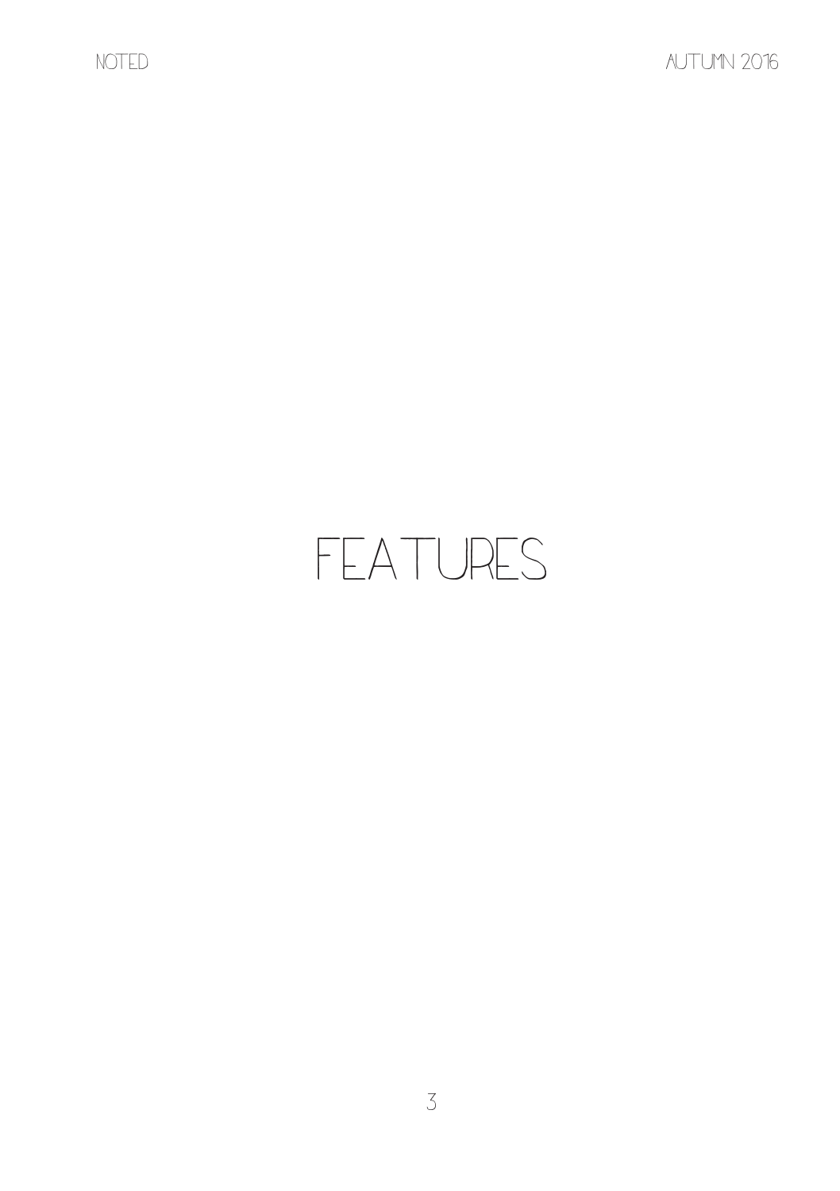# FEATURES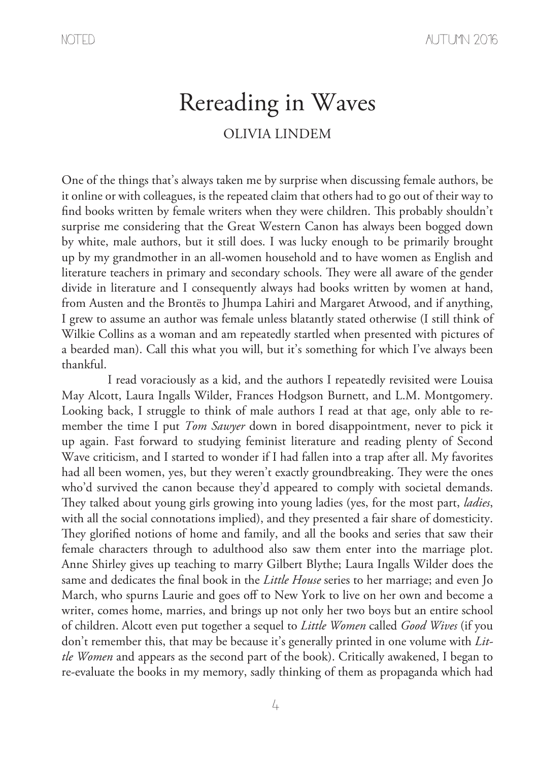# Rereading in Waves

OLIVIA LINDEM

One of the things that's always taken me by surprise when discussing female authors, be it online or with colleagues, is the repeated claim that others had to go out of their way to find books written by female writers when they were children. This probably shouldn't surprise me considering that the Great Western Canon has always been bogged down by white, male authors, but it still does. I was lucky enough to be primarily brought up by my grandmother in an all-women household and to have women as English and literature teachers in primary and secondary schools. They were all aware of the gender divide in literature and I consequently always had books written by women at hand, from Austen and the Brontës to Jhumpa Lahiri and Margaret Atwood, and if anything, I grew to assume an author was female unless blatantly stated otherwise (I still think of Wilkie Collins as a woman and am repeatedly startled when presented with pictures of a bearded man). Call this what you will, but it's something for which I've always been thankful.

I read voraciously as a kid, and the authors I repeatedly revisited were Louisa May Alcott, Laura Ingalls Wilder, Frances Hodgson Burnett, and L.M. Montgomery. Looking back, I struggle to think of male authors I read at that age, only able to remember the time I put *Tom Sawyer* down in bored disappointment, never to pick it up again. Fast forward to studying feminist literature and reading plenty of Second Wave criticism, and I started to wonder if I had fallen into a trap after all. My favorites had all been women, yes, but they weren't exactly groundbreaking. They were the ones who'd survived the canon because they'd appeared to comply with societal demands. They talked about young girls growing into young ladies (yes, for the most part, *ladies*, with all the social connotations implied), and they presented a fair share of domesticity. They glorified notions of home and family, and all the books and series that saw their female characters through to adulthood also saw them enter into the marriage plot. Anne Shirley gives up teaching to marry Gilbert Blythe; Laura Ingalls Wilder does the same and dedicates the final book in the *Little House* series to her marriage; and even Jo March, who spurns Laurie and goes off to New York to live on her own and become a writer, comes home, marries, and brings up not only her two boys but an entire school of children. Alcott even put together a sequel to *Little Women* called *Good Wives* (if you don't remember this, that may be because it's generally printed in one volume with *Little Women* and appears as the second part of the book). Critically awakened, I began to re-evaluate the books in my memory, sadly thinking of them as propaganda which had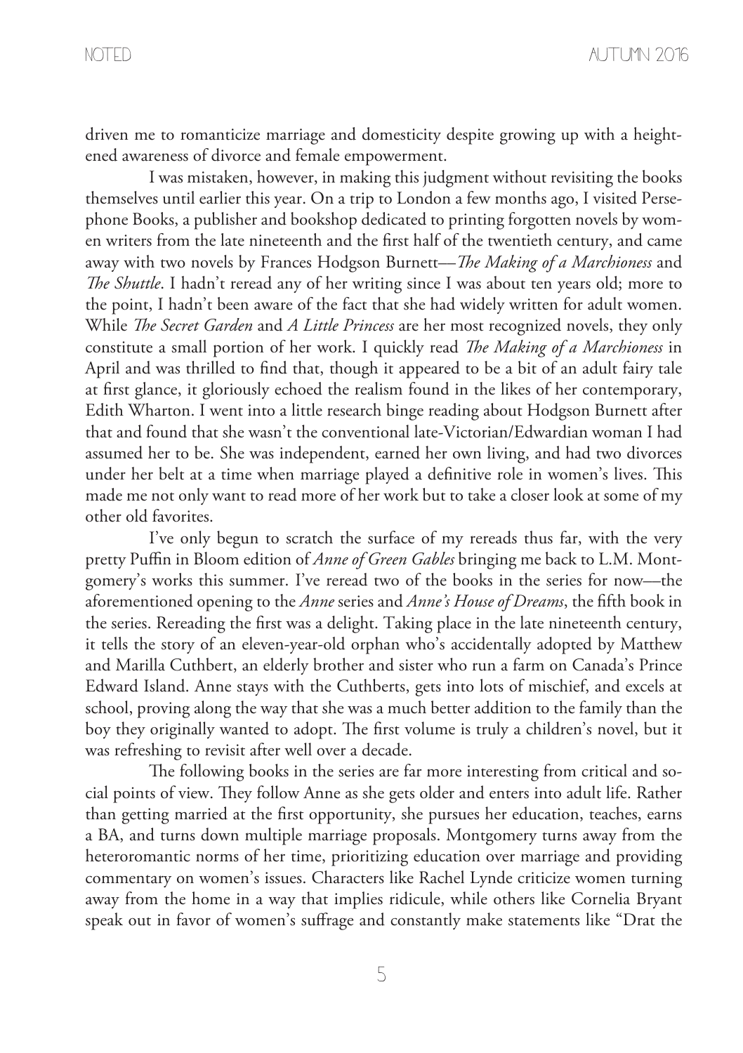driven me to romanticize marriage and domesticity despite growing up with a heightened awareness of divorce and female empowerment.

I was mistaken, however, in making this judgment without revisiting the books themselves until earlier this year. On a trip to London a few months ago, I visited Persephone Books, a publisher and bookshop dedicated to printing forgotten novels by women writers from the late nineteenth and the first half of the twentieth century, and came away with two novels by Frances Hodgson Burnett—*The Making of a Marchioness* and *The Shuttle*. I hadn't reread any of her writing since I was about ten years old; more to the point, I hadn't been aware of the fact that she had widely written for adult women. While *The Secret Garden* and *A Little Princess* are her most recognized novels, they only constitute a small portion of her work. I quickly read *The Making of a Marchioness* in April and was thrilled to find that, though it appeared to be a bit of an adult fairy tale at first glance, it gloriously echoed the realism found in the likes of her contemporary, Edith Wharton. I went into a little research binge reading about Hodgson Burnett after that and found that she wasn't the conventional late-Victorian/Edwardian woman I had assumed her to be. She was independent, earned her own living, and had two divorces under her belt at a time when marriage played a definitive role in women's lives. This made me not only want to read more of her work but to take a closer look at some of my other old favorites.

I've only begun to scratch the surface of my rereads thus far, with the very pretty Puffin in Bloom edition of *Anne of Green Gables* bringing me back to L.M. Montgomery's works this summer. I've reread two of the books in the series for now—the aforementioned opening to the *Anne* series and *Anne's House of Dreams*, the fifth book in the series. Rereading the first was a delight. Taking place in the late nineteenth century, it tells the story of an eleven-year-old orphan who's accidentally adopted by Matthew and Marilla Cuthbert, an elderly brother and sister who run a farm on Canada's Prince Edward Island. Anne stays with the Cuthberts, gets into lots of mischief, and excels at school, proving along the way that she was a much better addition to the family than the boy they originally wanted to adopt. The first volume is truly a children's novel, but it was refreshing to revisit after well over a decade.

The following books in the series are far more interesting from critical and social points of view. They follow Anne as she gets older and enters into adult life. Rather than getting married at the first opportunity, she pursues her education, teaches, earns a BA, and turns down multiple marriage proposals. Montgomery turns away from the heteroromantic norms of her time, prioritizing education over marriage and providing commentary on women's issues. Characters like Rachel Lynde criticize women turning away from the home in a way that implies ridicule, while others like Cornelia Bryant speak out in favor of women's suffrage and constantly make statements like "Drat the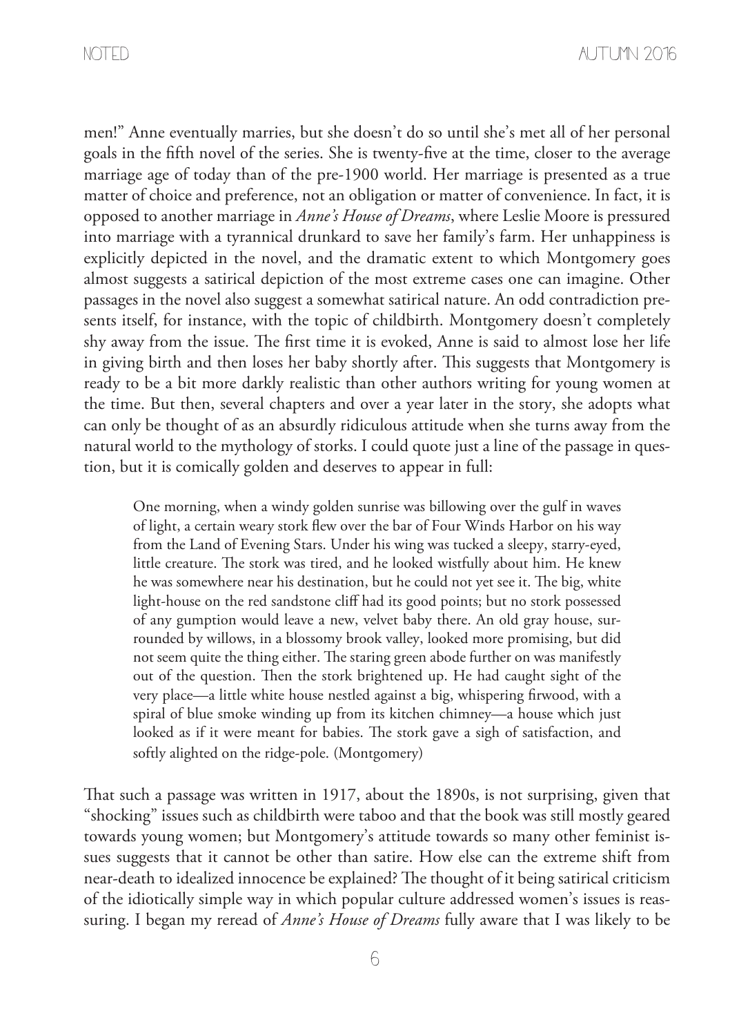men!" Anne eventually marries, but she doesn't do so until she's met all of her personal goals in the fifth novel of the series. She is twenty-five at the time, closer to the average marriage age of today than of the pre-1900 world. Her marriage is presented as a true matter of choice and preference, not an obligation or matter of convenience. In fact, it is opposed to another marriage in *Anne's House of Dreams*, where Leslie Moore is pressured into marriage with a tyrannical drunkard to save her family's farm. Her unhappiness is explicitly depicted in the novel, and the dramatic extent to which Montgomery goes almost suggests a satirical depiction of the most extreme cases one can imagine. Other passages in the novel also suggest a somewhat satirical nature. An odd contradiction presents itself, for instance, with the topic of childbirth. Montgomery doesn't completely shy away from the issue. The first time it is evoked, Anne is said to almost lose her life in giving birth and then loses her baby shortly after. This suggests that Montgomery is ready to be a bit more darkly realistic than other authors writing for young women at the time. But then, several chapters and over a year later in the story, she adopts what can only be thought of as an absurdly ridiculous attitude when she turns away from the natural world to the mythology of storks. I could quote just a line of the passage in question, but it is comically golden and deserves to appear in full:

> One morning, when a windy golden sunrise was billowing over the gulf in waves of light, a certain weary stork flew over the bar of Four Winds Harbor on his way from the Land of Evening Stars. Under his wing was tucked a sleepy, starry-eyed, little creature. The stork was tired, and he looked wistfully about him. He knew he was somewhere near his destination, but he could not yet see it. The big, white light-house on the red sandstone cliff had its good points; but no stork possessed of any gumption would leave a new, velvet baby there. An old gray house, surrounded by willows, in a blossomy brook valley, looked more promising, but did not seem quite the thing either. The staring green abode further on was manifestly out of the question. Then the stork brightened up. He had caught sight of the very place—a little white house nestled against a big, whispering firwood, with a spiral of blue smoke winding up from its kitchen chimney—a house which just looked as if it were meant for babies. The stork gave a sigh of satisfaction, and softly alighted on the ridge-pole. (Montgomery)

That such a passage was written in 1917, about the 1890s, is not surprising, given that "shocking" issues such as childbirth were taboo and that the book was still mostly geared towards young women; but Montgomery's attitude towards so many other feminist issues suggests that it cannot be other than satire. How else can the extreme shift from near-death to idealized innocence be explained? The thought of it being satirical criticism of the idiotically simple way in which popular culture addressed women's issues is reassuring. I began my reread of *Anne's House of Dreams* fully aware that I was likely to be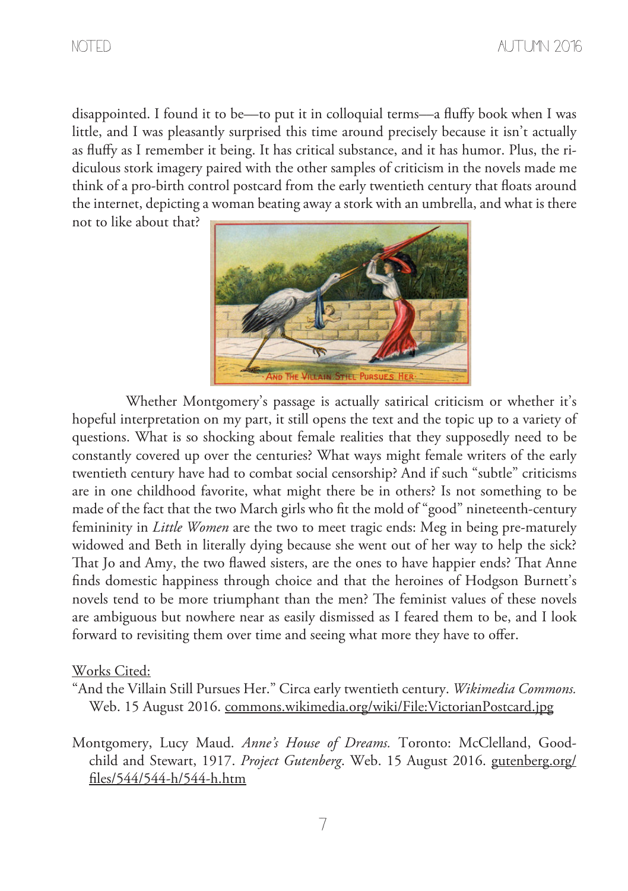disappointed. I found it to be—to put it in colloquial terms—a fluffy book when I was little, and I was pleasantly surprised this time around precisely because it isn't actually as fluffy as I remember it being. It has critical substance, and it has humor. Plus, the ridiculous stork imagery paired with the other samples of criticism in the novels made me think of a pro-birth control postcard from the early twentieth century that floats around the internet, depicting a woman beating away a stork with an umbrella, and what is there not to like about that?

Whether Montgomery's passage is actually satirical criticism or whether it's hopeful interpretation on my part, it still opens the text and the topic up to a variety of questions. What is so shocking about female realities that they supposedly need to be constantly covered up over the centuries? What ways might female writers of the early twentieth century have had to combat social censorship? And if such "subtle" criticisms are in one childhood favorite, what might there be in others? Is not something to be made of the fact that the two March girls who fit the mold of "good" nineteenth-century femininity in *Little Women* are the two to meet tragic ends: Meg in being pre-maturely widowed and Beth in literally dying because she went out of her way to help the sick? That Jo and Amy, the two flawed sisters, are the ones to have happier ends? That Anne finds domestic happiness through choice and that the heroines of Hodgson Burnett's novels tend to be more triumphant than the men? The feminist values of these novels are ambiguous but nowhere near as easily dismissed as I feared them to be, and I look forward to revisiting them over time and seeing what more they have to offer.

Works Cited:

"And the Villain Still Pursues Her." Circa early twentieth century. *Wikimedia Commons.* Web. 15 August 2016. commons.wikimedia.org/wiki/File:VictorianPostcard.jpg

Montgomery, Lucy Maud. *Anne's House of Dreams.* Toronto: McClelland, Goodchild and Stewart, 1917. *Project Gutenberg*. Web. 15 August 2016. gutenberg.org/files/544/544-h/544-h.htm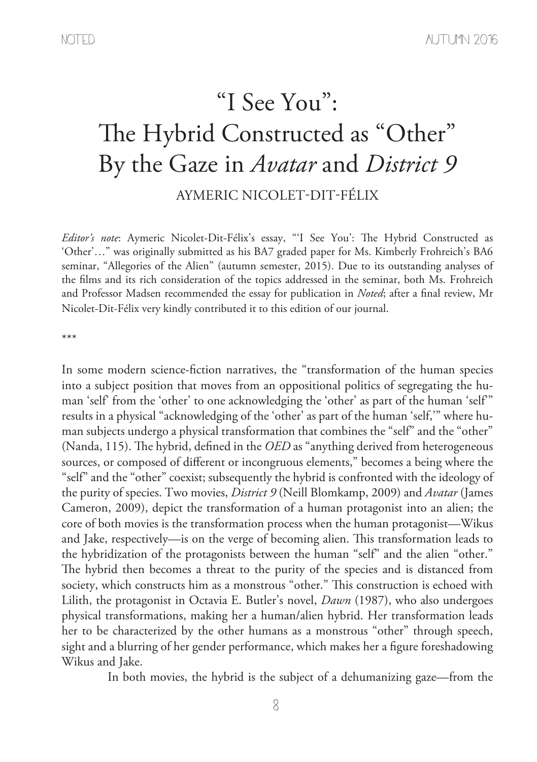# "I See You": The Hybrid Constructed as "Other" By the Gaze in *Avatar* and *District 9*

AYMERIC NICOLET-DIT-FÉLIX

*Editor's note*: Aymeric Nicolet-Dit-Félix's essay, "'I See You': The Hybrid Constructed as 'Other'…" was originally submitted as his BA7 graded paper for Ms. Kimberly Frohreich's BA6 seminar, "Allegories of the Alien" (autumn semester, 2015). Due to its outstanding analyses of the films and its rich consideration of the topics addressed in the seminar, both Ms. Frohreich and Professor Madsen recommended the essay for publication in *Noted*; after a final review, Mr Nicolet-Dit-Félix very kindly contributed it to this edition of our journal.

***

In some modern science-fiction narratives, the "transformation of the human species into a subject position that moves from an oppositional politics of segregating the human 'self' from the 'other' to one acknowledging the 'other' as part of the human 'self'" results in a physical "acknowledging of the 'other' as part of the human 'self,'" where human subjects undergo a physical transformation that combines the "self" and the "other" (Nanda, 115). The hybrid, defined in the *OED* as "anything derived from heterogeneous sources, or composed of different or incongruous elements," becomes a being where the "self" and the "other" coexist; subsequently the hybrid is confronted with the ideology of the purity of species. Two movies, *District 9* (Neill Blomkamp, 2009) and *Avatar* (James Cameron, 2009), depict the transformation of a human protagonist into an alien; the core of both movies is the transformation process when the human protagonist—Wikus and Jake, respectively—is on the verge of becoming alien. This transformation leads to the hybridization of the protagonists between the human "self" and the alien "other." The hybrid then becomes a threat to the purity of the species and is distanced from society, which constructs him as a monstrous "other." This construction is echoed with Lilith, the protagonist in Octavia E. Butler's novel, *Dawn* (1987), who also undergoes physical transformations, making her a human/alien hybrid. Her transformation leads her to be characterized by the other humans as a monstrous "other" through speech, sight and a blurring of her gender performance, which makes her a figure foreshadowing Wikus and Jake.

In both movies, the hybrid is the subject of a dehumanizing gaze—from the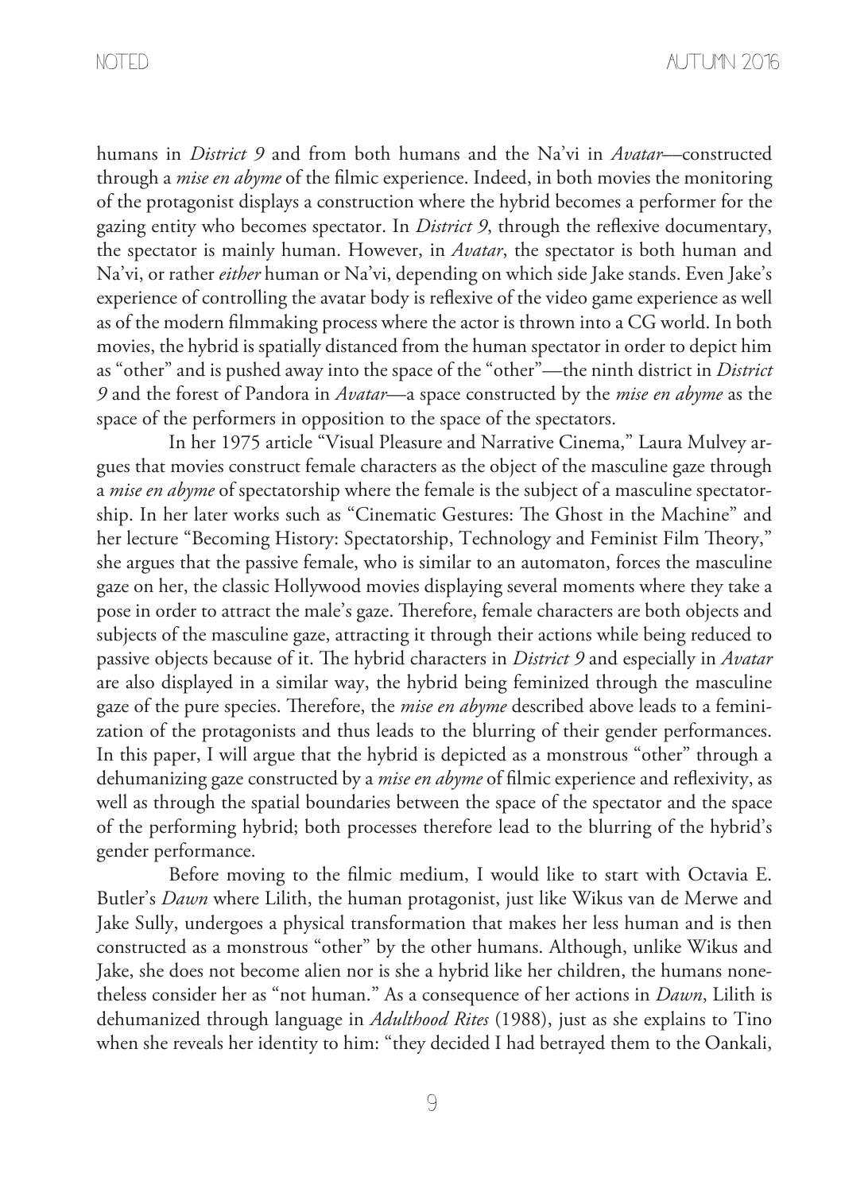humans in *District 9* and from both humans and the Na'vi in *Avatar*—constructed through a *mise en abyme* of the filmic experience. Indeed, in both movies the monitoring of the protagonist displays a construction where the hybrid becomes a performer for the gazing entity who becomes spectator. In *District 9*, through the reflexive documentary, the spectator is mainly human. However, in *Avatar*, the spectator is both human and Na'vi, or rather *either* human or Na'vi, depending on which side Jake stands. Even Jake's experience of controlling the avatar body is reflexive of the video game experience as well as of the modern filmmaking process where the actor is thrown into a CG world. In both movies, the hybrid is spatially distanced from the human spectator in order to depict him as "other" and is pushed away into the space of the "other"—the ninth district in *District 9* and the forest of Pandora in *Avatar*—a space constructed by the *mise en abyme* as the space of the performers in opposition to the space of the spectators.

In her 1975 article "Visual Pleasure and Narrative Cinema," Laura Mulvey argues that movies construct female characters as the object of the masculine gaze through a *mise en abyme* of spectatorship where the female is the subject of a masculine spectatorship. In her later works such as "Cinematic Gestures: The Ghost in the Machine" and her lecture "Becoming History: Spectatorship, Technology and Feminist Film Theory," she argues that the passive female, who is similar to an automaton, forces the masculine gaze on her, the classic Hollywood movies displaying several moments where they take a pose in order to attract the male's gaze. Therefore, female characters are both objects and subjects of the masculine gaze, attracting it through their actions while being reduced to passive objects because of it. The hybrid characters in *District 9* and especially in *Avatar* are also displayed in a similar way, the hybrid being feminized through the masculine gaze of the pure species. Therefore, the *mise en abyme* described above leads to a feminization of the protagonists and thus leads to the blurring of their gender performances. In this paper, I will argue that the hybrid is depicted as a monstrous "other" through a dehumanizing gaze constructed by a *mise en abyme* of filmic experience and reflexivity, as well as through the spatial boundaries between the space of the spectator and the space of the performing hybrid; both processes therefore lead to the blurring of the hybrid's gender performance.

Before moving to the filmic medium, I would like to start with Octavia E. Butler's *Dawn* where Lilith, the human protagonist, just like Wikus van de Merwe and Jake Sully, undergoes a physical transformation that makes her less human and is then constructed as a monstrous "other" by the other humans. Although, unlike Wikus and Jake, she does not become alien nor is she a hybrid like her children, the humans nonetheless consider her as "not human." As a consequence of her actions in *Dawn*, Lilith is dehumanized through language in *Adulthood Rites* (1988), just as she explains to Tino when she reveals her identity to him: "they decided I had betrayed them to the Oankali,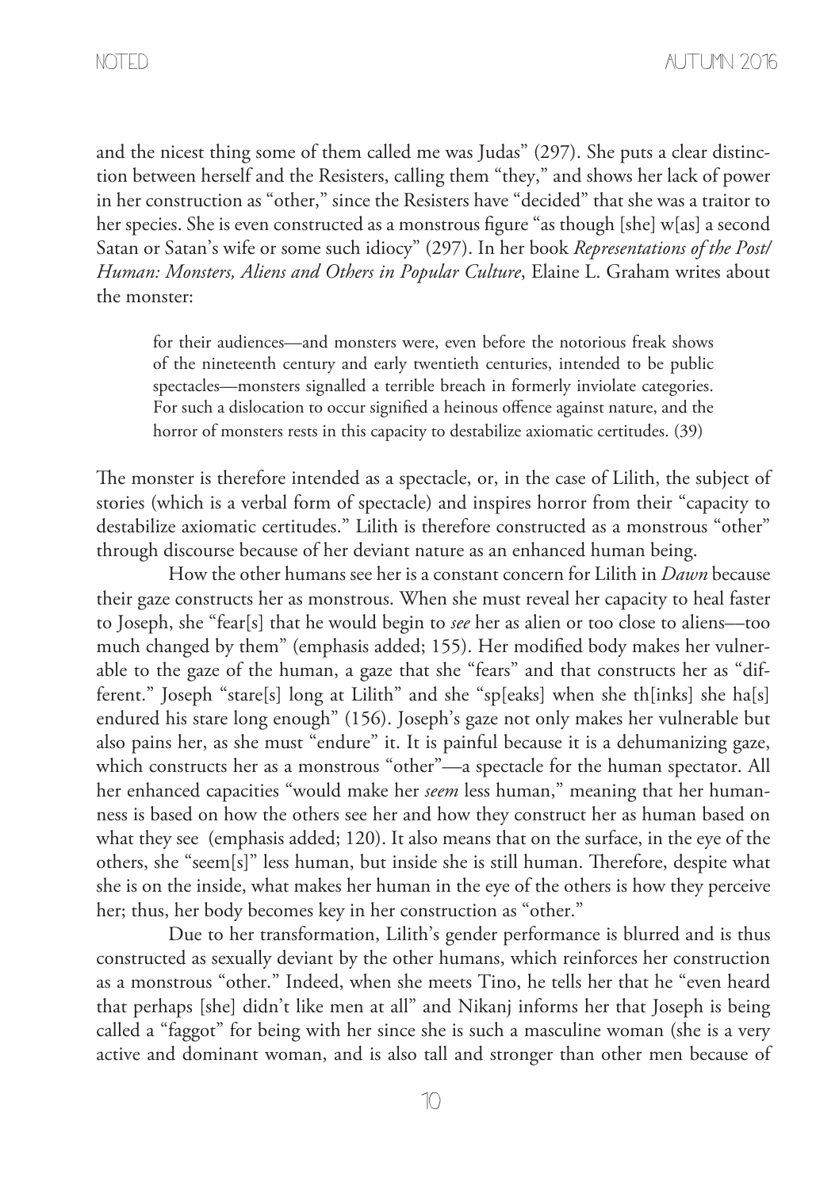and the nicest thing some of them called me was Judas" (297). She puts a clear distinction between herself and the Resisters, calling them "they," and shows her lack of power in her construction as "other," since the Resisters have "decided" that she was a traitor to her species. She is even constructed as a monstrous figure "as though [she] w[as] a second Satan or Satan's wife or some such idiocy" (297). In her book *Representations of the Post/Human: Monsters, Aliens and Others in Popular Culture*, Elaine L. Graham writes about the monster:

> for their audiences—and monsters were, even before the notorious freak shows of the nineteenth century and early twentieth centuries, intended to be public spectacles—monsters signalled a terrible breach in formerly inviolate categories. For such a dislocation to occur signified a heinous offence against nature, and the horror of monsters rests in this capacity to destabilize axiomatic certitudes. (39)

The monster is therefore intended as a spectacle, or, in the case of Lilith, the subject of stories (which is a verbal form of spectacle) and inspires horror from their "capacity to destabilize axiomatic certitudes." Lilith is therefore constructed as a monstrous "other" through discourse because of her deviant nature as an enhanced human being.

How the other humans see her is a constant concern for Lilith in *Dawn* because their gaze constructs her as monstrous. When she must reveal her capacity to heal faster to Joseph, she "fear[s] that he would begin to *see* her as alien or too close to aliens—too much changed by them" (emphasis added; 155). Her modified body makes her vulnerable to the gaze of the human, a gaze that she "fears" and that constructs her as "different." Joseph "stare[s] long at Lilith" and she "sp[eaks] when she th[inks] she ha[s] endured his stare long enough" (156). Joseph's gaze not only makes her vulnerable but also pains her, as she must "endure" it. It is painful because it is a dehumanizing gaze, which constructs her as a monstrous "other"—a spectacle for the human spectator. All her enhanced capacities "would make her *seem* less human," meaning that her humanness is based on how the others see her and how they construct her as human based on what they see (emphasis added; 120). It also means that on the surface, in the eye of the others, she "seem[s]" less human, but inside she is still human. Therefore, despite what she is on the inside, what makes her human in the eye of the others is how they perceive her; thus, her body becomes key in her construction as "other."

Due to her transformation, Lilith's gender performance is blurred and is thus constructed as sexually deviant by the other humans, which reinforces her construction as a monstrous "other." Indeed, when she meets Tino, he tells her that he "even heard that perhaps [she] didn't like men at all" and Nikanj informs her that Joseph is being called a "faggot" for being with her since she is such a masculine woman (she is a very active and dominant woman, and is also tall and stronger than other men because of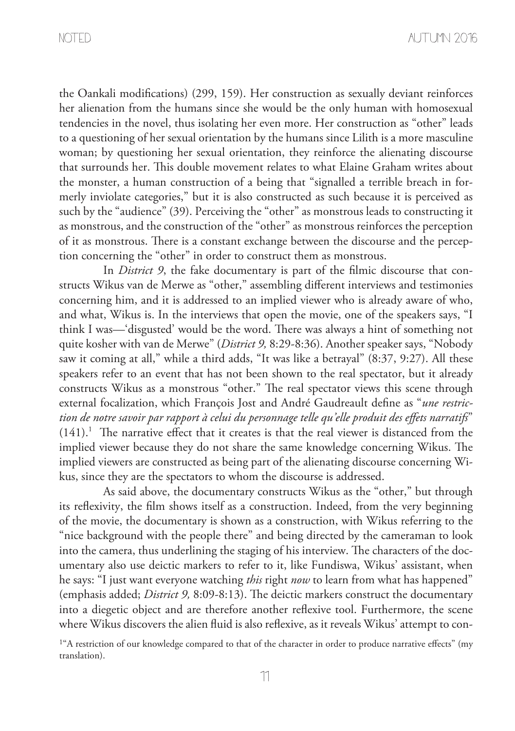the Oankali modifications) (299, 159). Her construction as sexually deviant reinforces her alienation from the humans since she would be the only human with homosexual tendencies in the novel, thus isolating her even more. Her construction as "other" leads to a questioning of her sexual orientation by the humans since Lilith is a more masculine woman; by questioning her sexual orientation, they reinforce the alienating discourse that surrounds her. This double movement relates to what Elaine Graham writes about the monster, a human construction of a being that "signalled a terrible breach in formerly inviolate categories," but it is also constructed as such because it is perceived as such by the "audience" (39). Perceiving the "other" as monstrous leads to constructing it as monstrous, and the construction of the "other" as monstrous reinforces the perception of it as monstrous. There is a constant exchange between the discourse and the perception concerning the "other" in order to construct them as monstrous.

In *District 9*, the fake documentary is part of the filmic discourse that constructs Wikus van de Merwe as "other," assembling different interviews and testimonies concerning him, and it is addressed to an implied viewer who is already aware of who, and what, Wikus is. In the interviews that open the movie, one of the speakers says, "I think I was—'disgusted' would be the word. There was always a hint of something not quite kosher with van de Merwe" (*District 9,* 8:29-8:36). Another speaker says, "Nobody saw it coming at all," while a third adds, "It was like a betrayal" (8:37, 9:27). All these speakers refer to an event that has not been shown to the real spectator, but it already constructs Wikus as a monstrous "other." The real spectator views this scene through external focalization, which François Jost and André Gaudreault define as "*une restriction de notre savoir par rapport à celui du personnage telle qu'elle produit des effets narratifs*" (141).[1] The narrative effect that it creates is that the real viewer is distanced from the implied viewer because they do not share the same knowledge concerning Wikus. The implied viewers are constructed as being part of the alienating discourse concerning Wikus, since they are the spectators to whom the discourse is addressed.

As said above, the documentary constructs Wikus as the "other," but through its reflexivity, the film shows itself as a construction. Indeed, from the very beginning of the movie, the documentary is shown as a construction, with Wikus referring to the "nice background with the people there" and being directed by the cameraman to look into the camera, thus underlining the staging of his interview. The characters of the documentary also use deictic markers to refer to it, like Fundiswa, Wikus' assistant, when he says: "I just want everyone watching *this* right *now* to learn from what has happened" (emphasis added; *District 9,* 8:09-8:13). The deictic markers construct the documentary into a diegetic object and are therefore another reflexive tool. Furthermore, the scene where Wikus discovers the alien fluid is also reflexive, as it reveals Wikus' attempt to con-

[1]"A restriction of our knowledge compared to that of the character in order to produce narrative effects" (my translation).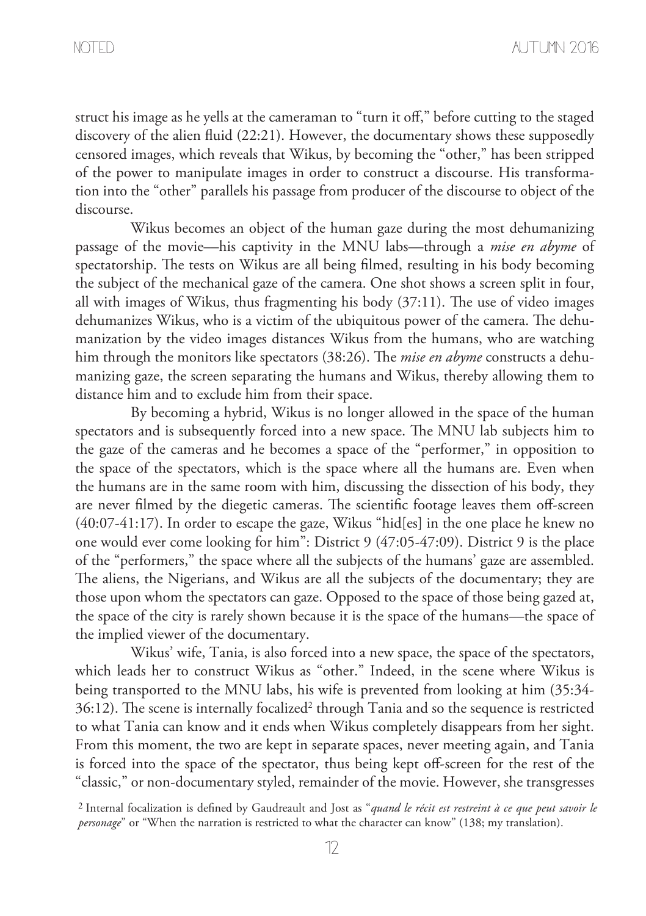struct his image as he yells at the cameraman to "turn it off," before cutting to the staged discovery of the alien fluid (22:21). However, the documentary shows these supposedly censored images, which reveals that Wikus, by becoming the "other," has been stripped of the power to manipulate images in order to construct a discourse. His transformation into the "other" parallels his passage from producer of the discourse to object of the discourse.

Wikus becomes an object of the human gaze during the most dehumanizing passage of the movie—his captivity in the MNU labs—through a *mise en abyme* of spectatorship. The tests on Wikus are all being filmed, resulting in his body becoming the subject of the mechanical gaze of the camera. One shot shows a screen split in four, all with images of Wikus, thus fragmenting his body (37:11). The use of video images dehumanizes Wikus, who is a victim of the ubiquitous power of the camera. The dehumanization by the video images distances Wikus from the humans, who are watching him through the monitors like spectators (38:26). The *mise en abyme* constructs a dehumanizing gaze, the screen separating the humans and Wikus, thereby allowing them to distance him and to exclude him from their space.

By becoming a hybrid, Wikus is no longer allowed in the space of the human spectators and is subsequently forced into a new space. The MNU lab subjects him to the gaze of the cameras and he becomes a space of the "performer," in opposition to the space of the spectators, which is the space where all the humans are. Even when the humans are in the same room with him, discussing the dissection of his body, they are never filmed by the diegetic cameras. The scientific footage leaves them off-screen (40:07-41:17). In order to escape the gaze, Wikus "hid[es] in the one place he knew no one would ever come looking for him": District 9 (47:05-47:09). District 9 is the place of the "performers," the space where all the subjects of the humans' gaze are assembled. The aliens, the Nigerians, and Wikus are all the subjects of the documentary; they are those upon whom the spectators can gaze. Opposed to the space of those being gazed at, the space of the city is rarely shown because it is the space of the humans—the space of the implied viewer of the documentary.

Wikus' wife, Tania, is also forced into a new space, the space of the spectators, which leads her to construct Wikus as "other." Indeed, in the scene where Wikus is being transported to the MNU labs, his wife is prevented from looking at him (35:34-36:12). The scene is internally focalized[2] through Tania and so the sequence is restricted to what Tania can know and it ends when Wikus completely disappears from her sight. From this moment, the two are kept in separate spaces, never meeting again, and Tania is forced into the space of the spectator, thus being kept off-screen for the rest of the "classic," or non-documentary styled, remainder of the movie. However, she transgresses

[2] Internal focalization is defined by Gaudreault and Jost as "*quand le récit est restreint à ce que peut savoir le personage*" or "When the narration is restricted to what the character can know" (138; my translation).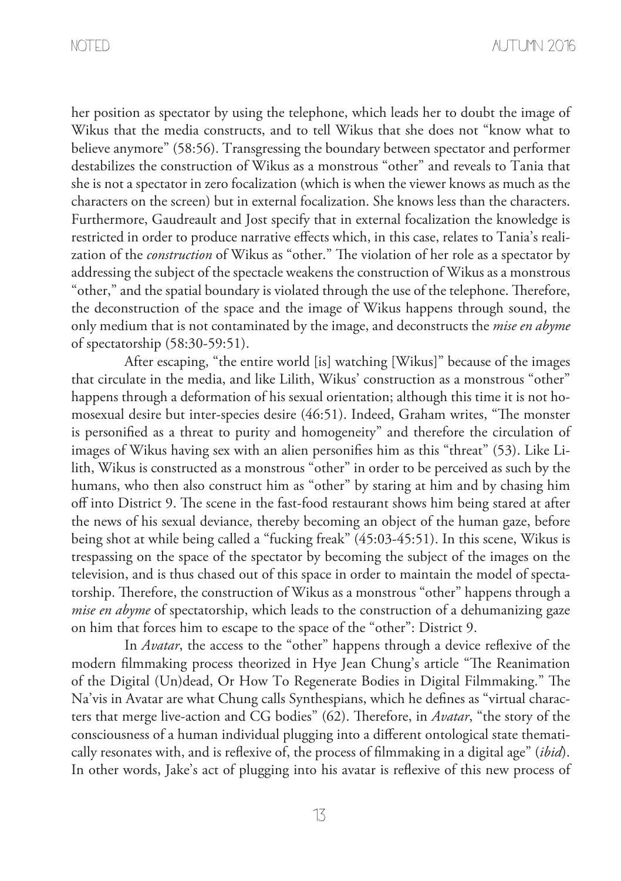her position as spectator by using the telephone, which leads her to doubt the image of Wikus that the media constructs, and to tell Wikus that she does not "know what to believe anymore" (58:56). Transgressing the boundary between spectator and performer destabilizes the construction of Wikus as a monstrous "other" and reveals to Tania that she is not a spectator in zero focalization (which is when the viewer knows as much as the characters on the screen) but in external focalization. She knows less than the characters. Furthermore, Gaudreault and Jost specify that in external focalization the knowledge is restricted in order to produce narrative effects which, in this case, relates to Tania's realization of the *construction* of Wikus as "other." The violation of her role as a spectator by addressing the subject of the spectacle weakens the construction of Wikus as a monstrous "other," and the spatial boundary is violated through the use of the telephone. Therefore, the deconstruction of the space and the image of Wikus happens through sound, the only medium that is not contaminated by the image, and deconstructs the *mise en abyme* of spectatorship (58:30-59:51).

After escaping, "the entire world [is] watching [Wikus]" because of the images that circulate in the media, and like Lilith, Wikus' construction as a monstrous "other" happens through a deformation of his sexual orientation; although this time it is not homosexual desire but inter-species desire (46:51). Indeed, Graham writes, "The monster is personified as a threat to purity and homogeneity" and therefore the circulation of images of Wikus having sex with an alien personifies him as this "threat" (53). Like Lilith, Wikus is constructed as a monstrous "other" in order to be perceived as such by the humans, who then also construct him as "other" by staring at him and by chasing him off into District 9. The scene in the fast-food restaurant shows him being stared at after the news of his sexual deviance, thereby becoming an object of the human gaze, before being shot at while being called a "fucking freak" (45:03-45:51). In this scene, Wikus is trespassing on the space of the spectator by becoming the subject of the images on the television, and is thus chased out of this space in order to maintain the model of spectatorship. Therefore, the construction of Wikus as a monstrous "other" happens through a *mise en abyme* of spectatorship, which leads to the construction of a dehumanizing gaze on him that forces him to escape to the space of the "other": District 9.

In *Avatar*, the access to the "other" happens through a device reflexive of the modern filmmaking process theorized in Hye Jean Chung's article "The Reanimation of the Digital (Un)dead, Or How To Regenerate Bodies in Digital Filmmaking." The Na'vis in Avatar are what Chung calls Synthespians, which he defines as "virtual characters that merge live-action and CG bodies" (62). Therefore, in *Avatar*, "the story of the consciousness of a human individual plugging into a different ontological state thematically resonates with, and is reflexive of, the process of filmmaking in a digital age" (*ibid*). In other words, Jake's act of plugging into his avatar is reflexive of this new process of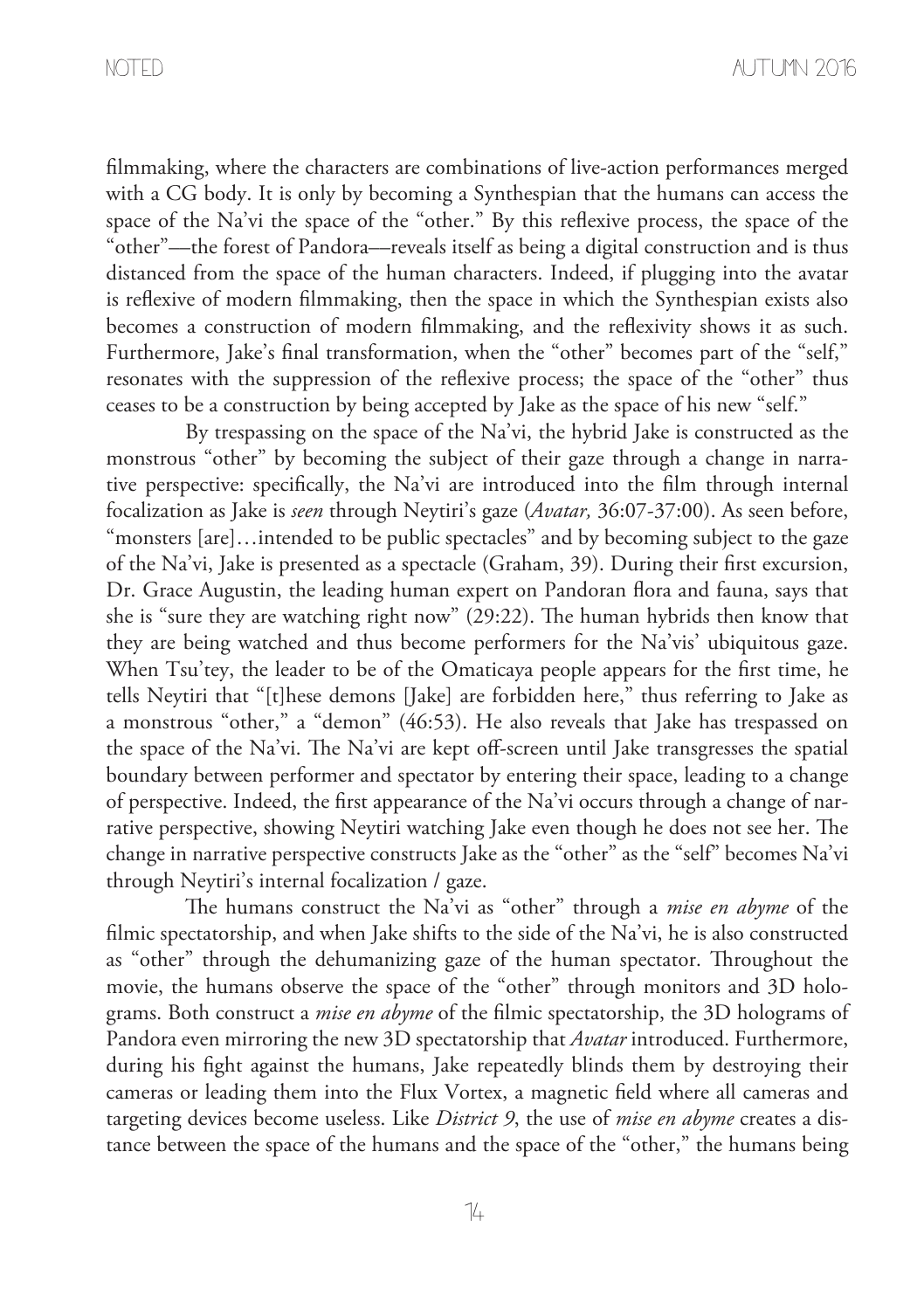filmmaking, where the characters are combinations of live-action performances merged with a CG body. It is only by becoming a Synthespian that the humans can access the space of the Na'vi the space of the "other." By this reflexive process, the space of the "other"—the forest of Pandora—reveals itself as being a digital construction and is thus distanced from the space of the human characters. Indeed, if plugging into the avatar is reflexive of modern filmmaking, then the space in which the Synthespian exists also becomes a construction of modern filmmaking, and the reflexivity shows it as such. Furthermore, Jake's final transformation, when the "other" becomes part of the "self," resonates with the suppression of the reflexive process; the space of the "other" thus ceases to be a construction by being accepted by Jake as the space of his new "self."

By trespassing on the space of the Na'vi, the hybrid Jake is constructed as the monstrous "other" by becoming the subject of their gaze through a change in narrative perspective: specifically, the Na'vi are introduced into the film through internal focalization as Jake is *seen* through Neytiri's gaze (*Avatar,* 36:07-37:00). As seen before, "monsters [are]…intended to be public spectacles" and by becoming subject to the gaze of the Na'vi, Jake is presented as a spectacle (Graham, 39). During their first excursion, Dr. Grace Augustin, the leading human expert on Pandoran flora and fauna, says that she is "sure they are watching right now" (29:22). The human hybrids then know that they are being watched and thus become performers for the Na'vis' ubiquitous gaze. When Tsu'tey, the leader to be of the Omaticaya people appears for the first time, he tells Neytiri that "[t]hese demons [Jake] are forbidden here," thus referring to Jake as a monstrous "other," a "demon" (46:53). He also reveals that Jake has trespassed on the space of the Na'vi. The Na'vi are kept off-screen until Jake transgresses the spatial boundary between performer and spectator by entering their space, leading to a change of perspective. Indeed, the first appearance of the Na'vi occurs through a change of narrative perspective, showing Neytiri watching Jake even though he does not see her. The change in narrative perspective constructs Jake as the "other" as the "self" becomes Na'vi through Neytiri's internal focalization / gaze.

The humans construct the Na'vi as "other" through a *mise en abyme* of the filmic spectatorship, and when Jake shifts to the side of the Na'vi, he is also constructed as "other" through the dehumanizing gaze of the human spectator. Throughout the movie, the humans observe the space of the "other" through monitors and 3D holograms. Both construct a *mise en abyme* of the filmic spectatorship, the 3D holograms of Pandora even mirroring the new 3D spectatorship that *Avatar* introduced. Furthermore, during his fight against the humans, Jake repeatedly blinds them by destroying their cameras or leading them into the Flux Vortex, a magnetic field where all cameras and targeting devices become useless. Like *District 9*, the use of *mise en abyme* creates a distance between the space of the humans and the space of the "other," the humans being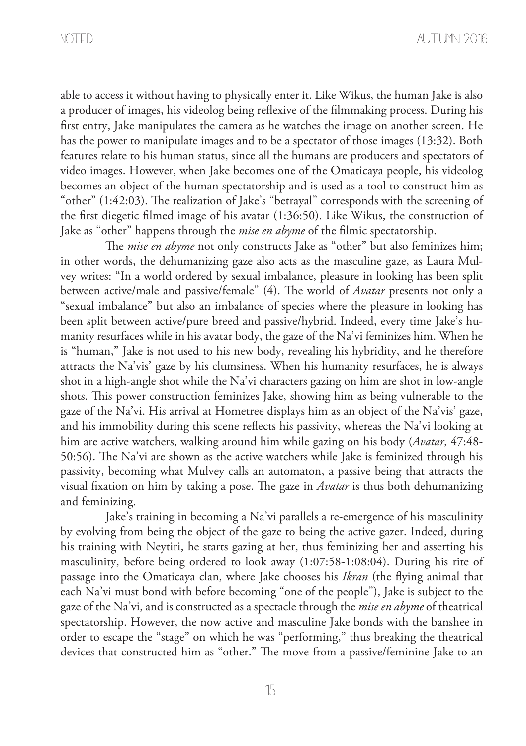able to access it without having to physically enter it. Like Wikus, the human Jake is also a producer of images, his videolog being reflexive of the filmmaking process. During his first entry, Jake manipulates the camera as he watches the image on another screen. He has the power to manipulate images and to be a spectator of those images (13:32). Both features relate to his human status, since all the humans are producers and spectators of video images. However, when Jake becomes one of the Omaticaya people, his videolog becomes an object of the human spectatorship and is used as a tool to construct him as "other" (1:42:03). The realization of Jake's "betrayal" corresponds with the screening of the first diegetic filmed image of his avatar (1:36:50). Like Wikus, the construction of Jake as "other" happens through the *mise en abyme* of the filmic spectatorship.

The *mise en abyme* not only constructs Jake as "other" but also feminizes him; in other words, the dehumanizing gaze also acts as the masculine gaze, as Laura Mulvey writes: "In a world ordered by sexual imbalance, pleasure in looking has been split between active/male and passive/female" (4). The world of *Avatar* presents not only a "sexual imbalance" but also an imbalance of species where the pleasure in looking has been split between active/pure breed and passive/hybrid. Indeed, every time Jake's humanity resurfaces while in his avatar body, the gaze of the Na'vi feminizes him. When he is "human," Jake is not used to his new body, revealing his hybridity, and he therefore attracts the Na'vis' gaze by his clumsiness. When his humanity resurfaces, he is always shot in a high-angle shot while the Na'vi characters gazing on him are shot in low-angle shots. This power construction feminizes Jake, showing him as being vulnerable to the gaze of the Na'vi. His arrival at Hometree displays him as an object of the Na'vis' gaze, and his immobility during this scene reflects his passivity, whereas the Na'vi looking at him are active watchers, walking around him while gazing on his body (*Avatar,* 47:48-50:56). The Na'vi are shown as the active watchers while Jake is feminized through his passivity, becoming what Mulvey calls an automaton, a passive being that attracts the visual fixation on him by taking a pose. The gaze in *Avatar* is thus both dehumanizing and feminizing.

Jake's training in becoming a Na'vi parallels a re-emergence of his masculinity by evolving from being the object of the gaze to being the active gazer. Indeed, during his training with Neytiri, he starts gazing at her, thus feminizing her and asserting his masculinity, before being ordered to look away (1:07:58-1:08:04). During his rite of passage into the Omaticaya clan, where Jake chooses his *Ikran* (the flying animal that each Na'vi must bond with before becoming "one of the people"), Jake is subject to the gaze of the Na'vi, and is constructed as a spectacle through the *mise en abyme* of theatrical spectatorship. However, the now active and masculine Jake bonds with the banshee in order to escape the "stage" on which he was "performing," thus breaking the theatrical devices that constructed him as "other." The move from a passive/feminine Jake to an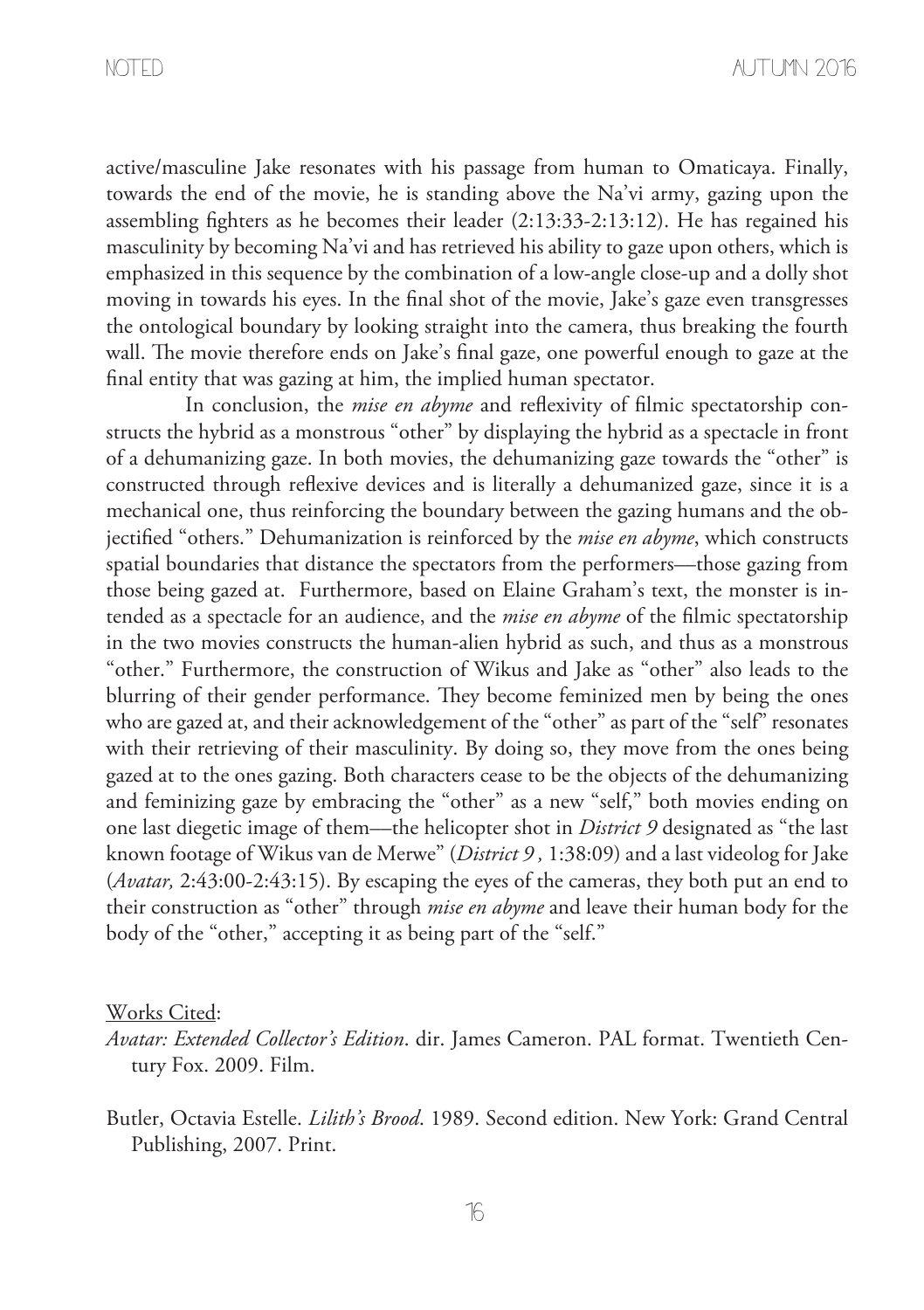active/masculine Jake resonates with his passage from human to Omaticaya. Finally, towards the end of the movie, he is standing above the Na'vi army, gazing upon the assembling fighters as he becomes their leader (2:13:33-2:13:12). He has regained his masculinity by becoming Na'vi and has retrieved his ability to gaze upon others, which is emphasized in this sequence by the combination of a low-angle close-up and a dolly shot moving in towards his eyes. In the final shot of the movie, Jake's gaze even transgresses the ontological boundary by looking straight into the camera, thus breaking the fourth wall. The movie therefore ends on Jake's final gaze, one powerful enough to gaze at the final entity that was gazing at him, the implied human spectator.

In conclusion, the *mise en abyme* and reflexivity of filmic spectatorship constructs the hybrid as a monstrous "other" by displaying the hybrid as a spectacle in front of a dehumanizing gaze. In both movies, the dehumanizing gaze towards the "other" is constructed through reflexive devices and is literally a dehumanized gaze, since it is a mechanical one, thus reinforcing the boundary between the gazing humans and the objectified "others." Dehumanization is reinforced by the *mise en abyme*, which constructs spatial boundaries that distance the spectators from the performers—those gazing from those being gazed at. Furthermore, based on Elaine Graham's text, the monster is intended as a spectacle for an audience, and the *mise en abyme* of the filmic spectatorship in the two movies constructs the human-alien hybrid as such, and thus as a monstrous "other." Furthermore, the construction of Wikus and Jake as "other" also leads to the blurring of their gender performance. They become feminized men by being the ones who are gazed at, and their acknowledgement of the "other" as part of the "self" resonates with their retrieving of their masculinity. By doing so, they move from the ones being gazed at to the ones gazing. Both characters cease to be the objects of the dehumanizing and feminizing gaze by embracing the "other" as a new "self," both movies ending on one last diegetic image of them—the helicopter shot in *District 9* designated as "the last known footage of Wikus van de Merwe" (*District 9*, 1:38:09) and a last videolog for Jake (*Avatar,* 2:43:00-2:43:15). By escaping the eyes of the cameras, they both put an end to their construction as "other" through *mise en abyme* and leave their human body for the body of the "other," accepting it as being part of the "self."

Works Cited:

*Avatar: Extended Collector's Edition*. dir. James Cameron. PAL format. Twentieth Century Fox. 2009. Film.

Butler, Octavia Estelle. *Lilith's Brood.* 1989. Second edition. New York: Grand Central Publishing, 2007. Print.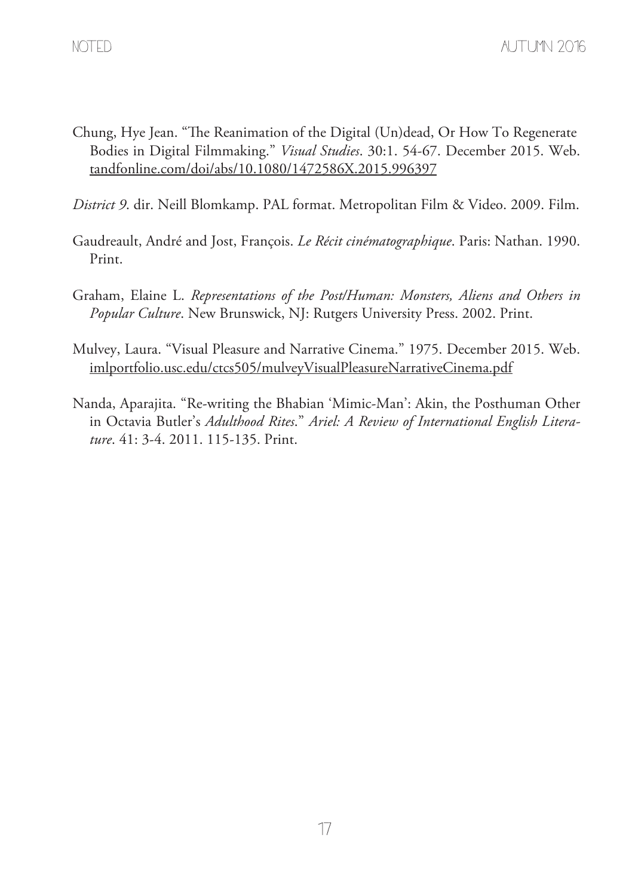Chung, Hye Jean. "The Reanimation of the Digital (Un)dead, Or How To Regenerate Bodies in Digital Filmmaking." *Visual Studies*. 30:1. 54-67. December 2015. Web. tandfonline.com/doi/abs/10.1080/1472586X.2015.996397

*District 9*. dir. Neill Blomkamp. PAL format. Metropolitan Film & Video. 2009. Film.

Gaudreault, André and Jost, François. *Le Récit cinématographique*. Paris: Nathan. 1990. Print.

Graham, Elaine L. *Representations of the Post/Human: Monsters, Aliens and Others in Popular Culture*. New Brunswick, NJ: Rutgers University Press. 2002. Print.

Mulvey, Laura. "Visual Pleasure and Narrative Cinema." 1975. December 2015. Web. imlportfolio.usc.edu/ctcs505/mulveyVisualPleasureNarrativeCinema.pdf

Nanda, Aparajita. "Re-writing the Bhabian 'Mimic-Man': Akin, the Posthuman Other in Octavia Butler's *Adulthood Rites*." *Ariel: A Review of International English Literature*. 41: 3-4. 2011. 115-135. Print.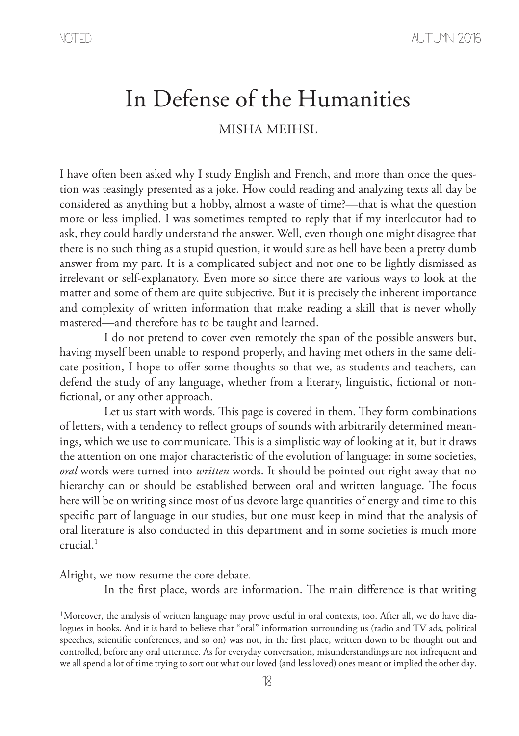# In Defense of the Humanities

MISHA MEIHSL

I have often been asked why I study English and French, and more than once the question was teasingly presented as a joke. How could reading and analyzing texts all day be considered as anything but a hobby, almost a waste of time?—that is what the question more or less implied. I was sometimes tempted to reply that if my interlocutor had to ask, they could hardly understand the answer. Well, even though one might disagree that there is no such thing as a stupid question, it would sure as hell have been a pretty dumb answer from my part. It is a complicated subject and not one to be lightly dismissed as irrelevant or self-explanatory. Even more so since there are various ways to look at the matter and some of them are quite subjective. But it is precisely the inherent importance and complexity of written information that make reading a skill that is never wholly mastered—and therefore has to be taught and learned.

I do not pretend to cover even remotely the span of the possible answers but, having myself been unable to respond properly, and having met others in the same delicate position, I hope to offer some thoughts so that we, as students and teachers, can defend the study of any language, whether from a literary, linguistic, fictional or non-fictional, or any other approach.

Let us start with words. This page is covered in them. They form combinations of letters, with a tendency to reflect groups of sounds with arbitrarily determined meanings, which we use to communicate. This is a simplistic way of looking at it, but it draws the attention on one major characteristic of the evolution of language: in some societies, *oral* words were turned into *written* words. It should be pointed out right away that no hierarchy can or should be established between oral and written language. The focus here will be on writing since most of us devote large quantities of energy and time to this specific part of language in our studies, but one must keep in mind that the analysis of oral literature is also conducted in this department and in some societies is much more crucial.[1]

Alright, we now resume the core debate.

In the first place, words are information. The main difference is that writing

[1] Moreover, the analysis of written language may prove useful in oral contexts, too. After all, we do have dialogues in books. And it is hard to believe that "oral" information surrounding us (radio and TV ads, political speeches, scientific conferences, and so on) was not, in the first place, written down to be thought out and controlled, before any oral utterance. As for everyday conversation, misunderstandings are not infrequent and we all spend a lot of time trying to sort out what our loved (and less loved) ones meant or implied the other day.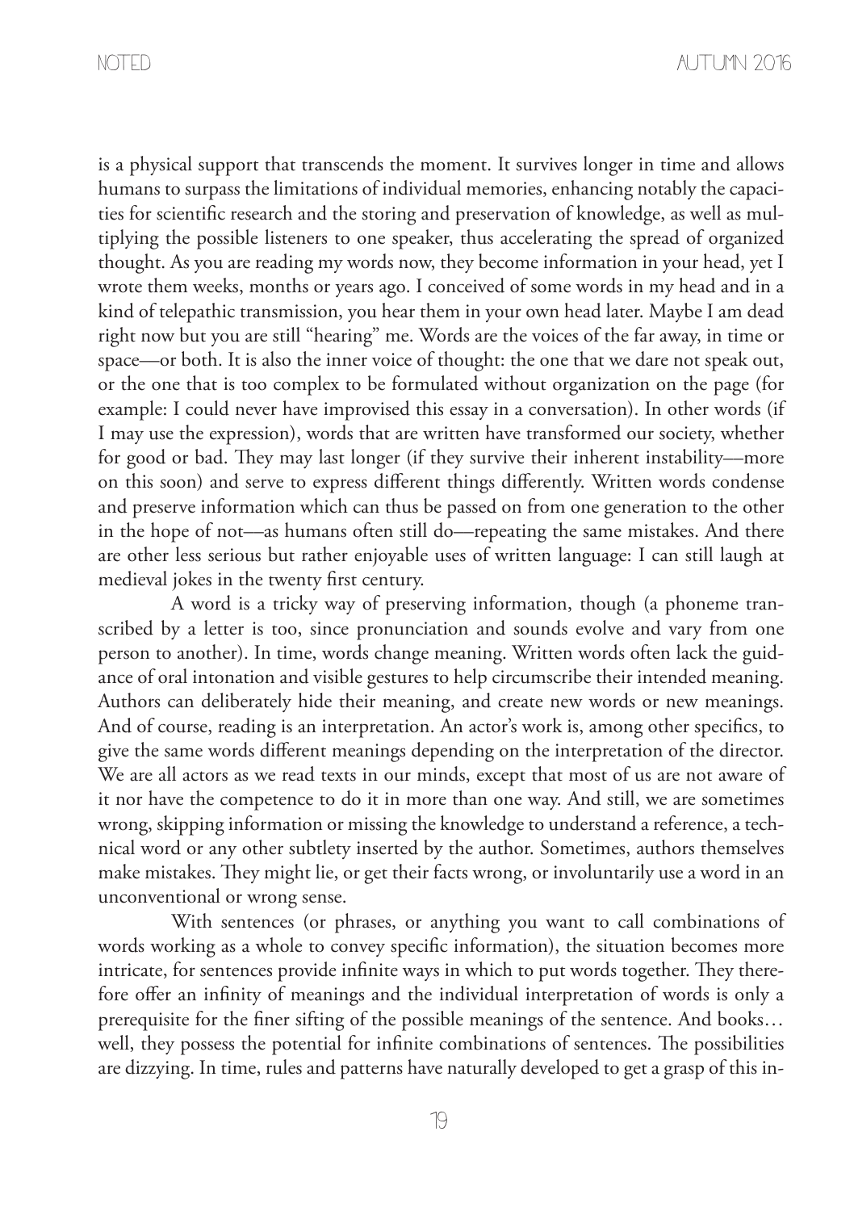is a physical support that transcends the moment. It survives longer in time and allows humans to surpass the limitations of individual memories, enhancing notably the capacities for scientific research and the storing and preservation of knowledge, as well as multiplying the possible listeners to one speaker, thus accelerating the spread of organized thought. As you are reading my words now, they become information in your head, yet I wrote them weeks, months or years ago. I conceived of some words in my head and in a kind of telepathic transmission, you hear them in your own head later. Maybe I am dead right now but you are still "hearing" me. Words are the voices of the far away, in time or space—or both. It is also the inner voice of thought: the one that we dare not speak out, or the one that is too complex to be formulated without organization on the page (for example: I could never have improvised this essay in a conversation). In other words (if I may use the expression), words that are written have transformed our society, whether for good or bad. They may last longer (if they survive their inherent instability—more on this soon) and serve to express different things differently. Written words condense and preserve information which can thus be passed on from one generation to the other in the hope of not—as humans often still do—repeating the same mistakes. And there are other less serious but rather enjoyable uses of written language: I can still laugh at medieval jokes in the twenty first century.

A word is a tricky way of preserving information, though (a phoneme transcribed by a letter is too, since pronunciation and sounds evolve and vary from one person to another). In time, words change meaning. Written words often lack the guidance of oral intonation and visible gestures to help circumscribe their intended meaning. Authors can deliberately hide their meaning, and create new words or new meanings. And of course, reading is an interpretation. An actor's work is, among other specifics, to give the same words different meanings depending on the interpretation of the director. We are all actors as we read texts in our minds, except that most of us are not aware of it nor have the competence to do it in more than one way. And still, we are sometimes wrong, skipping information or missing the knowledge to understand a reference, a technical word or any other subtlety inserted by the author. Sometimes, authors themselves make mistakes. They might lie, or get their facts wrong, or involuntarily use a word in an unconventional or wrong sense.

With sentences (or phrases, or anything you want to call combinations of words working as a whole to convey specific information), the situation becomes more intricate, for sentences provide infinite ways in which to put words together. They therefore offer an infinity of meanings and the individual interpretation of words is only a prerequisite for the finer sifting of the possible meanings of the sentence. And books… well, they possess the potential for infinite combinations of sentences. The possibilities are dizzying. In time, rules and patterns have naturally developed to get a grasp of this in-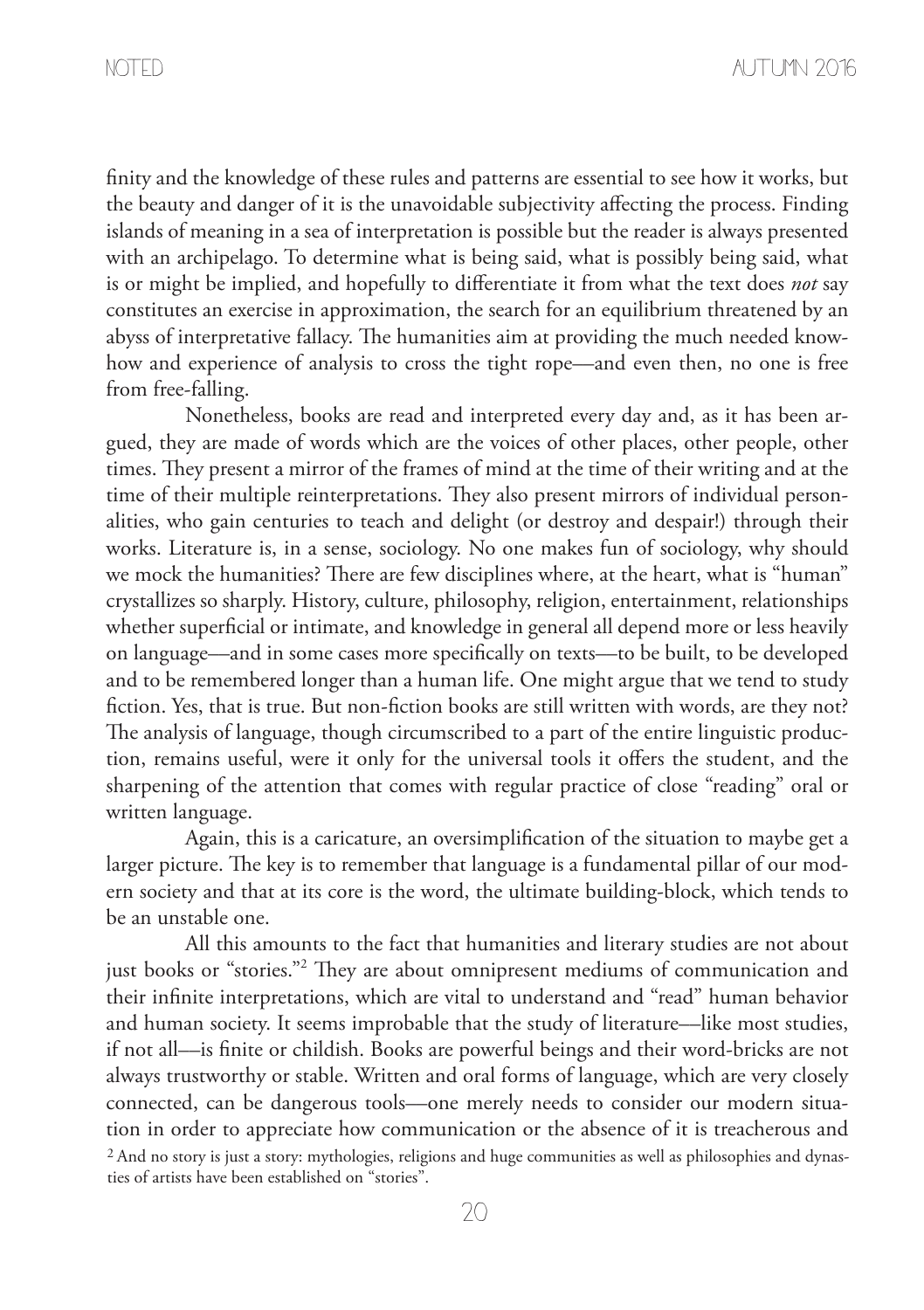finity and the knowledge of these rules and patterns are essential to see how it works, but the beauty and danger of it is the unavoidable subjectivity affecting the process. Finding islands of meaning in a sea of interpretation is possible but the reader is always presented with an archipelago. To determine what is being said, what is possibly being said, what is or might be implied, and hopefully to differentiate it from what the text does *not* say constitutes an exercise in approximation, the search for an equilibrium threatened by an abyss of interpretative fallacy. The humanities aim at providing the much needed know-how and experience of analysis to cross the tight rope—and even then, no one is free from free-falling.

Nonetheless, books are read and interpreted every day and, as it has been argued, they are made of words which are the voices of other places, other people, other times. They present a mirror of the frames of mind at the time of their writing and at the time of their multiple reinterpretations. They also present mirrors of individual personalities, who gain centuries to teach and delight (or destroy and despair!) through their works. Literature is, in a sense, sociology. No one makes fun of sociology, why should we mock the humanities? There are few disciplines where, at the heart, what is "human" crystallizes so sharply. History, culture, philosophy, religion, entertainment, relationships whether superficial or intimate, and knowledge in general all depend more or less heavily on language—and in some cases more specifically on texts—to be built, to be developed and to be remembered longer than a human life. One might argue that we tend to study fiction. Yes, that is true. But non-fiction books are still written with words, are they not? The analysis of language, though circumscribed to a part of the entire linguistic production, remains useful, were it only for the universal tools it offers the student, and the sharpening of the attention that comes with regular practice of close "reading" oral or written language.

Again, this is a caricature, an oversimplification of the situation to maybe get a larger picture. The key is to remember that language is a fundamental pillar of our modern society and that at its core is the word, the ultimate building-block, which tends to be an unstable one.

All this amounts to the fact that humanities and literary studies are not about just books or "stories."[2] They are about omnipresent mediums of communication and their infinite interpretations, which are vital to understand and "read" human behavior and human society. It seems improbable that the study of literature—like most studies, if not all—is finite or childish. Books are powerful beings and their word-bricks are not always trustworthy or stable. Written and oral forms of language, which are very closely connected, can be dangerous tools—one merely needs to consider our modern situation in order to appreciate how communication or the absence of it is treacherous and

[2] And no story is just a story: mythologies, religions and huge communities as well as philosophies and dynasties of artists have been established on "stories".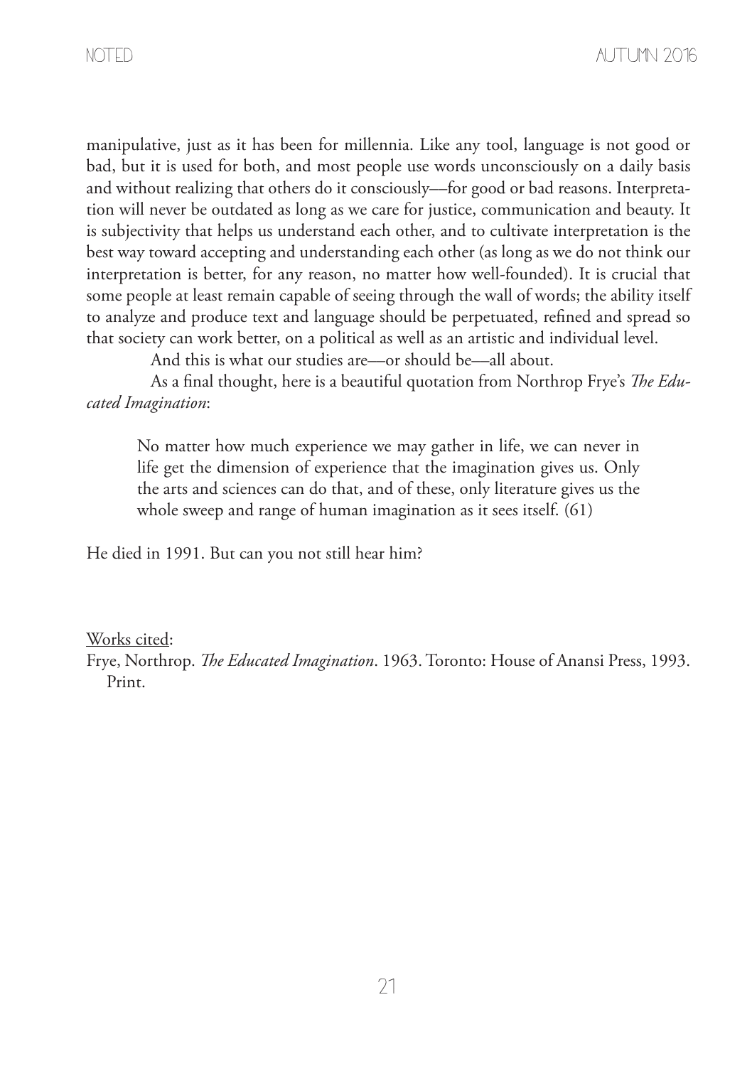manipulative, just as it has been for millennia. Like any tool, language is not good or bad, but it is used for both, and most people use words unconsciously on a daily basis and without realizing that others do it consciously—for good or bad reasons. Interpretation will never be outdated as long as we care for justice, communication and beauty. It is subjectivity that helps us understand each other, and to cultivate interpretation is the best way toward accepting and understanding each other (as long as we do not think our interpretation is better, for any reason, no matter how well-founded). It is crucial that some people at least remain capable of seeing through the wall of words; the ability itself to analyze and produce text and language should be perpetuated, refined and spread so that society can work better, on a political as well as an artistic and individual level.

And this is what our studies are—or should be—all about.

As a final thought, here is a beautiful quotation from Northrop Frye's *The Educated Imagination*:

> No matter how much experience we may gather in life, we can never in life get the dimension of experience that the imagination gives us. Only the arts and sciences can do that, and of these, only literature gives us the whole sweep and range of human imagination as it sees itself. (61)

He died in 1991. But can you not still hear him?

<u>Works cited</u>:

Frye, Northrop. *The Educated Imagination*. 1963. Toronto: House of Anansi Press, 1993. Print.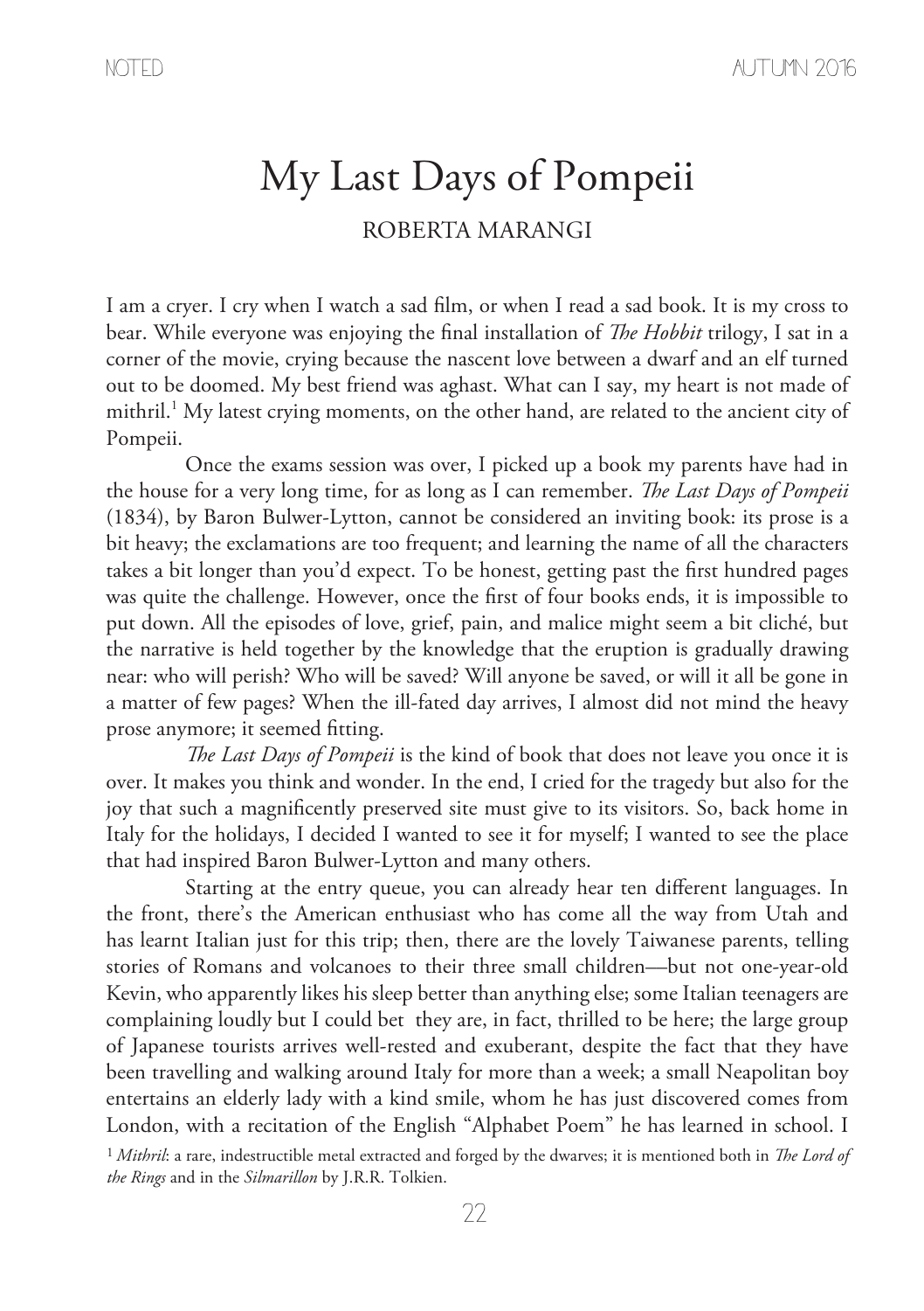# My Last Days of Pompeii

ROBERTA MARANGI

I am a cryer. I cry when I watch a sad film, or when I read a sad book. It is my cross to bear. While everyone was enjoying the final installation of *The Hobbit* trilogy, I sat in a corner of the movie, crying because the nascent love between a dwarf and an elf turned out to be doomed. My best friend was aghast. What can I say, my heart is not made of mithril.[1] My latest crying moments, on the other hand, are related to the ancient city of Pompeii.

Once the exams session was over, I picked up a book my parents have had in the house for a very long time, for as long as I can remember. *The Last Days of Pompeii* (1834), by Baron Bulwer-Lytton, cannot be considered an inviting book: its prose is a bit heavy; the exclamations are too frequent; and learning the name of all the characters takes a bit longer than you'd expect. To be honest, getting past the first hundred pages was quite the challenge. However, once the first of four books ends, it is impossible to put down. All the episodes of love, grief, pain, and malice might seem a bit cliché, but the narrative is held together by the knowledge that the eruption is gradually drawing near: who will perish? Who will be saved? Will anyone be saved, or will it all be gone in a matter of few pages? When the ill-fated day arrives, I almost did not mind the heavy prose anymore; it seemed fitting.

*The Last Days of Pompeii* is the kind of book that does not leave you once it is over. It makes you think and wonder. In the end, I cried for the tragedy but also for the joy that such a magnificently preserved site must give to its visitors. So, back home in Italy for the holidays, I decided I wanted to see it for myself; I wanted to see the place that had inspired Baron Bulwer-Lytton and many others.

Starting at the entry queue, you can already hear ten different languages. In the front, there's the American enthusiast who has come all the way from Utah and has learnt Italian just for this trip; then, there are the lovely Taiwanese parents, telling stories of Romans and volcanoes to their three small children—but not one-year-old Kevin, who apparently likes his sleep better than anything else; some Italian teenagers are complaining loudly but I could bet they are, in fact, thrilled to be here; the large group of Japanese tourists arrives well-rested and exuberant, despite the fact that they have been travelling and walking around Italy for more than a week; a small Neapolitan boy entertains an elderly lady with a kind smile, whom he has just discovered comes from London, with a recitation of the English "Alphabet Poem" he has learned in school. I

[1] *Mithril*: a rare, indestructible metal extracted and forged by the dwarves; it is mentioned both in *The Lord of the Rings* and in the *Silmarillon* by J.R.R. Tolkien.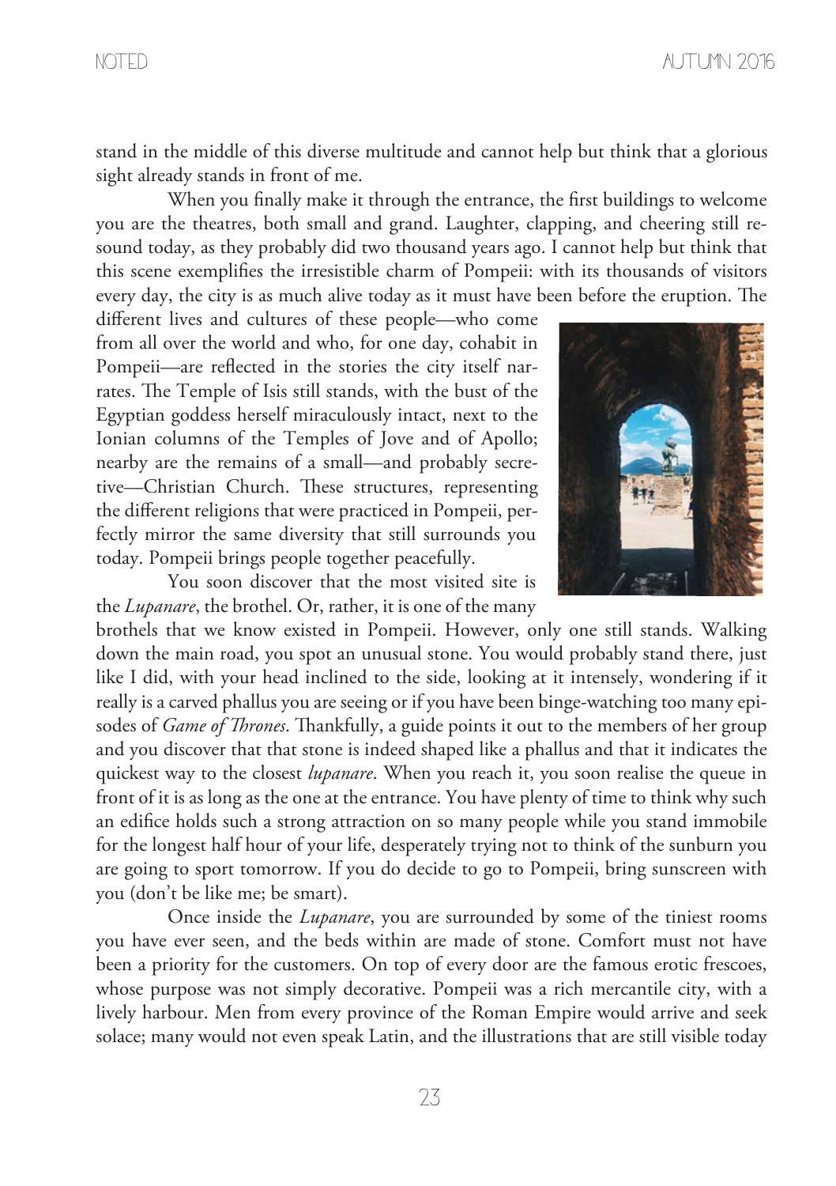stand in the middle of this diverse multitude and cannot help but think that a glorious sight already stands in front of me.

When you finally make it through the entrance, the first buildings to welcome you are the theatres, both small and grand. Laughter, clapping, and cheering still resound today, as they probably did two thousand years ago. I cannot help but think that this scene exemplifies the irresistible charm of Pompeii: with its thousands of visitors every day, the city is as much alive today as it must have been before the eruption. The different lives and cultures of these people—who come from all over the world and who, for one day, cohabit in Pompeii—are reflected in the stories the city itself narrates. The Temple of Isis still stands, with the bust of the Egyptian goddess herself miraculously intact, next to the Ionian columns of the Temples of Jove and of Apollo; nearby are the remains of a small—and probably secretive—Christian Church. These structures, representing the different religions that were practiced in Pompeii, perfectly mirror the same diversity that still surrounds you today. Pompeii brings people together peacefully.

You soon discover that the most visited site is the *Lupanare*, the brothel. Or, rather, it is one of the many brothels that we know existed in Pompeii. However, only one still stands. Walking down the main road, you spot an unusual stone. You would probably stand there, just like I did, with your head inclined to the side, looking at it intensely, wondering if it really is a carved phallus you are seeing or if you have been binge-watching too many episodes of *Game of Thrones*. Thankfully, a guide points it out to the members of her group and you discover that that stone is indeed shaped like a phallus and that it indicates the quickest way to the closest *lupanare*. When you reach it, you soon realise the queue in front of it is as long as the one at the entrance. You have plenty of time to think why such an edifice holds such a strong attraction on so many people while you stand immobile for the longest half hour of your life, desperately trying not to think of the sunburn you are going to sport tomorrow. If you do decide to go to Pompeii, bring sunscreen with you (don't be like me; be smart).

Once inside the *Lupanare*, you are surrounded by some of the tiniest rooms you have ever seen, and the beds within are made of stone. Comfort must not have been a priority for the customers. On top of every door are the famous erotic frescoes, whose purpose was not simply decorative. Pompeii was a rich mercantile city, with a lively harbour. Men from every province of the Roman Empire would arrive and seek solace; many would not even speak Latin, and the illustrations that are still visible today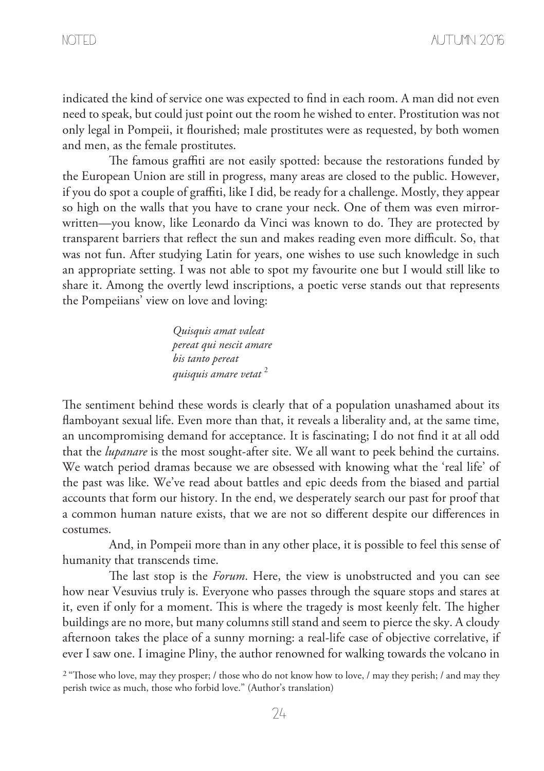indicated the kind of service one was expected to find in each room. A man did not even need to speak, but could just point out the room he wished to enter. Prostitution was not only legal in Pompeii, it flourished; male prostitutes were as requested, by both women and men, as the female prostitutes.

The famous graffiti are not easily spotted: because the restorations funded by the European Union are still in progress, many areas are closed to the public. However, if you do spot a couple of graffiti, like I did, be ready for a challenge. Mostly, they appear so high on the walls that you have to crane your neck. One of them was even mirror-written—you know, like Leonardo da Vinci was known to do. They are protected by transparent barriers that reflect the sun and makes reading even more difficult. So, that was not fun. After studying Latin for years, one wishes to use such knowledge in such an appropriate setting. I was not able to spot my favourite one but I would still like to share it. Among the overtly lewd inscriptions, a poetic verse stands out that represents the Pompeiians' view on love and loving:

> *Quisquis amat valeat*
> *pereat qui nescit amare*
> *bis tanto pereat*
> *quisquis amare vetat* [2]

The sentiment behind these words is clearly that of a population unashamed about its flamboyant sexual life. Even more than that, it reveals a liberality and, at the same time, an uncompromising demand for acceptance. It is fascinating; I do not find it at all odd that the *lupanare* is the most sought-after site. We all want to peek behind the curtains. We watch period dramas because we are obsessed with knowing what the 'real life' of the past was like. We've read about battles and epic deeds from the biased and partial accounts that form our history. In the end, we desperately search our past for proof that a common human nature exists, that we are not so different despite our differences in costumes.

And, in Pompeii more than in any other place, it is possible to feel this sense of humanity that transcends time.

The last stop is the *Forum*. Here, the view is unobstructed and you can see how near Vesuvius truly is. Everyone who passes through the square stops and stares at it, even if only for a moment. This is where the tragedy is most keenly felt. The higher buildings are no more, but many columns still stand and seem to pierce the sky. A cloudy afternoon takes the place of a sunny morning: a real-life case of objective correlative, if ever I saw one. I imagine Pliny, the author renowned for walking towards the volcano in

[2] "Those who love, may they prosper; / those who do not know how to love, / may they perish; / and may they perish twice as much, those who forbid love." (Author's translation)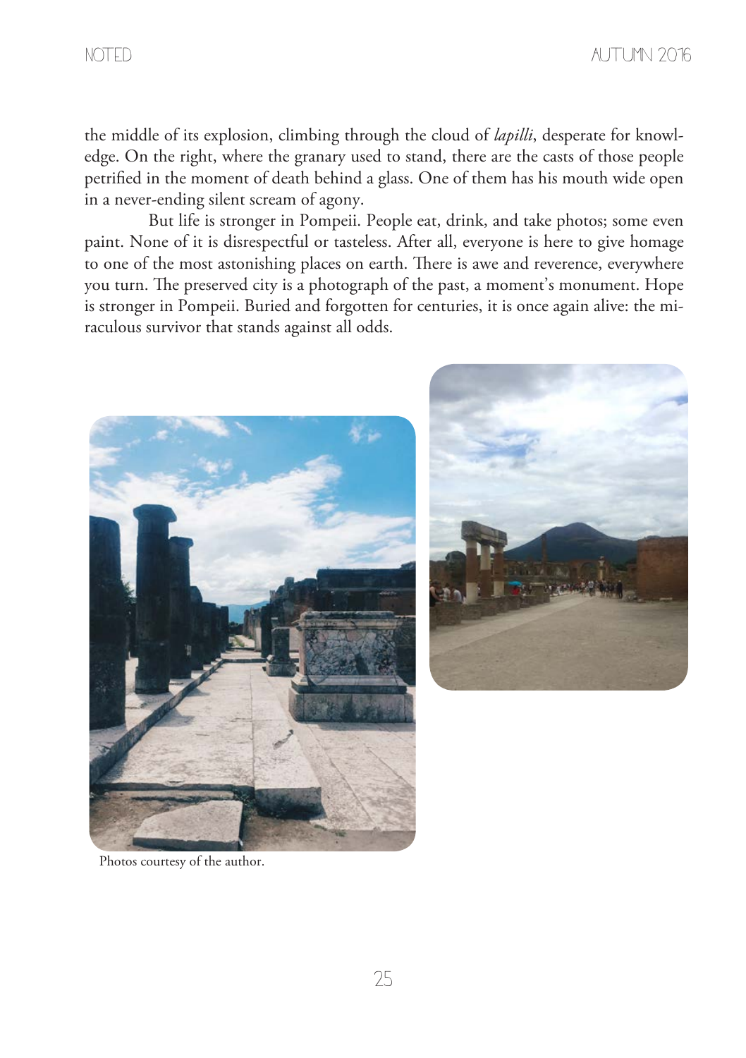the middle of its explosion, climbing through the cloud of *lapilli*, desperate for knowledge. On the right, where the granary used to stand, there are the casts of those people petrified in the moment of death behind a glass. One of them has his mouth wide open in a never-ending silent scream of agony.

But life is stronger in Pompeii. People eat, drink, and take photos; some even paint. None of it is disrespectful or tasteless. After all, everyone is here to give homage to one of the most astonishing places on earth. There is awe and reverence, everywhere you turn. The preserved city is a photograph of the past, a moment's monument. Hope is stronger in Pompeii. Buried and forgotten for centuries, it is once again alive: the miraculous survivor that stands against all odds.

Photos courtesy of the author.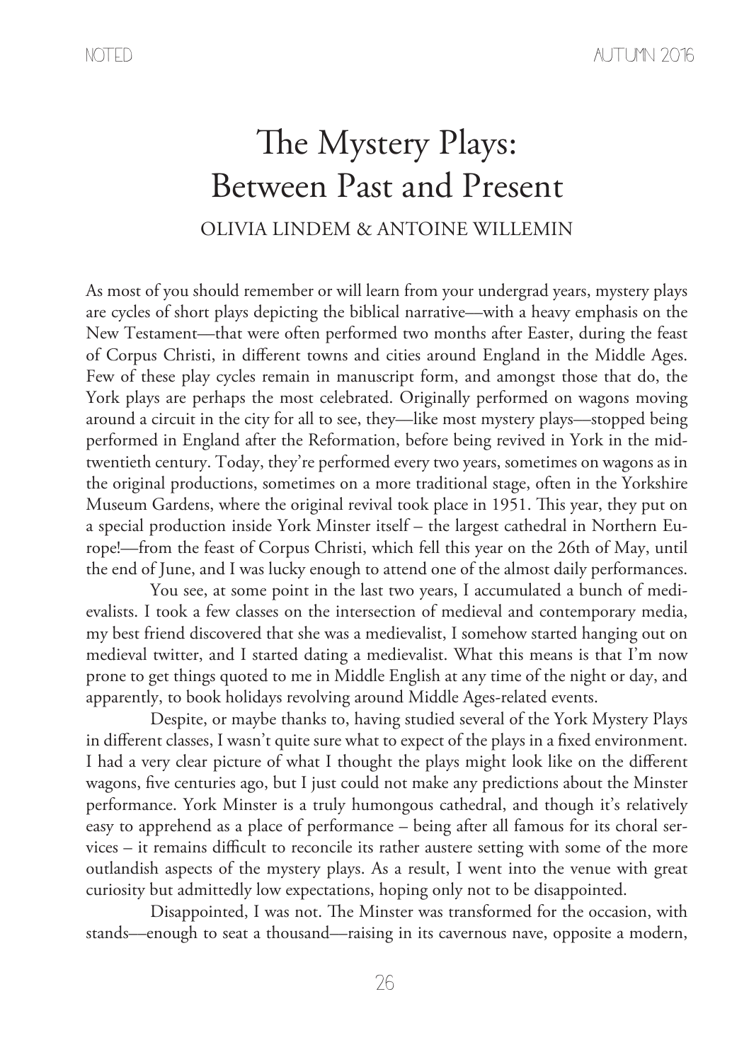# The Mystery Plays: Between Past and Present

OLIVIA LINDEM & ANTOINE WILLEMIN

As most of you should remember or will learn from your undergrad years, mystery plays are cycles of short plays depicting the biblical narrative—with a heavy emphasis on the New Testament—that were often performed two months after Easter, during the feast of Corpus Christi, in different towns and cities around England in the Middle Ages. Few of these play cycles remain in manuscript form, and amongst those that do, the York plays are perhaps the most celebrated. Originally performed on wagons moving around a circuit in the city for all to see, they—like most mystery plays—stopped being performed in England after the Reformation, before being revived in York in the mid-twentieth century. Today, they're performed every two years, sometimes on wagons as in the original productions, sometimes on a more traditional stage, often in the Yorkshire Museum Gardens, where the original revival took place in 1951. This year, they put on a special production inside York Minster itself – the largest cathedral in Northern Europe!—from the feast of Corpus Christi, which fell this year on the 26th of May, until the end of June, and I was lucky enough to attend one of the almost daily performances.

You see, at some point in the last two years, I accumulated a bunch of medievalists. I took a few classes on the intersection of medieval and contemporary media, my best friend discovered that she was a medievalist, I somehow started hanging out on medieval twitter, and I started dating a medievalist. What this means is that I'm now prone to get things quoted to me in Middle English at any time of the night or day, and apparently, to book holidays revolving around Middle Ages-related events.

Despite, or maybe thanks to, having studied several of the York Mystery Plays in different classes, I wasn't quite sure what to expect of the plays in a fixed environment. I had a very clear picture of what I thought the plays might look like on the different wagons, five centuries ago, but I just could not make any predictions about the Minster performance. York Minster is a truly humongous cathedral, and though it's relatively easy to apprehend as a place of performance – being after all famous for its choral services – it remains difficult to reconcile its rather austere setting with some of the more outlandish aspects of the mystery plays. As a result, I went into the venue with great curiosity but admittedly low expectations, hoping only not to be disappointed.

Disappointed, I was not. The Minster was transformed for the occasion, with stands—enough to seat a thousand—raising in its cavernous nave, opposite a modern,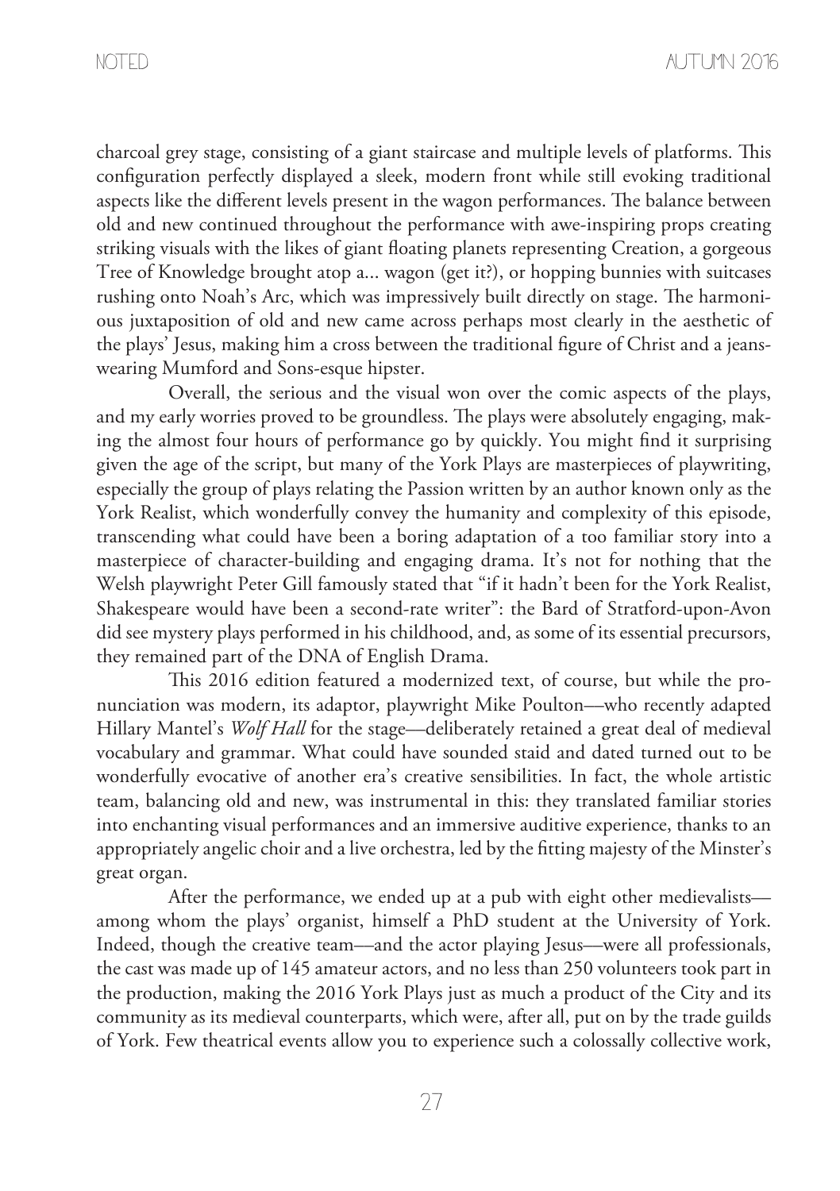charcoal grey stage, consisting of a giant staircase and multiple levels of platforms. This configuration perfectly displayed a sleek, modern front while still evoking traditional aspects like the different levels present in the wagon performances. The balance between old and new continued throughout the performance with awe-inspiring props creating striking visuals with the likes of giant floating planets representing Creation, a gorgeous Tree of Knowledge brought atop a... wagon (get it?), or hopping bunnies with suitcases rushing onto Noah's Arc, which was impressively built directly on stage. The harmonious juxtaposition of old and new came across perhaps most clearly in the aesthetic of the plays' Jesus, making him a cross between the traditional figure of Christ and a jeans-wearing Mumford and Sons-esque hipster.

Overall, the serious and the visual won over the comic aspects of the plays, and my early worries proved to be groundless. The plays were absolutely engaging, making the almost four hours of performance go by quickly. You might find it surprising given the age of the script, but many of the York Plays are masterpieces of playwriting, especially the group of plays relating the Passion written by an author known only as the York Realist, which wonderfully convey the humanity and complexity of this episode, transcending what could have been a boring adaptation of a too familiar story into a masterpiece of character-building and engaging drama. It's not for nothing that the Welsh playwright Peter Gill famously stated that "if it hadn't been for the York Realist, Shakespeare would have been a second-rate writer": the Bard of Stratford-upon-Avon did see mystery plays performed in his childhood, and, as some of its essential precursors, they remained part of the DNA of English Drama.

This 2016 edition featured a modernized text, of course, but while the pronunciation was modern, its adaptor, playwright Mike Poulton—who recently adapted Hillary Mantel's *Wolf Hall* for the stage—deliberately retained a great deal of medieval vocabulary and grammar. What could have sounded staid and dated turned out to be wonderfully evocative of another era's creative sensibilities. In fact, the whole artistic team, balancing old and new, was instrumental in this: they translated familiar stories into enchanting visual performances and an immersive auditive experience, thanks to an appropriately angelic choir and a live orchestra, led by the fitting majesty of the Minster's great organ.

After the performance, we ended up at a pub with eight other medievalists—among whom the plays' organist, himself a PhD student at the University of York. Indeed, though the creative team—and the actor playing Jesus—were all professionals, the cast was made up of 145 amateur actors, and no less than 250 volunteers took part in the production, making the 2016 York Plays just as much a product of the City and its community as its medieval counterparts, which were, after all, put on by the trade guilds of York. Few theatrical events allow you to experience such a colossally collective work,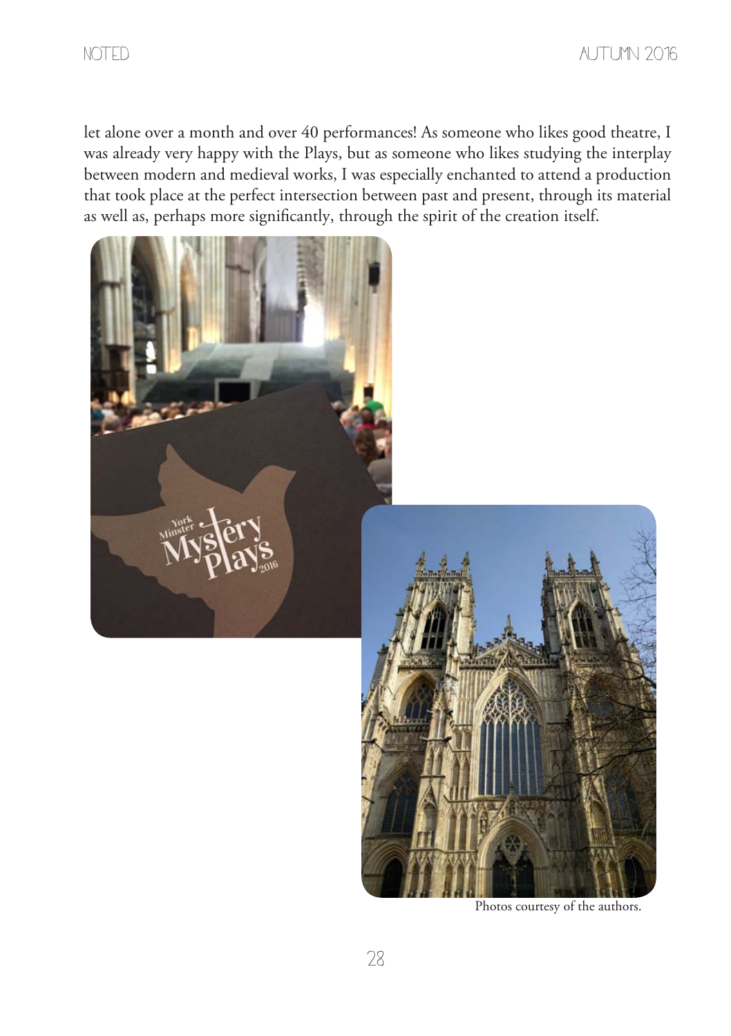let alone over a month and over 40 performances! As someone who likes good theatre, I was already very happy with the Plays, but as someone who likes studying the interplay between modern and medieval works, I was especially enchanted to attend a production that took place at the perfect intersection between past and present, through its material as well as, perhaps more significantly, through the spirit of the creation itself.

Photos courtesy of the authors.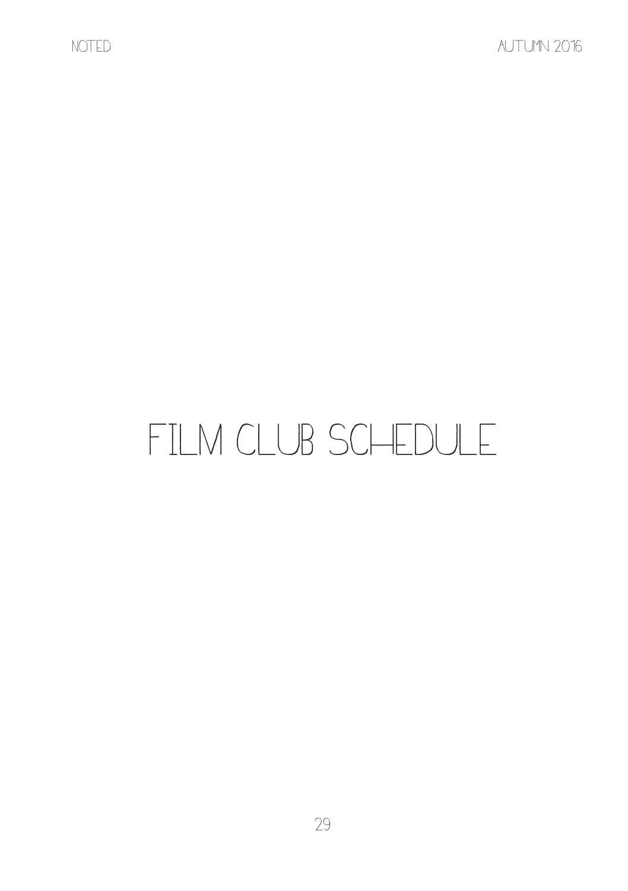# FILM CLUB SCHEDULE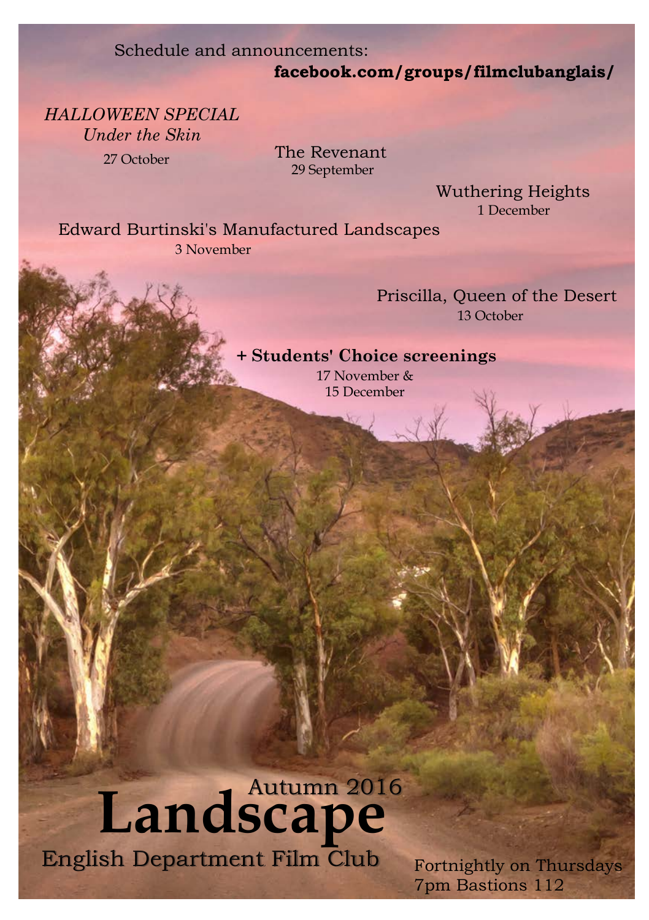Schedule and announcements:

**facebook.com/groups/filmclubanglais/**

*HALLOWEEN SPECIAL*
*Under the Skin*
27 October

The Revenant
29 September

Wuthering Heights
1 December

Edward Burtinski's Manufactured Landscapes
3 November

Priscilla, Queen of the Desert
13 October

**+ Students' Choice screenings**
17 November &
15 December

Autumn 2016

# Landscape

English Department Film Club

Fortnightly on Thursdays
7pm Bastions 112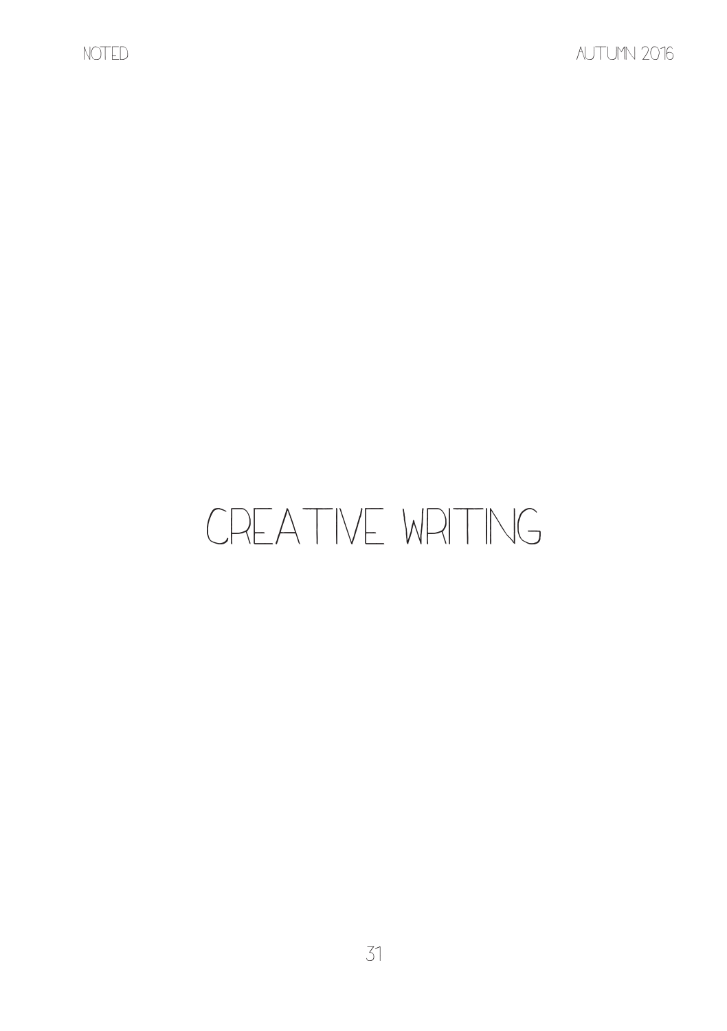# CREATIVE WRITING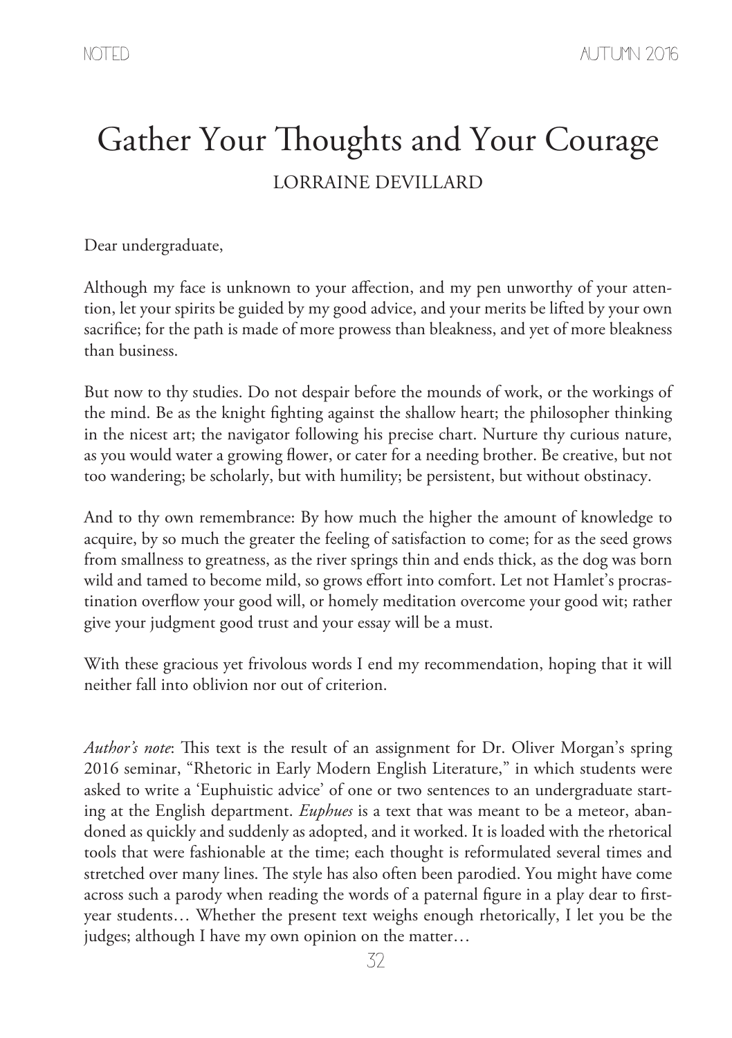# Gather Your Thoughts and Your Courage

LORRAINE DEVILLARD

Dear undergraduate,

Although my face is unknown to your affection, and my pen unworthy of your attention, let your spirits be guided by my good advice, and your merits be lifted by your own sacrifice; for the path is made of more prowess than bleakness, and yet of more bleakness than business.

But now to thy studies. Do not despair before the mounds of work, or the workings of the mind. Be as the knight fighting against the shallow heart; the philosopher thinking in the nicest art; the navigator following his precise chart. Nurture thy curious nature, as you would water a growing flower, or cater for a needing brother. Be creative, but not too wandering; be scholarly, but with humility; be persistent, but without obstinacy.

And to thy own remembrance: By how much the higher the amount of knowledge to acquire, by so much the greater the feeling of satisfaction to come; for as the seed grows from smallness to greatness, as the river springs thin and ends thick, as the dog was born wild and tamed to become mild, so grows effort into comfort. Let not Hamlet's procrastination overflow your good will, or homely meditation overcome your good wit; rather give your judgment good trust and your essay will be a must.

With these gracious yet frivolous words I end my recommendation, hoping that it will neither fall into oblivion nor out of criterion.

*Author's note*: This text is the result of an assignment for Dr. Oliver Morgan's spring 2016 seminar, "Rhetoric in Early Modern English Literature," in which students were asked to write a 'Euphuistic advice' of one or two sentences to an undergraduate starting at the English department. *Euphues* is a text that was meant to be a meteor, abandoned as quickly and suddenly as adopted, and it worked. It is loaded with the rhetorical tools that were fashionable at the time; each thought is reformulated several times and stretched over many lines. The style has also often been parodied. You might have come across such a parody when reading the words of a paternal figure in a play dear to first-year students… Whether the present text weighs enough rhetorically, I let you be the judges; although I have my own opinion on the matter…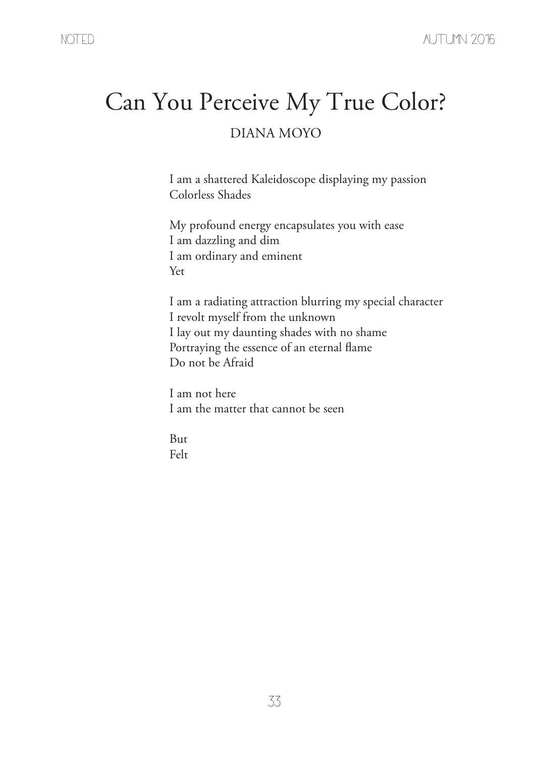# Can You Perceive My True Color?

DIANA MOYO

I am a shattered Kaleidoscope displaying my passion
Colorless Shades

My profound energy encapsulates you with ease
I am dazzling and dim
I am ordinary and eminent
Yet

I am a radiating attraction blurring my special character
I revolt myself from the unknown
I lay out my daunting shades with no shame
Portraying the essence of an eternal flame
Do not be Afraid

I am not here
I am the matter that cannot be seen

But
Felt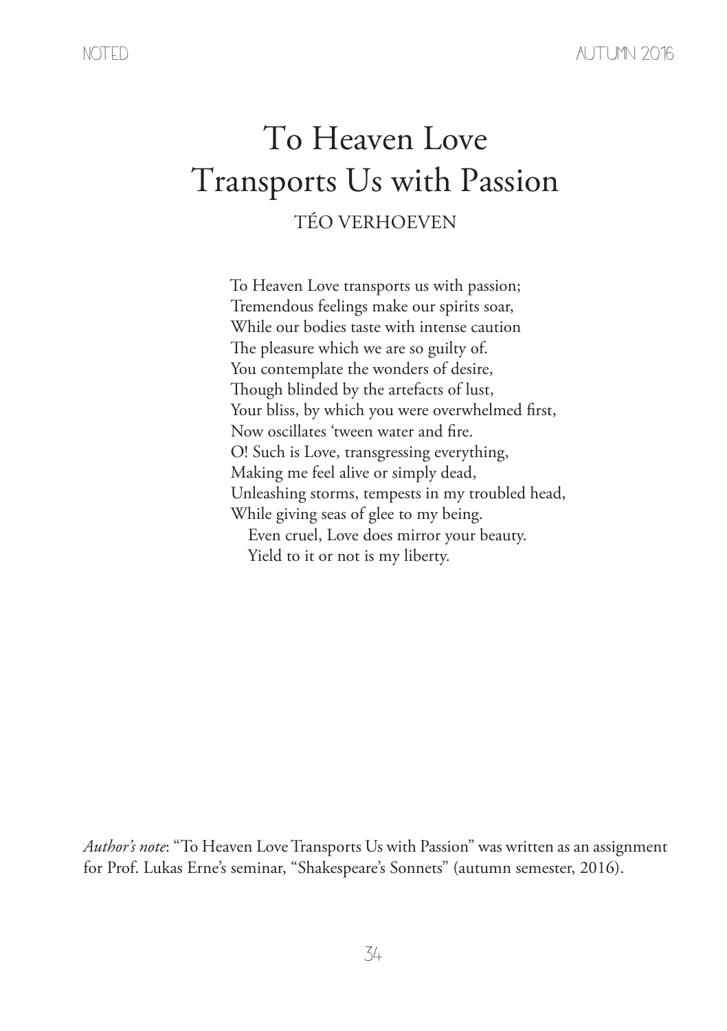# To Heaven Love Transports Us with Passion

TÉO VERHOEVEN

To Heaven Love transports us with passion;  
Tremendous feelings make our spirits soar,  
While our bodies taste with intense caution  
The pleasure which we are so guilty of.  
You contemplate the wonders of desire,  
Though blinded by the artefacts of lust,  
Your bliss, by which you were overwhelmed first,  
Now oscillates 'tween water and fire.  
O! Such is Love, transgressing everything,  
Making me feel alive or simply dead,  
Unleashing storms, tempests in my troubled head,  
While giving seas of glee to my being.  
Even cruel, Love does mirror your beauty.  
Yield to it or not is my liberty.

*Author's note*: "To Heaven Love Transports Us with Passion" was written as an assignment for Prof. Lukas Erne's seminar, "Shakespeare's Sonnets" (autumn semester, 2016).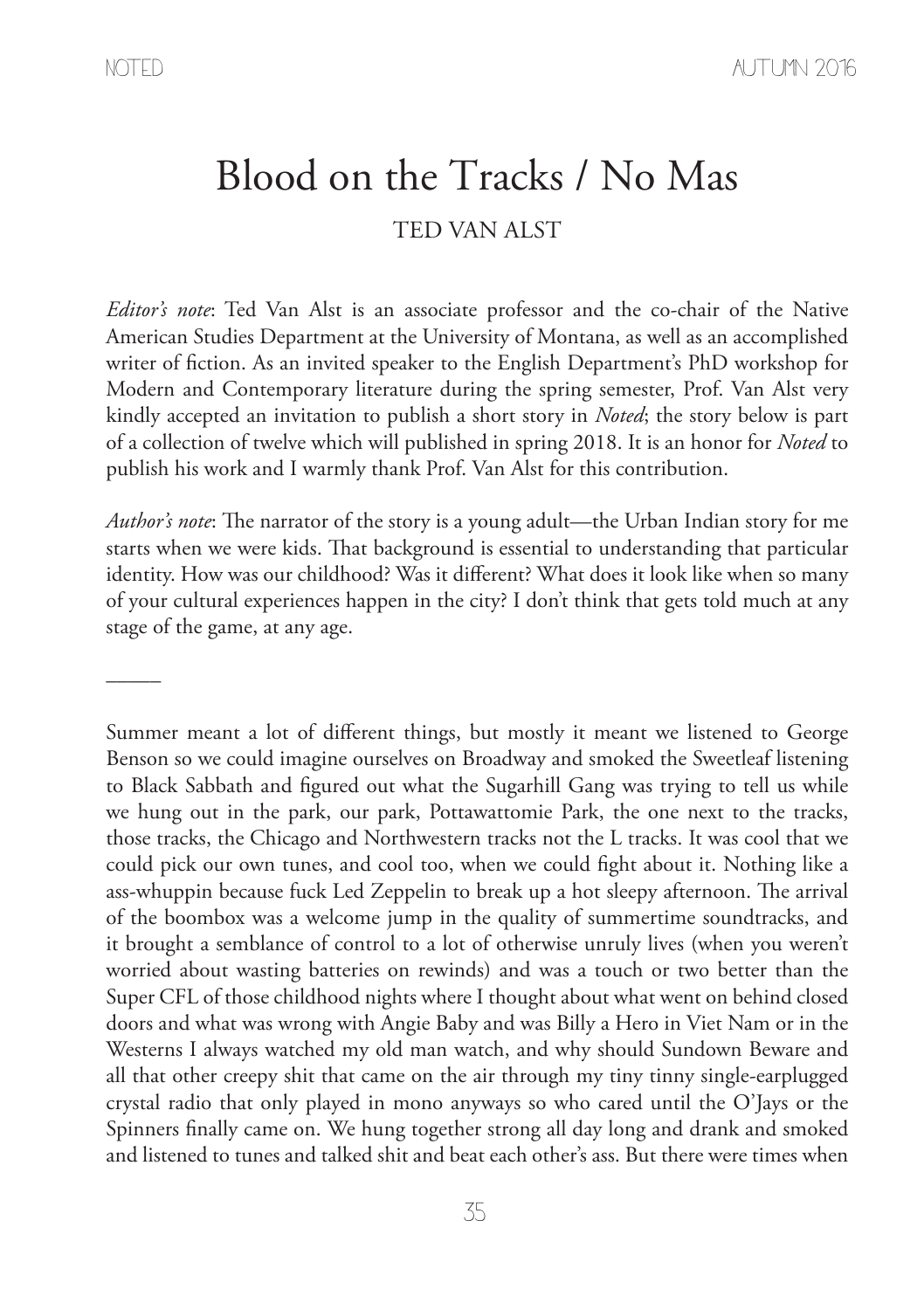# Blood on the Tracks / No Mas

TED VAN ALST

*Editor's note*: Ted Van Alst is an associate professor and the co-chair of the Native American Studies Department at the University of Montana, as well as an accomplished writer of fiction. As an invited speaker to the English Department's PhD workshop for Modern and Contemporary literature during the spring semester, Prof. Van Alst very kindly accepted an invitation to publish a short story in *Noted*; the story below is part of a collection of twelve which will published in spring 2018. It is an honor for *Noted* to publish his work and I warmly thank Prof. Van Alst for this contribution.

*Author's note*: The narrator of the story is a young adult—the Urban Indian story for me starts when we were kids. That background is essential to understanding that particular identity. How was our childhood? Was it different? What does it look like when so many of your cultural experiences happen in the city? I don't think that gets told much at any stage of the game, at any age.

---

Summer meant a lot of different things, but mostly it meant we listened to George Benson so we could imagine ourselves on Broadway and smoked the Sweetleaf listening to Black Sabbath and figured out what the Sugarhill Gang was trying to tell us while we hung out in the park, our park, Pottawattomie Park, the one next to the tracks, those tracks, the Chicago and Northwestern tracks not the L tracks. It was cool that we could pick our own tunes, and cool too, when we could fight about it. Nothing like a ass-whuppin because fuck Led Zeppelin to break up a hot sleepy afternoon. The arrival of the boombox was a welcome jump in the quality of summertime soundtracks, and it brought a semblance of control to a lot of otherwise unruly lives (when you weren't worried about wasting batteries on rewinds) and was a touch or two better than the Super CFL of those childhood nights where I thought about what went on behind closed doors and what was wrong with Angie Baby and was Billy a Hero in Viet Nam or in the Westerns I always watched my old man watch, and why should Sundown Beware and all that other creepy shit that came on the air through my tiny tinny single-earplugged crystal radio that only played in mono anyways so who cared until the O'Jays or the Spinners finally came on. We hung together strong all day long and drank and smoked and listened to tunes and talked shit and beat each other's ass. But there were times when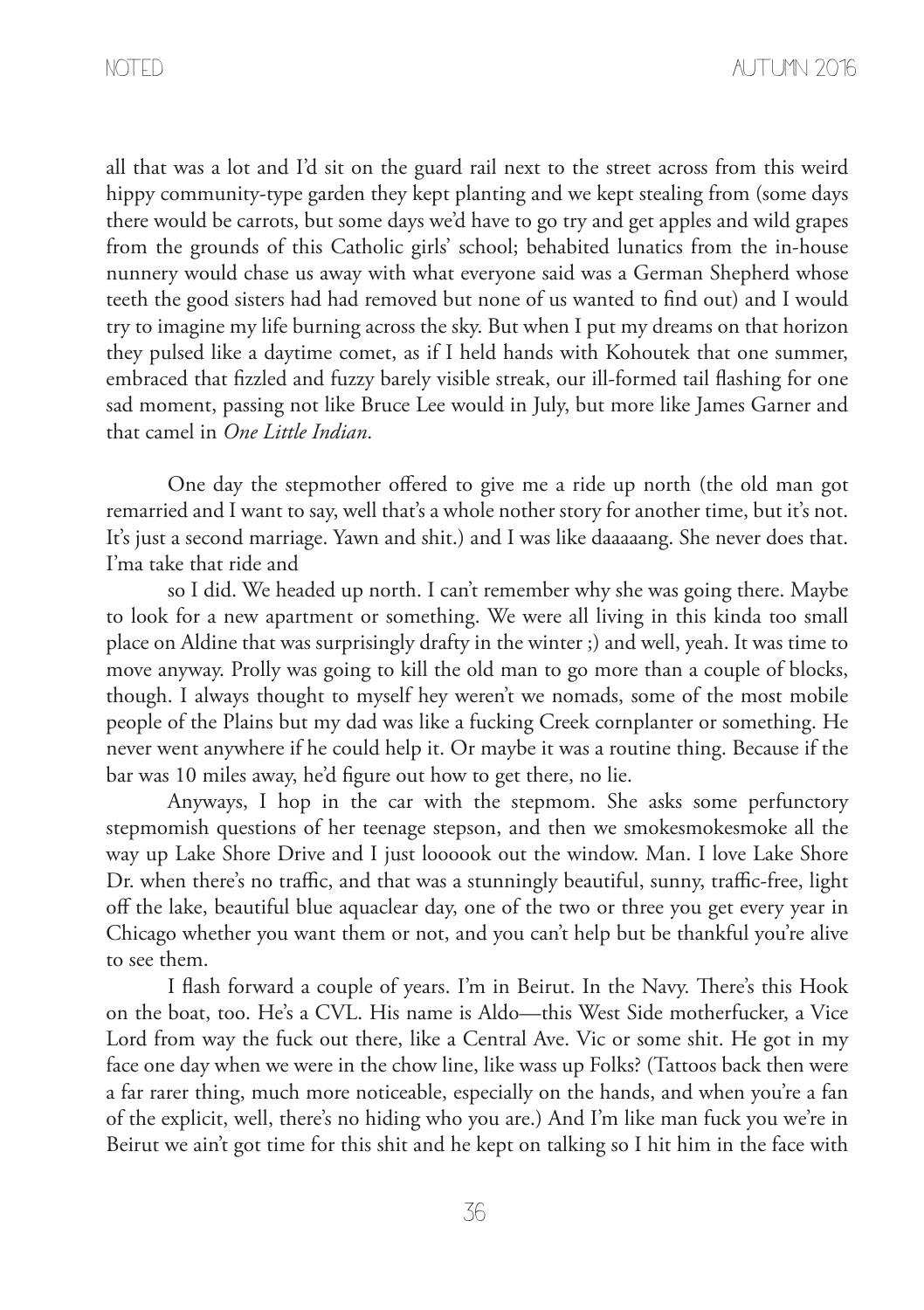all that was a lot and I'd sit on the guard rail next to the street across from this weird hippy community-type garden they kept planting and we kept stealing from (some days there would be carrots, but some days we'd have to go try and get apples and wild grapes from the grounds of this Catholic girls' school; behabited lunatics from the in-house nunnery would chase us away with what everyone said was a German Shepherd whose teeth the good sisters had had removed but none of us wanted to find out) and I would try to imagine my life burning across the sky. But when I put my dreams on that horizon they pulsed like a daytime comet, as if I held hands with Kohoutek that one summer, embraced that fizzled and fuzzy barely visible streak, our ill-formed tail flashing for one sad moment, passing not like Bruce Lee would in July, but more like James Garner and that camel in *One Little Indian*.

One day the stepmother offered to give me a ride up north (the old man got remarried and I want to say, well that's a whole nother story for another time, but it's not. It's just a second marriage. Yawn and shit.) and I was like daaaaang. She never does that. I'ma take that ride and

so I did. We headed up north. I can't remember why she was going there. Maybe to look for a new apartment or something. We were all living in this kinda too small place on Aldine that was surprisingly drafty in the winter ;) and well, yeah. It was time to move anyway. Prolly was going to kill the old man to go more than a couple of blocks, though. I always thought to myself hey weren't we nomads, some of the most mobile people of the Plains but my dad was like a fucking Creek cornplanter or something. He never went anywhere if he could help it. Or maybe it was a routine thing. Because if the bar was 10 miles away, he'd figure out how to get there, no lie.

Anyways, I hop in the car with the stepmom. She asks some perfunctory stepmomish questions of her teenage stepson, and then we smokesmokesmoke all the way up Lake Shore Drive and I just loooook out the window. Man. I love Lake Shore Dr. when there's no traffic, and that was a stunningly beautiful, sunny, traffic-free, light off the lake, beautiful blue aquaclear day, one of the two or three you get every year in Chicago whether you want them or not, and you can't help but be thankful you're alive to see them.

I flash forward a couple of years. I'm in Beirut. In the Navy. There's this Hook on the boat, too. He's a CVL. His name is Aldo—this West Side motherfucker, a Vice Lord from way the fuck out there, like a Central Ave. Vic or some shit. He got in my face one day when we were in the chow line, like wass up Folks? (Tattoos back then were a far rarer thing, much more noticeable, especially on the hands, and when you're a fan of the explicit, well, there's no hiding who you are.) And I'm like man fuck you we're in Beirut we ain't got time for this shit and he kept on talking so I hit him in the face with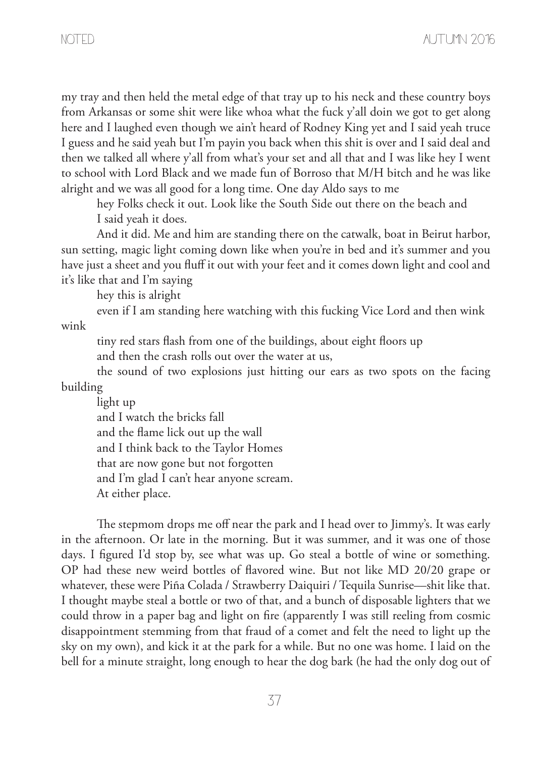my tray and then held the metal edge of that tray up to his neck and these country boys from Arkansas or some shit were like whoa what the fuck y'all doin we got to get along here and I laughed even though we ain't heard of Rodney King yet and I said yeah truce I guess and he said yeah but I'm payin you back when this shit is over and I said deal and then we talked all where y'all from what's your set and all that and I was like hey I went to school with Lord Black and we made fun of Borroso that M/H bitch and he was like alright and we was all good for a long time. One day Aldo says to me

hey Folks check it out. Look like the South Side out there on the beach and

I said yeah it does.

And it did. Me and him are standing there on the catwalk, boat in Beirut harbor, sun setting, magic light coming down like when you're in bed and it's summer and you have just a sheet and you fluff it out with your feet and it comes down light and cool and it's like that and I'm saying

hey this is alright

even if I am standing here watching with this fucking Vice Lord and then wink wink

tiny red stars flash from one of the buildings, about eight floors up

and then the crash rolls out over the water at us,

the sound of two explosions just hitting our ears as two spots on the facing building

light up

and I watch the bricks fall

and the flame lick out up the wall

and I think back to the Taylor Homes

that are now gone but not forgotten

and I'm glad I can't hear anyone scream.

At either place.

The stepmom drops me off near the park and I head over to Jimmy's. It was early in the afternoon. Or late in the morning. But it was summer, and it was one of those days. I figured I'd stop by, see what was up. Go steal a bottle of wine or something. OP had these new weird bottles of flavored wine. But not like MD 20/20 grape or whatever, these were Piña Colada / Strawberry Daiquiri / Tequila Sunrise—shit like that. I thought maybe steal a bottle or two of that, and a bunch of disposable lighters that we could throw in a paper bag and light on fire (apparently I was still reeling from cosmic disappointment stemming from that fraud of a comet and felt the need to light up the sky on my own), and kick it at the park for a while. But no one was home. I laid on the bell for a minute straight, long enough to hear the dog bark (he had the only dog out of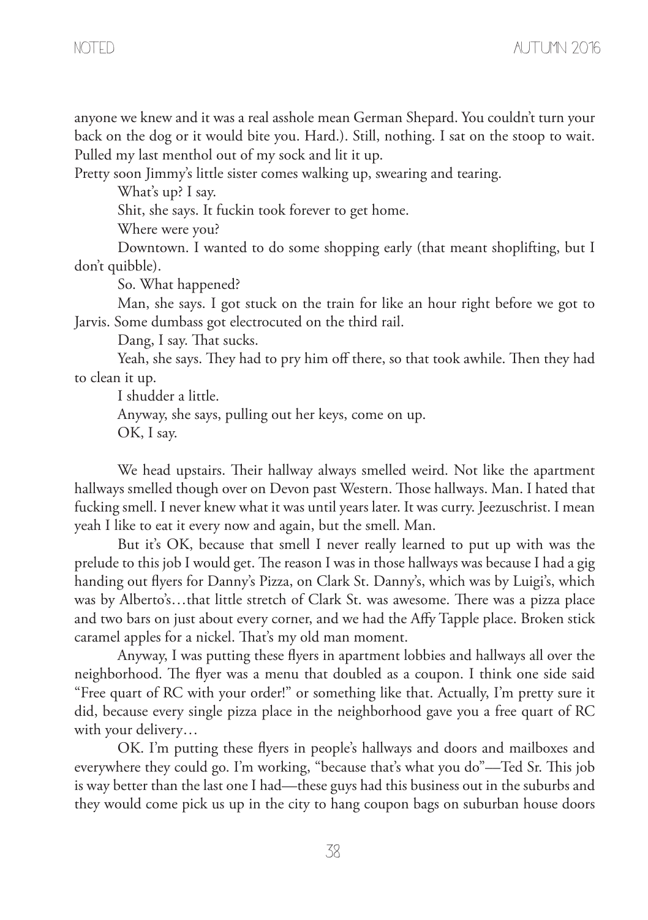anyone we knew and it was a real asshole mean German Shepard. You couldn't turn your back on the dog or it would bite you. Hard.). Still, nothing. I sat on the stoop to wait. Pulled my last menthol out of my sock and lit it up.

Pretty soon Jimmy's little sister comes walking up, swearing and tearing.

What's up? I say.

Shit, she says. It fuckin took forever to get home.

Where were you?

Downtown. I wanted to do some shopping early (that meant shoplifting, but I don't quibble).

So. What happened?

Man, she says. I got stuck on the train for like an hour right before we got to Jarvis. Some dumbass got electrocuted on the third rail.

Dang, I say. That sucks.

Yeah, she says. They had to pry him off there, so that took awhile. Then they had to clean it up.

I shudder a little.

Anyway, she says, pulling out her keys, come on up.

OK, I say.

We head upstairs. Their hallway always smelled weird. Not like the apartment hallways smelled though over on Devon past Western. Those hallways. Man. I hated that fucking smell. I never knew what it was until years later. It was curry. Jeezuschrist. I mean yeah I like to eat it every now and again, but the smell. Man.

But it's OK, because that smell I never really learned to put up with was the prelude to this job I would get. The reason I was in those hallways was because I had a gig handing out flyers for Danny's Pizza, on Clark St. Danny's, which was by Luigi's, which was by Alberto's…that little stretch of Clark St. was awesome. There was a pizza place and two bars on just about every corner, and we had the Affy Tapple place. Broken stick caramel apples for a nickel. That's my old man moment.

Anyway, I was putting these flyers in apartment lobbies and hallways all over the neighborhood. The flyer was a menu that doubled as a coupon. I think one side said "Free quart of RC with your order!" or something like that. Actually, I'm pretty sure it did, because every single pizza place in the neighborhood gave you a free quart of RC with your delivery…

OK. I'm putting these flyers in people's hallways and doors and mailboxes and everywhere they could go. I'm working, "because that's what you do"—Ted Sr. This job is way better than the last one I had—these guys had this business out in the suburbs and they would come pick us up in the city to hang coupon bags on suburban house doors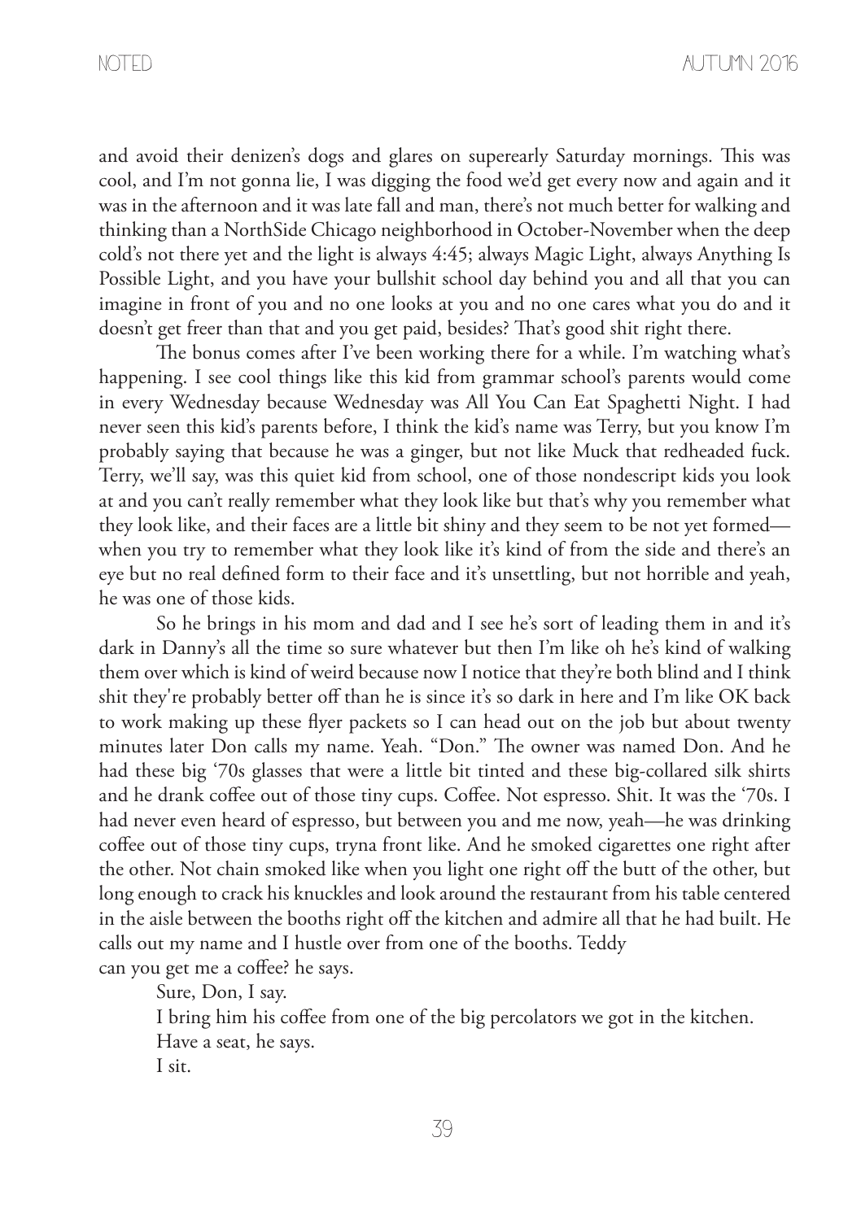and avoid their denizen's dogs and glares on superearly Saturday mornings. This was cool, and I'm not gonna lie, I was digging the food we'd get every now and again and it was in the afternoon and it was late fall and man, there's not much better for walking and thinking than a NorthSide Chicago neighborhood in October-November when the deep cold's not there yet and the light is always 4:45; always Magic Light, always Anything Is Possible Light, and you have your bullshit school day behind you and all that you can imagine in front of you and no one looks at you and no one cares what you do and it doesn't get freer than that and you get paid, besides? That's good shit right there.

The bonus comes after I've been working there for a while. I'm watching what's happening. I see cool things like this kid from grammar school's parents would come in every Wednesday because Wednesday was All You Can Eat Spaghetti Night. I had never seen this kid's parents before, I think the kid's name was Terry, but you know I'm probably saying that because he was a ginger, but not like Muck that redheaded fuck. Terry, we'll say, was this quiet kid from school, one of those nondescript kids you look at and you can't really remember what they look like but that's why you remember what they look like, and their faces are a little bit shiny and they seem to be not yet formed—when you try to remember what they look like it's kind of from the side and there's an eye but no real defined form to their face and it's unsettling, but not horrible and yeah, he was one of those kids.

So he brings in his mom and dad and I see he's sort of leading them in and it's dark in Danny's all the time so sure whatever but then I'm like oh he's kind of walking them over which is kind of weird because now I notice that they're both blind and I think shit they're probably better off than he is since it's so dark in here and I'm like OK back to work making up these flyer packets so I can head out on the job but about twenty minutes later Don calls my name. Yeah. "Don." The owner was named Don. And he had these big '70s glasses that were a little bit tinted and these big-collared silk shirts and he drank coffee out of those tiny cups. Coffee. Not espresso. Shit. It was the '70s. I had never even heard of espresso, but between you and me now, yeah—he was drinking coffee out of those tiny cups, tryna front like. And he smoked cigarettes one right after the other. Not chain smoked like when you light one right off the butt of the other, but long enough to crack his knuckles and look around the restaurant from his table centered in the aisle between the booths right off the kitchen and admire all that he had built. He calls out my name and I hustle over from one of the booths. Teddy can you get me a coffee? he says.

Sure, Don, I say.

I bring him his coffee from one of the big percolators we got in the kitchen.

Have a seat, he says.

I sit.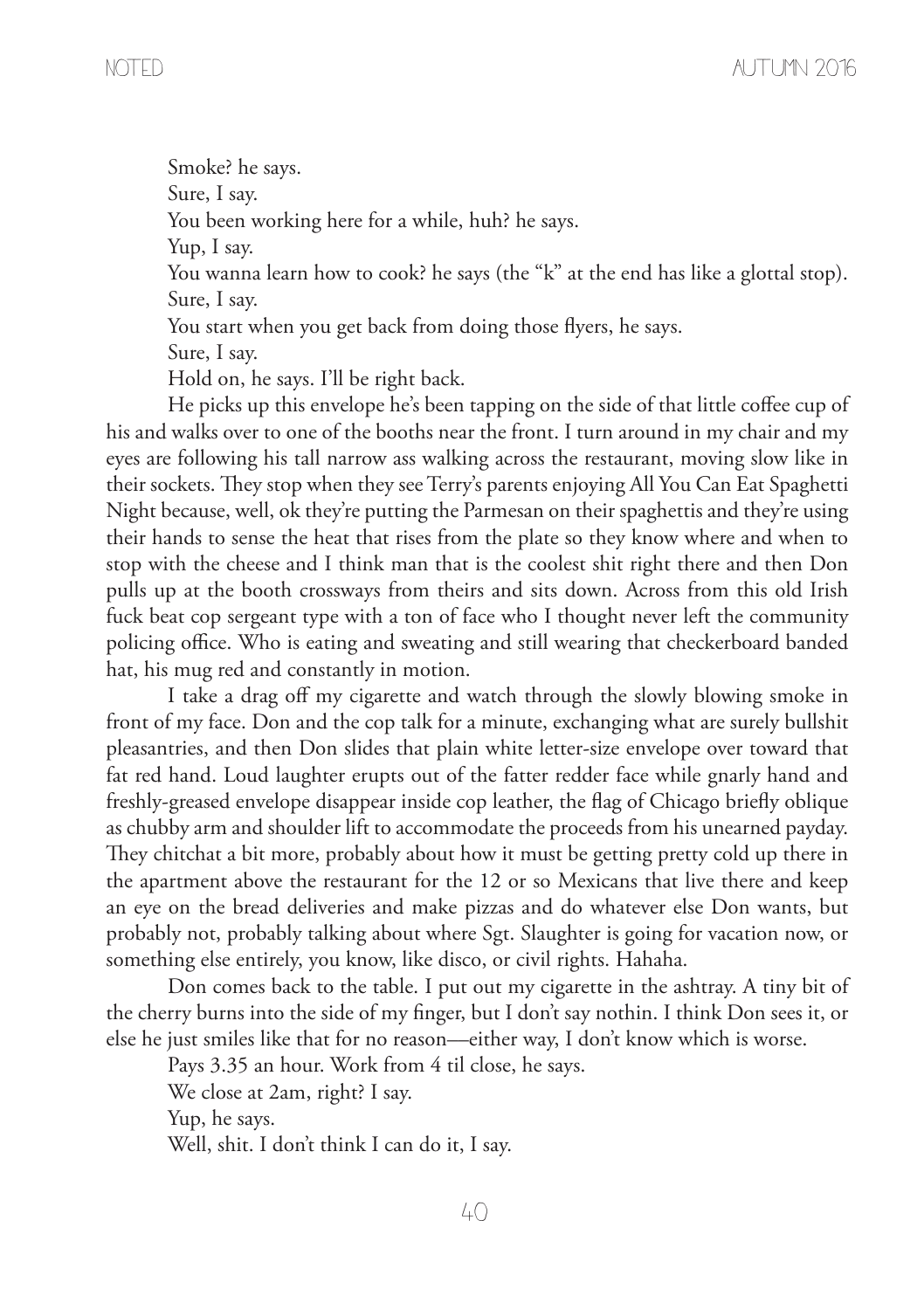Smoke? he says.

Sure, I say.

You been working here for a while, huh? he says.

Yup, I say.

You wanna learn how to cook? he says (the "k" at the end has like a glottal stop).

Sure, I say.

You start when you get back from doing those flyers, he says.

Sure, I say.

Hold on, he says. I'll be right back.

He picks up this envelope he's been tapping on the side of that little coffee cup of his and walks over to one of the booths near the front. I turn around in my chair and my eyes are following his tall narrow ass walking across the restaurant, moving slow like in their sockets. They stop when they see Terry's parents enjoying All You Can Eat Spaghetti Night because, well, ok they're putting the Parmesan on their spaghettis and they're using their hands to sense the heat that rises from the plate so they know where and when to stop with the cheese and I think man that is the coolest shit right there and then Don pulls up at the booth crossways from theirs and sits down. Across from this old Irish fuck beat cop sergeant type with a ton of face who I thought never left the community policing office. Who is eating and sweating and still wearing that checkerboard banded hat, his mug red and constantly in motion.

I take a drag off my cigarette and watch through the slowly blowing smoke in front of my face. Don and the cop talk for a minute, exchanging what are surely bullshit pleasantries, and then Don slides that plain white letter-size envelope over toward that fat red hand. Loud laughter erupts out of the fatter redder face while gnarly hand and freshly-greased envelope disappear inside cop leather, the flag of Chicago briefly oblique as chubby arm and shoulder lift to accommodate the proceeds from his unearned payday. They chitchat a bit more, probably about how it must be getting pretty cold up there in the apartment above the restaurant for the 12 or so Mexicans that live there and keep an eye on the bread deliveries and make pizzas and do whatever else Don wants, but probably not, probably talking about where Sgt. Slaughter is going for vacation now, or something else entirely, you know, like disco, or civil rights. Hahaha.

Don comes back to the table. I put out my cigarette in the ashtray. A tiny bit of the cherry burns into the side of my finger, but I don't say nothin. I think Don sees it, or else he just smiles like that for no reason—either way, I don't know which is worse.

Pays 3.35 an hour. Work from 4 til close, he says.

We close at 2am, right? I say.

Yup, he says.

Well, shit. I don't think I can do it, I say.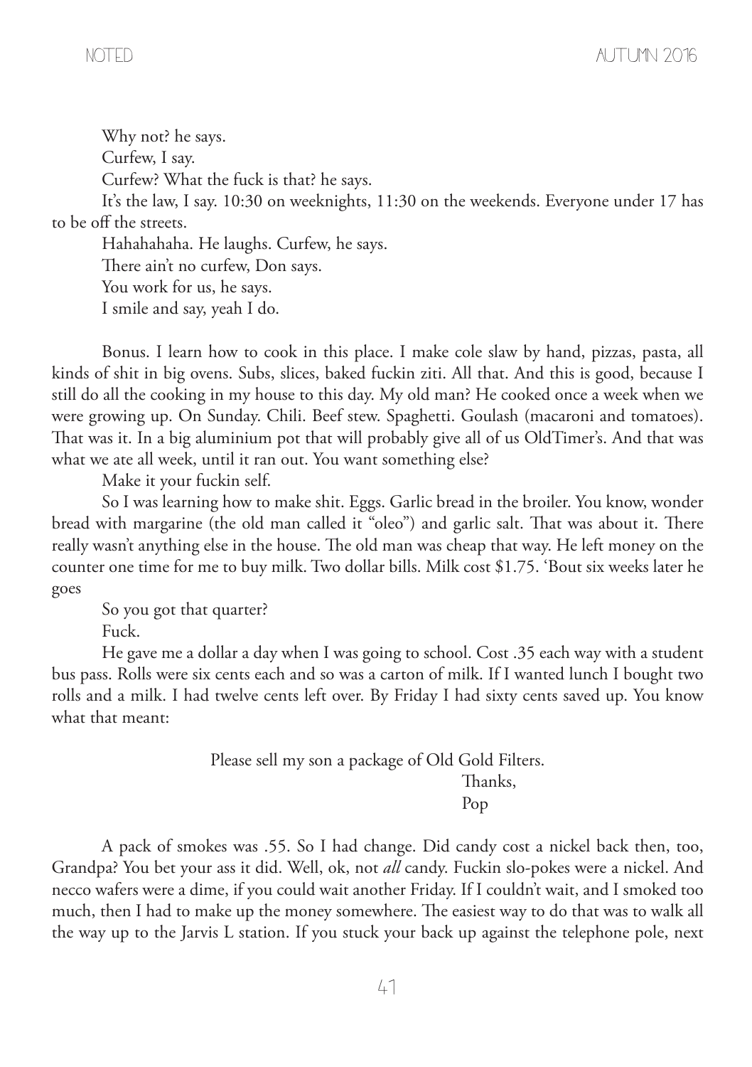Why not? he says.

Curfew, I say.

Curfew? What the fuck is that? he says.

It's the law, I say. 10:30 on weeknights, 11:30 on the weekends. Everyone under 17 has to be off the streets.

Hahahahaha. He laughs. Curfew, he says.

There ain't no curfew, Don says.

You work for us, he says.

I smile and say, yeah I do.

Bonus. I learn how to cook in this place. I make cole slaw by hand, pizzas, pasta, all kinds of shit in big ovens. Subs, slices, baked fuckin ziti. All that. And this is good, because I still do all the cooking in my house to this day. My old man? He cooked once a week when we were growing up. On Sunday. Chili. Beef stew. Spaghetti. Goulash (macaroni and tomatoes). That was it. In a big aluminium pot that will probably give all of us OldTimer's. And that was what we ate all week, until it ran out. You want something else?

Make it your fuckin self.

So I was learning how to make shit. Eggs. Garlic bread in the broiler. You know, wonder bread with margarine (the old man called it "oleo") and garlic salt. That was about it. There really wasn't anything else in the house. The old man was cheap that way. He left money on the counter one time for me to buy milk. Two dollar bills. Milk cost $1.75. 'Bout six weeks later he goes

So you got that quarter?

Fuck.

He gave me a dollar a day when I was going to school. Cost .35 each way with a student bus pass. Rolls were six cents each and so was a carton of milk. If I wanted lunch I bought two rolls and a milk. I had twelve cents left over. By Friday I had sixty cents saved up. You know what that meant:

> Please sell my son a package of Old Gold Filters.
>
> Thanks,
>
> Pop

A pack of smokes was .55. So I had change. Did candy cost a nickel back then, too, Grandpa? You bet your ass it did. Well, ok, not *all* candy. Fuckin slo-pokes were a nickel. And necco wafers were a dime, if you could wait another Friday. If I couldn't wait, and I smoked too much, then I had to make up the money somewhere. The easiest way to do that was to walk all the way up to the Jarvis L station. If you stuck your back up against the telephone pole, next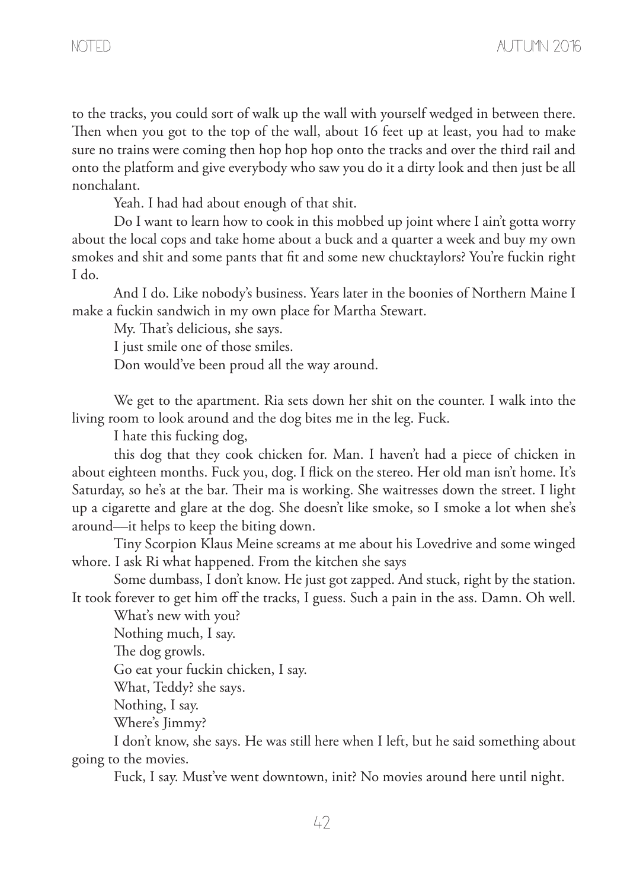to the tracks, you could sort of walk up the wall with yourself wedged in between there. Then when you got to the top of the wall, about 16 feet up at least, you had to make sure no trains were coming then hop hop hop onto the tracks and over the third rail and onto the platform and give everybody who saw you do it a dirty look and then just be all nonchalant.

Yeah. I had had about enough of that shit.

Do I want to learn how to cook in this mobbed up joint where I ain't gotta worry about the local cops and take home about a buck and a quarter a week and buy my own smokes and shit and some pants that fit and some new chucktaylors? You're fuckin right I do.

And I do. Like nobody's business. Years later in the boonies of Northern Maine I make a fuckin sandwich in my own place for Martha Stewart.

My. That's delicious, she says.

I just smile one of those smiles.

Don would've been proud all the way around.

We get to the apartment. Ria sets down her shit on the counter. I walk into the living room to look around and the dog bites me in the leg. Fuck.

I hate this fucking dog,

this dog that they cook chicken for. Man. I haven't had a piece of chicken in about eighteen months. Fuck you, dog. I flick on the stereo. Her old man isn't home. It's Saturday, so he's at the bar. Their ma is working. She waitresses down the street. I light up a cigarette and glare at the dog. She doesn't like smoke, so I smoke a lot when she's around—it helps to keep the biting down.

Tiny Scorpion Klaus Meine screams at me about his Lovedrive and some winged whore. I ask Ri what happened. From the kitchen she says

Some dumbass, I don't know. He just got zapped. And stuck, right by the station. It took forever to get him off the tracks, I guess. Such a pain in the ass. Damn. Oh well.

What's new with you?

Nothing much, I say.

The dog growls.

Go eat your fuckin chicken, I say.

What, Teddy? she says.

Nothing, I say.

Where's Jimmy?

I don't know, she says. He was still here when I left, but he said something about going to the movies.

Fuck, I say. Must've went downtown, init? No movies around here until night.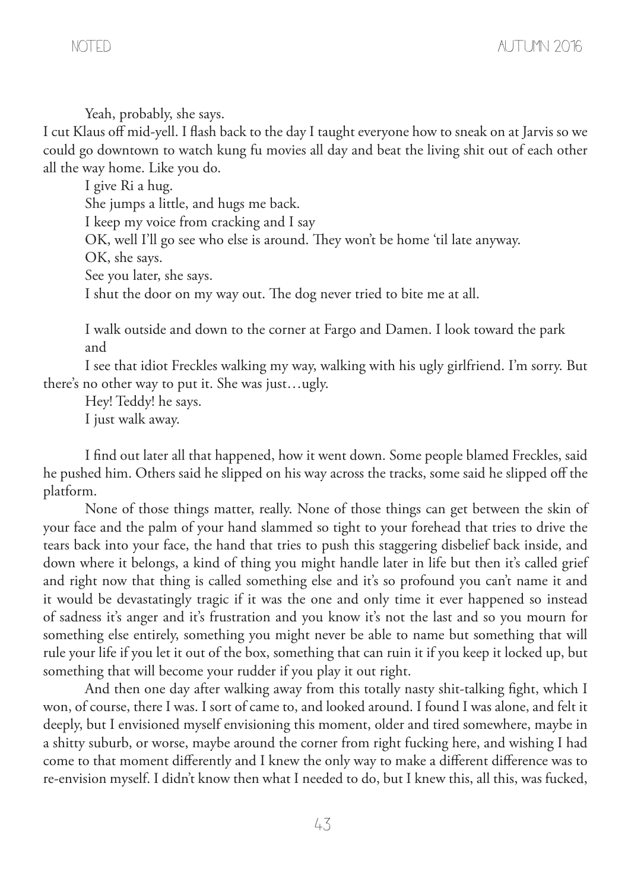Yeah, probably, she says.

I cut Klaus off mid-yell. I flash back to the day I taught everyone how to sneak on at Jarvis so we could go downtown to watch kung fu movies all day and beat the living shit out of each other all the way home. Like you do.

I give Ri a hug.

She jumps a little, and hugs me back.

I keep my voice from cracking and I say

OK, well I'll go see who else is around. They won't be home 'til late anyway.

OK, she says.

See you later, she says.

I shut the door on my way out. The dog never tried to bite me at all.

I walk outside and down to the corner at Fargo and Damen. I look toward the park and

I see that idiot Freckles walking my way, walking with his ugly girlfriend. I'm sorry. But there's no other way to put it. She was just…ugly.

Hey! Teddy! he says.

I just walk away.

I find out later all that happened, how it went down. Some people blamed Freckles, said he pushed him. Others said he slipped on his way across the tracks, some said he slipped off the platform.

None of those things matter, really. None of those things can get between the skin of your face and the palm of your hand slammed so tight to your forehead that tries to drive the tears back into your face, the hand that tries to push this staggering disbelief back inside, and down where it belongs, a kind of thing you might handle later in life but then it's called grief and right now that thing is called something else and it's so profound you can't name it and it would be devastatingly tragic if it was the one and only time it ever happened so instead of sadness it's anger and it's frustration and you know it's not the last and so you mourn for something else entirely, something you might never be able to name but something that will rule your life if you let it out of the box, something that can ruin it if you keep it locked up, but something that will become your rudder if you play it out right.

And then one day after walking away from this totally nasty shit-talking fight, which I won, of course, there I was. I sort of came to, and looked around. I found I was alone, and felt it deeply, but I envisioned myself envisioning this moment, older and tired somewhere, maybe in a shitty suburb, or worse, maybe around the corner from right fucking here, and wishing I had come to that moment differently and I knew the only way to make a different difference was to re-envision myself. I didn't know then what I needed to do, but I knew this, all this, was fucked,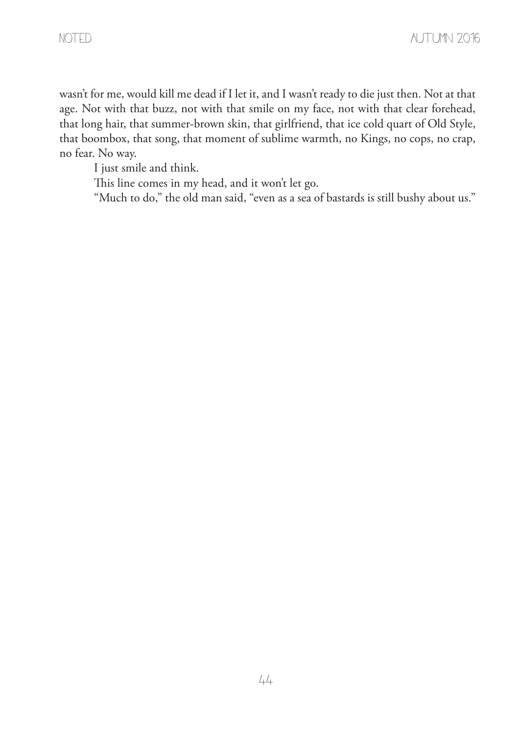wasn't for me, would kill me dead if I let it, and I wasn't ready to die just then. Not at that age. Not with that buzz, not with that smile on my face, not with that clear forehead, that long hair, that summer-brown skin, that girlfriend, that ice cold quart of Old Style, that boombox, that song, that moment of sublime warmth, no Kings, no cops, no crap, no fear. No way.

I just smile and think.

This line comes in my head, and it won't let go.

"Much to do," the old man said, "even as a sea of bastards is still bushy about us."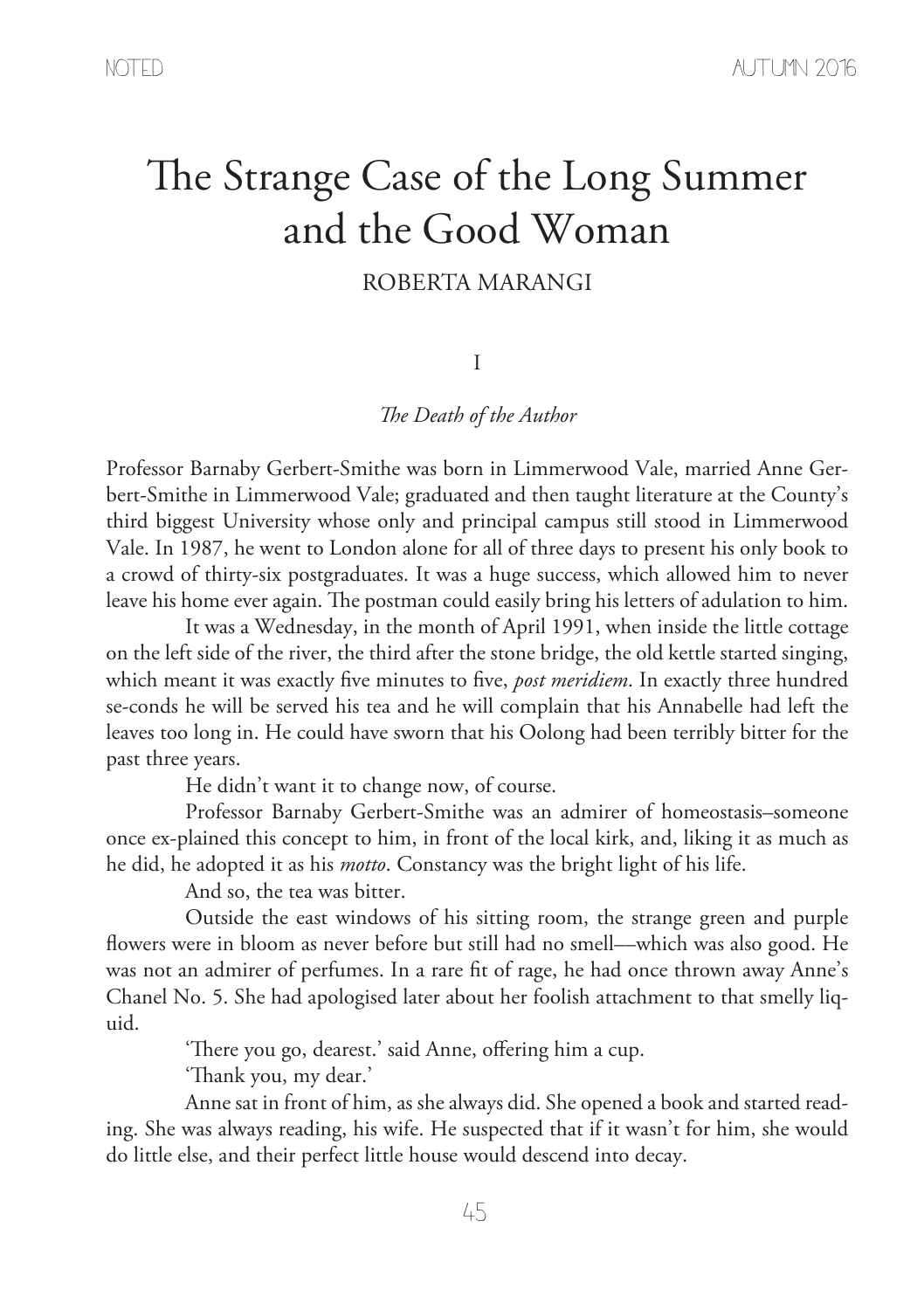# The Strange Case of the Long Summer and the Good Woman

ROBERTA MARANGI

## I

### *The Death of the Author*

Professor Barnaby Gerbert-Smithe was born in Limmerwood Vale, married Anne Gerbert-Smithe in Limmerwood Vale; graduated and then taught literature at the County's third biggest University whose only and principal campus still stood in Limmerwood Vale. In 1987, he went to London alone for all of three days to present his only book to a crowd of thirty-six postgraduates. It was a huge success, which allowed him to never leave his home ever again. The postman could easily bring his letters of adulation to him.

It was a Wednesday, in the month of April 1991, when inside the little cottage on the left side of the river, the third after the stone bridge, the old kettle started singing, which meant it was exactly five minutes to five, *post meridiem*. In exactly three hundred se-conds he will be served his tea and he will complain that his Annabelle had left the leaves too long in. He could have sworn that his Oolong had been terribly bitter for the past three years.

He didn't want it to change now, of course.

Professor Barnaby Gerbert-Smithe was an admirer of homeostasis–someone once ex-plained this concept to him, in front of the local kirk, and, liking it as much as he did, he adopted it as his *motto*. Constancy was the bright light of his life.

And so, the tea was bitter.

Outside the east windows of his sitting room, the strange green and purple flowers were in bloom as never before but still had no smell—which was also good. He was not an admirer of perfumes. In a rare fit of rage, he had once thrown away Anne's Chanel No. 5. She had apologised later about her foolish attachment to that smelly liquid.

'There you go, dearest.' said Anne, offering him a cup.

'Thank you, my dear.'

Anne sat in front of him, as she always did. She opened a book and started reading. She was always reading, his wife. He suspected that if it wasn't for him, she would do little else, and their perfect little house would descend into decay.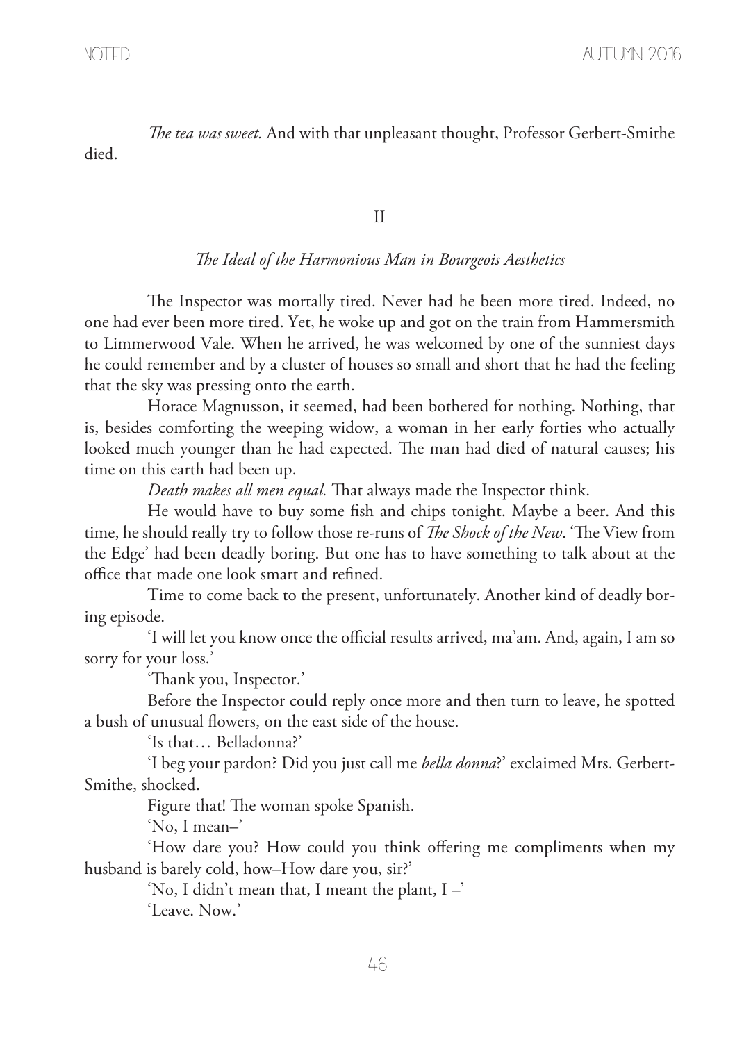*The tea was sweet.* And with that unpleasant thought, Professor Gerbert-Smithe died.

II

*The Ideal of the Harmonious Man in Bourgeois Aesthetics*

The Inspector was mortally tired. Never had he been more tired. Indeed, no one had ever been more tired. Yet, he woke up and got on the train from Hammersmith to Limmerwood Vale. When he arrived, he was welcomed by one of the sunniest days he could remember and by a cluster of houses so small and short that he had the feeling that the sky was pressing onto the earth.

Horace Magnusson, it seemed, had been bothered for nothing. Nothing, that is, besides comforting the weeping widow, a woman in her early forties who actually looked much younger than he had expected. The man had died of natural causes; his time on this earth had been up.

*Death makes all men equal.* That always made the Inspector think.

He would have to buy some fish and chips tonight. Maybe a beer. And this time, he should really try to follow those re-runs of *The Shock of the New*. 'The View from the Edge' had been deadly boring. But one has to have something to talk about at the office that made one look smart and refined.

Time to come back to the present, unfortunately. Another kind of deadly boring episode.

'I will let you know once the official results arrived, ma'am. And, again, I am so sorry for your loss.'

'Thank you, Inspector.'

Before the Inspector could reply once more and then turn to leave, he spotted a bush of unusual flowers, on the east side of the house.

'Is that… Belladonna?'

'I beg your pardon? Did you just call me *bella donna*?' exclaimed Mrs. Gerbert-Smithe, shocked.

Figure that! The woman spoke Spanish.

'No, I mean–'

'How dare you? How could you think offering me compliments when my husband is barely cold, how–How dare you, sir?'

'No, I didn't mean that, I meant the plant, I –'

'Leave. Now.'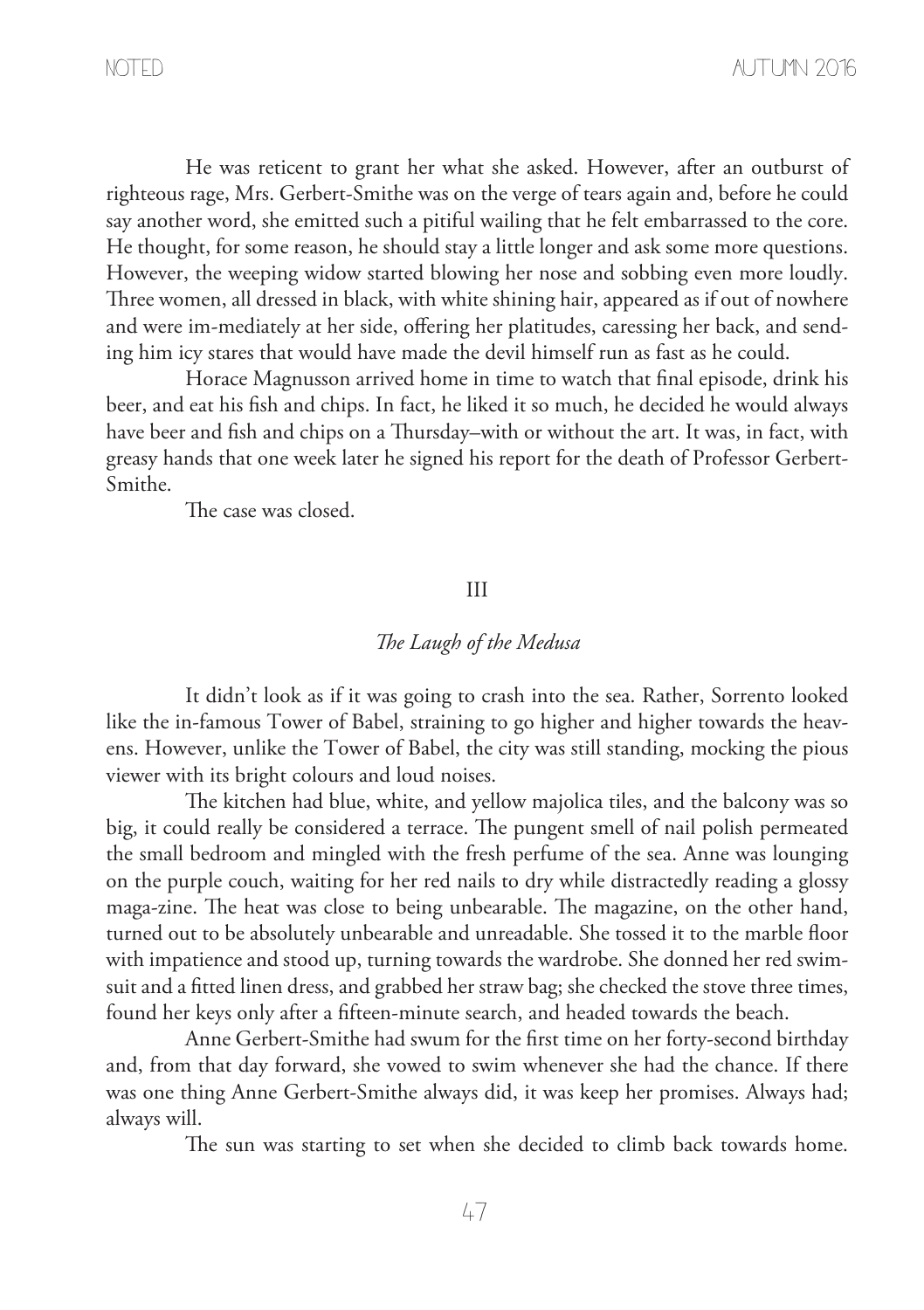He was reticent to grant her what she asked. However, after an outburst of righteous rage, Mrs. Gerbert-Smithe was on the verge of tears again and, before he could say another word, she emitted such a pitiful wailing that he felt embarrassed to the core. He thought, for some reason, he should stay a little longer and ask some more questions. However, the weeping widow started blowing her nose and sobbing even more loudly. Three women, all dressed in black, with white shining hair, appeared as if out of nowhere and were im-mediately at her side, offering her platitudes, caressing her back, and sending him icy stares that would have made the devil himself run as fast as he could.

Horace Magnusson arrived home in time to watch that final episode, drink his beer, and eat his fish and chips. In fact, he liked it so much, he decided he would always have beer and fish and chips on a Thursday–with or without the art. It was, in fact, with greasy hands that one week later he signed his report for the death of Professor Gerbert-Smithe.

The case was closed.

## III

### *The Laugh of the Medusa*

It didn't look as if it was going to crash into the sea. Rather, Sorrento looked like the in-famous Tower of Babel, straining to go higher and higher towards the heavens. However, unlike the Tower of Babel, the city was still standing, mocking the pious viewer with its bright colours and loud noises.

The kitchen had blue, white, and yellow majolica tiles, and the balcony was so big, it could really be considered a terrace. The pungent smell of nail polish permeated the small bedroom and mingled with the fresh perfume of the sea. Anne was lounging on the purple couch, waiting for her red nails to dry while distractedly reading a glossy maga-zine. The heat was close to being unbearable. The magazine, on the other hand, turned out to be absolutely unbearable and unreadable. She tossed it to the marble floor with impatience and stood up, turning towards the wardrobe. She donned her red swimsuit and a fitted linen dress, and grabbed her straw bag; she checked the stove three times, found her keys only after a fifteen-minute search, and headed towards the beach.

Anne Gerbert-Smithe had swum for the first time on her forty-second birthday and, from that day forward, she vowed to swim whenever she had the chance. If there was one thing Anne Gerbert-Smithe always did, it was keep her promises. Always had; always will.

The sun was starting to set when she decided to climb back towards home.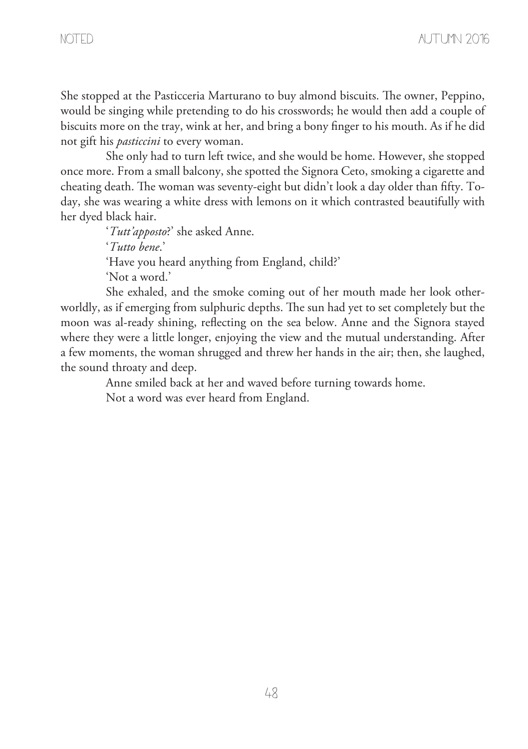She stopped at the Pasticceria Marturano to buy almond biscuits. The owner, Peppino, would be singing while pretending to do his crosswords; he would then add a couple of biscuits more on the tray, wink at her, and bring a bony finger to his mouth. As if he did not gift his *pasticcini* to every woman.

She only had to turn left twice, and she would be home. However, she stopped once more. From a small balcony, she spotted the Signora Ceto, smoking a cigarette and cheating death. The woman was seventy-eight but didn't look a day older than fifty. Today, she was wearing a white dress with lemons on it which contrasted beautifully with her dyed black hair.

'*Tutt'apposto*?' she asked Anne.

'*Tutto bene*.'

'Have you heard anything from England, child?'

'Not a word.'

She exhaled, and the smoke coming out of her mouth made her look otherworldly, as if emerging from sulphuric depths. The sun had yet to set completely but the moon was al-ready shining, reflecting on the sea below. Anne and the Signora stayed where they were a little longer, enjoying the view and the mutual understanding. After a few moments, the woman shrugged and threw her hands in the air; then, she laughed, the sound throaty and deep.

Anne smiled back at her and waved before turning towards home.

Not a word was ever heard from England.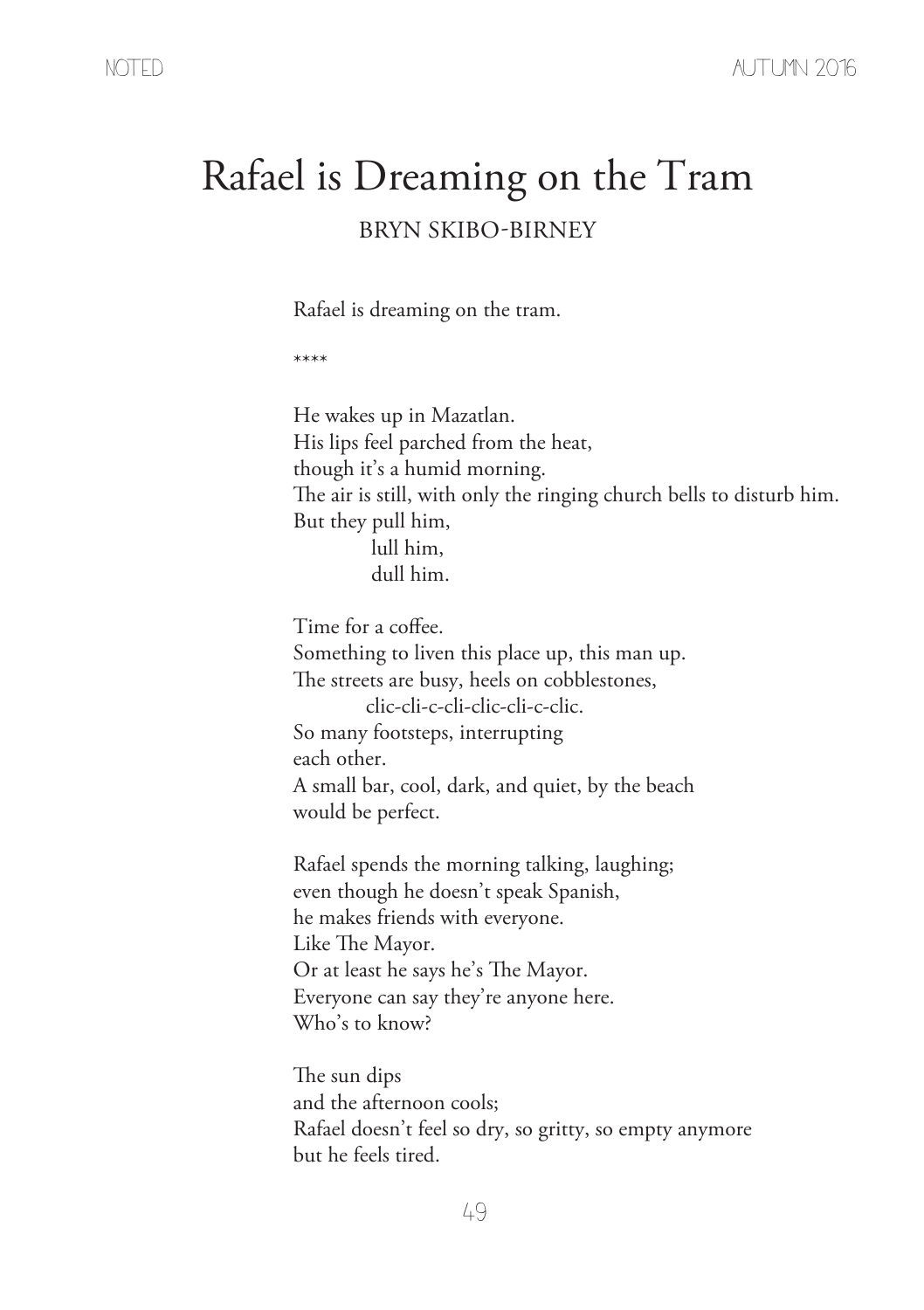# Rafael is Dreaming on the Tram

BRYN SKIBO-BIRNEY

Rafael is dreaming on the tram.

****

He wakes up in Mazatlan.  
His lips feel parched from the heat,  
though it's a humid morning.  
The air is still, with only the ringing church bells to disturb him.  
But they pull him,  
            lull him,  
            dull him.

Time for a coffee.  
Something to liven this place up, this man up.  
The streets are busy, heels on cobblestones,  
            clic-cli-c-cli-clic-cli-c-clic.  
So many footsteps, interrupting  
each other.  
A small bar, cool, dark, and quiet, by the beach  
would be perfect.

Rafael spends the morning talking, laughing;  
even though he doesn't speak Spanish,  
he makes friends with everyone.  
Like The Mayor.  
Or at least he says he's The Mayor.  
Everyone can say they're anyone here.  
Who's to know?

The sun dips  
and the afternoon cools;  
Rafael doesn't feel so dry, so gritty, so empty anymore  
but he feels tired.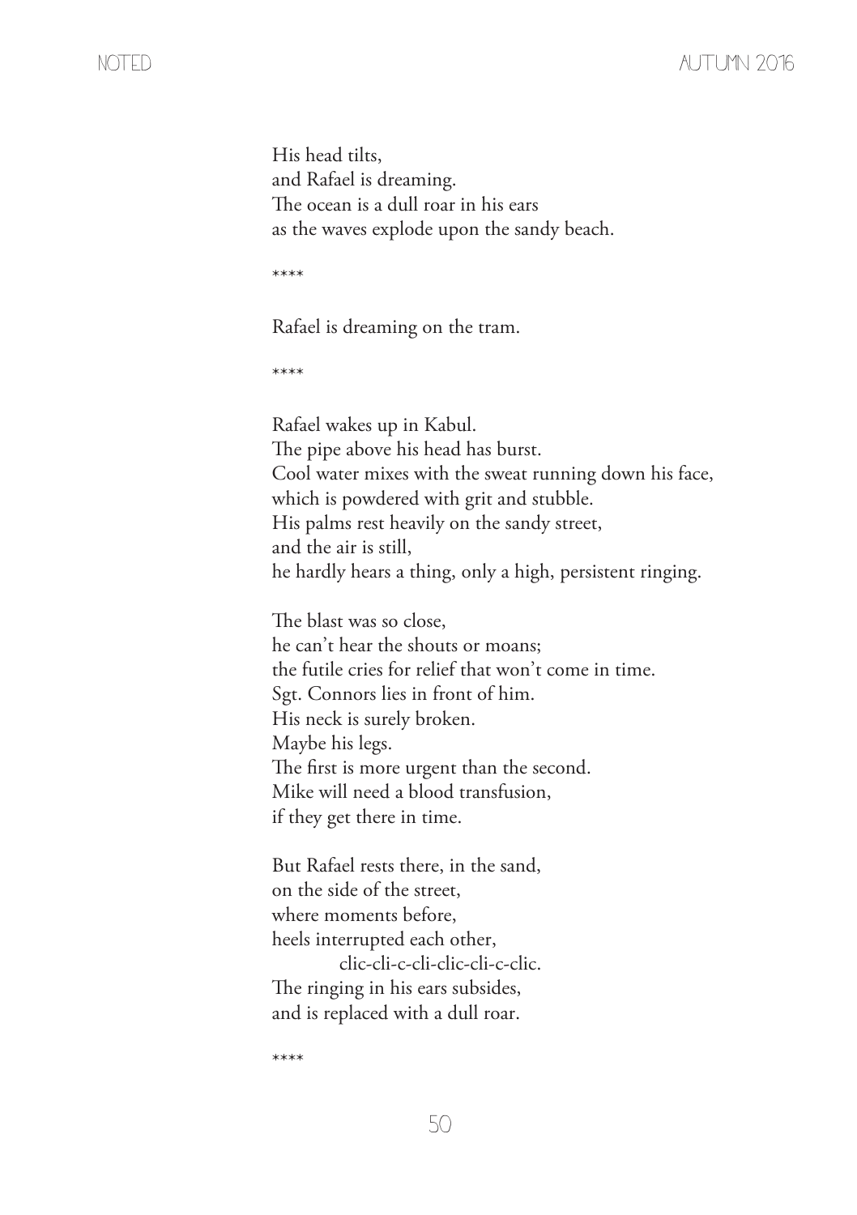His head tilts,  
and Rafael is dreaming.  
The ocean is a dull roar in his ears  
as the waves explode upon the sandy beach.

****

Rafael is dreaming on the tram.

****

Rafael wakes up in Kabul.  
The pipe above his head has burst.  
Cool water mixes with the sweat running down his face,  
which is powdered with grit and stubble.  
His palms rest heavily on the sandy street,  
and the air is still,  
he hardly hears a thing, only a high, persistent ringing.

The blast was so close,  
he can't hear the shouts or moans;  
the futile cries for relief that won't come in time.  
Sgt. Connors lies in front of him.  
His neck is surely broken.  
Maybe his legs.  
The first is more urgent than the second.  
Mike will need a blood transfusion,  
if they get there in time.

But Rafael rests there, in the sand,  
on the side of the street,  
where moments before,  
heels interrupted each other,  
        clic-cli-c-cli-clic-cli-c-clic.  
The ringing in his ears subsides,  
and is replaced with a dull roar.

****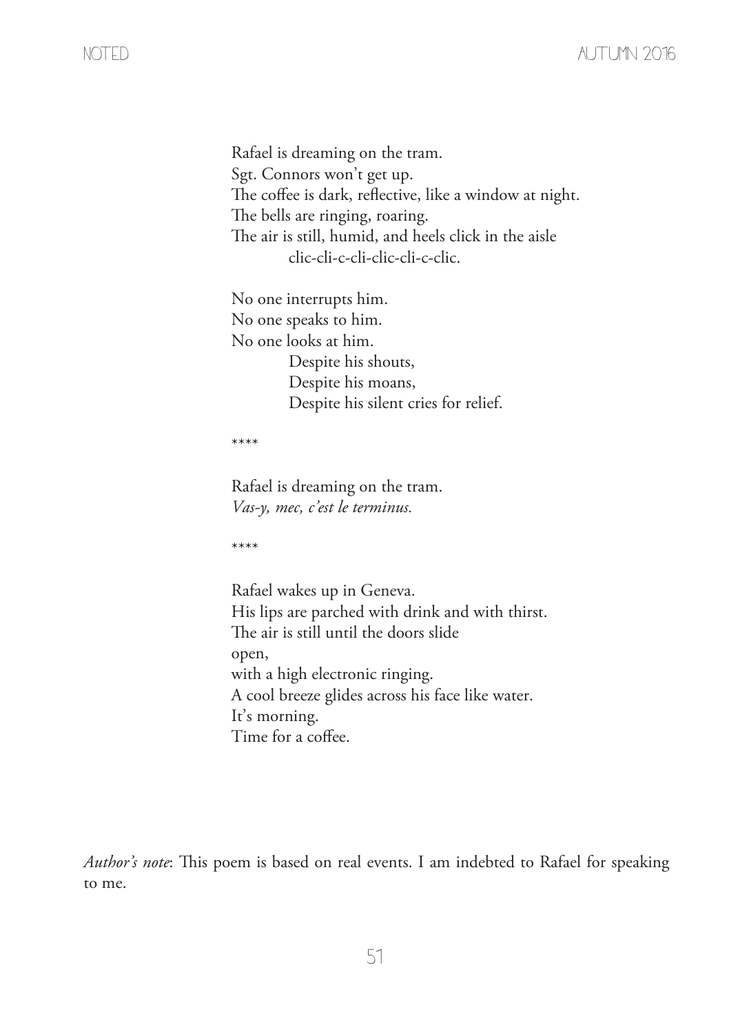Rafael is dreaming on the tram.
Sgt. Connors won't get up.
The coffee is dark, reflective, like a window at night.
The bells are ringing, roaring.
The air is still, humid, and heels click in the aisle
    clic-cli-c-cli-clic-cli-c-clic.

No one interrupts him.
No one speaks to him.
No one looks at him.
    Despite his shouts,
    Despite his moans,
    Despite his silent cries for relief.

****

Rafael is dreaming on the tram.
*Vas-y, mec, c'est le terminus.*

****

Rafael wakes up in Geneva.
His lips are parched with drink and with thirst.
The air is still until the doors slide
open,
with a high electronic ringing.
A cool breeze glides across his face like water.
It's morning.
Time for a coffee.

*Author's note*: This poem is based on real events. I am indebted to Rafael for speaking to me.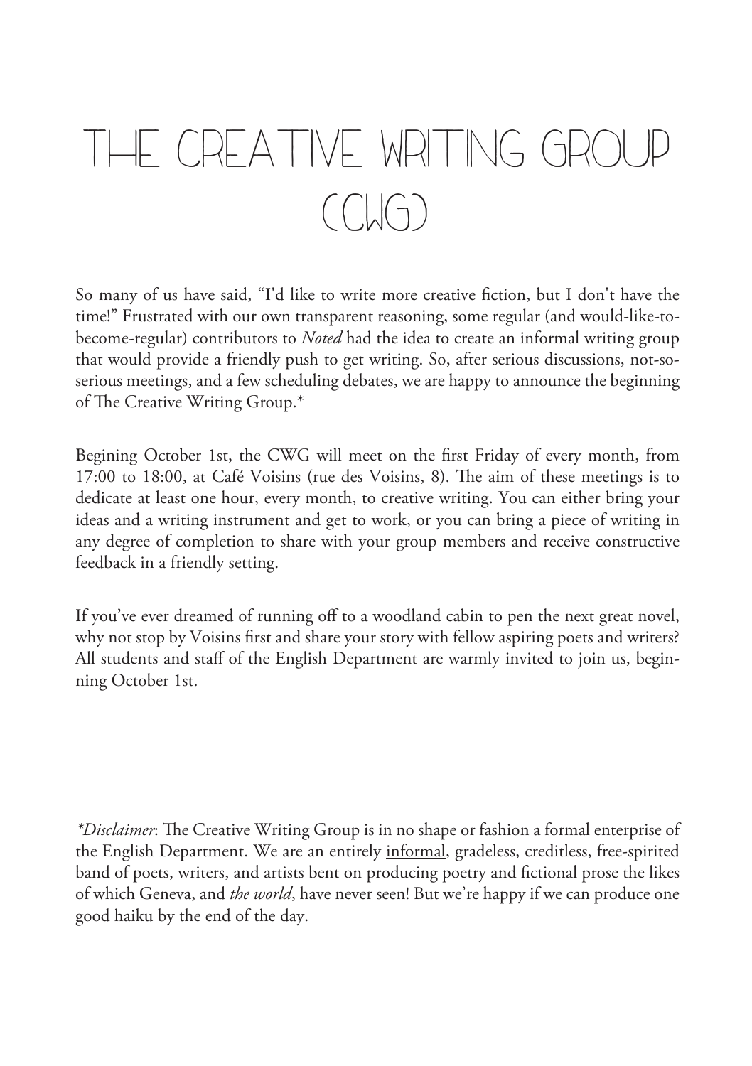# THE CREATIVE WRITING GROUP (CWG)

So many of us have said, "I'd like to write more creative fiction, but I don't have the time!" Frustrated with our own transparent reasoning, some regular (and would-like-to-become-regular) contributors to *Noted* had the idea to create an informal writing group that would provide a friendly push to get writing. So, after serious discussions, not-so-serious meetings, and a few scheduling debates, we are happy to announce the beginning of The Creative Writing Group.*

Begining October 1st, the CWG will meet on the first Friday of every month, from 17:00 to 18:00, at Café Voisins (rue des Voisins, 8). The aim of these meetings is to dedicate at least one hour, every month, to creative writing. You can either bring your ideas and a writing instrument and get to work, or you can bring a piece of writing in any degree of completion to share with your group members and receive constructive feedback in a friendly setting.

If you've ever dreamed of running off to a woodland cabin to pen the next great novel, why not stop by Voisins first and share your story with fellow aspiring poets and writers? All students and staff of the English Department are warmly invited to join us, beginning October 1st.

*\*Disclaimer*: The Creative Writing Group is in no shape or fashion a formal enterprise of the English Department. We are an entirely <u>informal</u>, gradeless, creditless, free-spirited band of poets, writers, and artists bent on producing poetry and fictional prose the likes of which Geneva, and *the world*, have never seen! But we're happy if we can produce one good haiku by the end of the day.